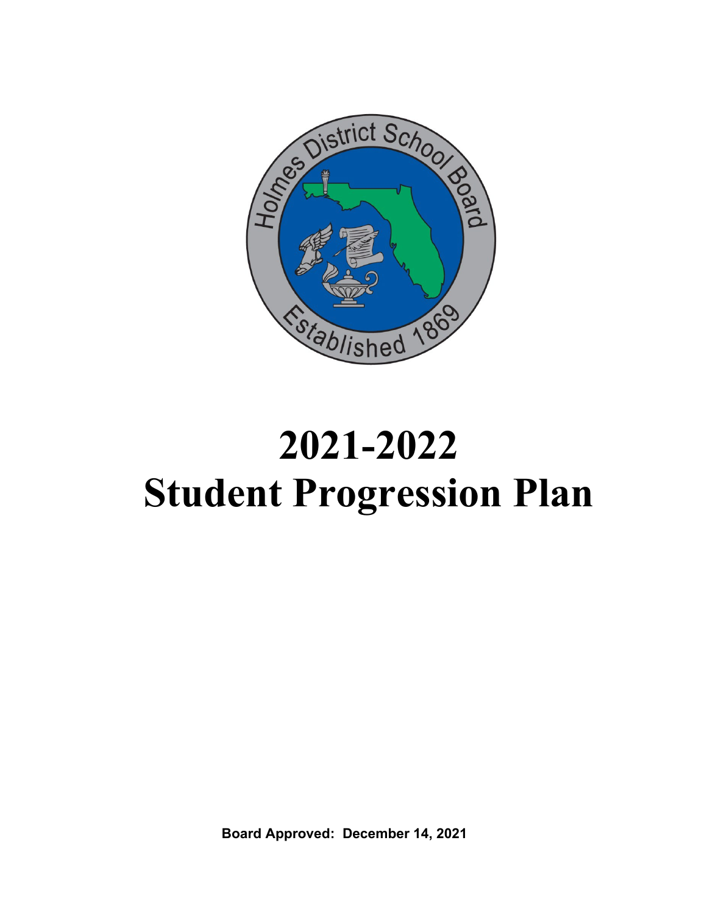# 2021-2022
# Student Progression Plan

**Board Approved: December 14, 2021**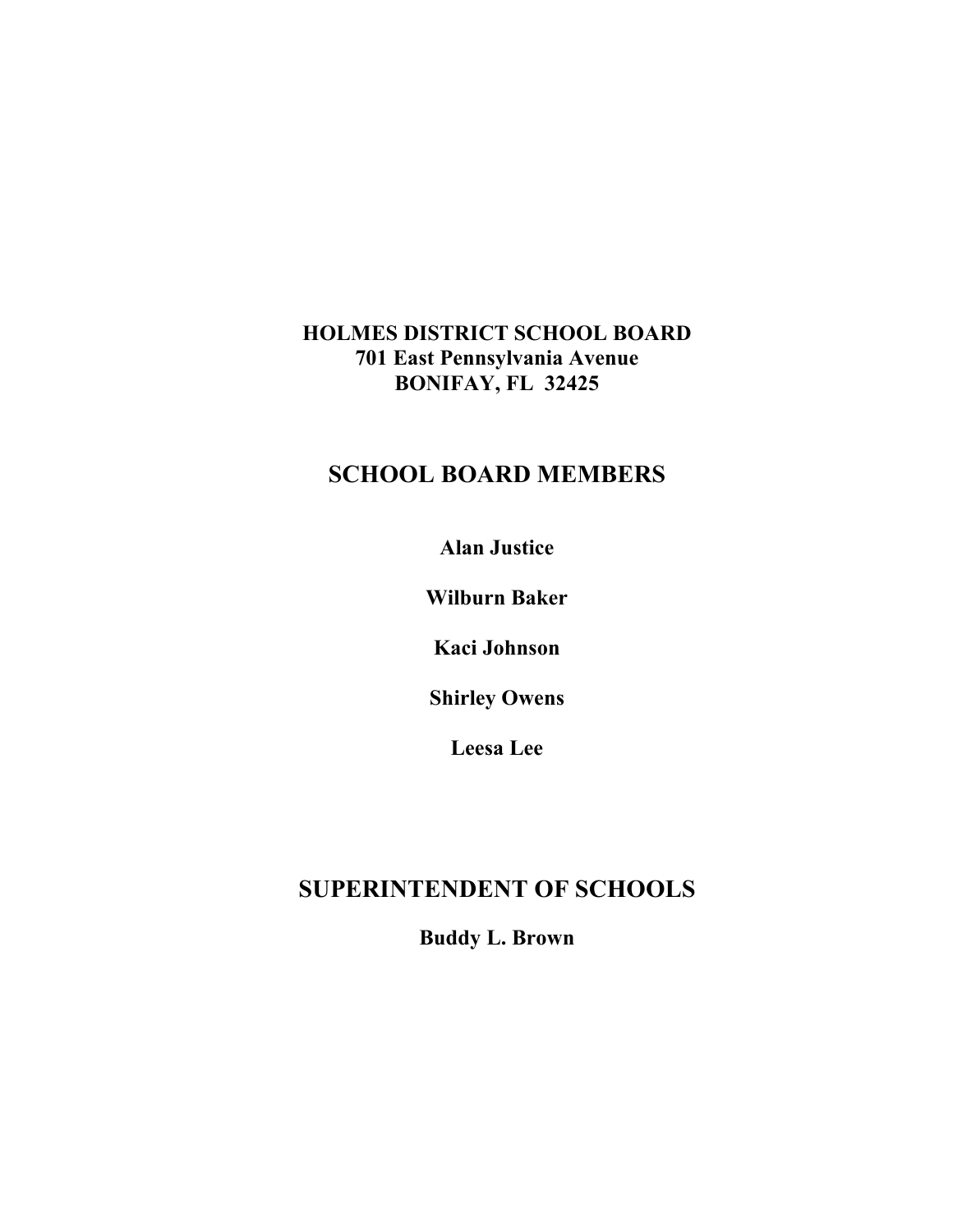**HOLMES DISTRICT SCHOOL BOARD**
**701 East Pennsylvania Avenue**
**BONIFAY, FL 32425**

## SCHOOL BOARD MEMBERS

**Alan Justice**

**Wilburn Baker**

**Kaci Johnson**

**Shirley Owens**

**Leesa Lee**

## SUPERINTENDENT OF SCHOOLS

**Buddy L. Brown**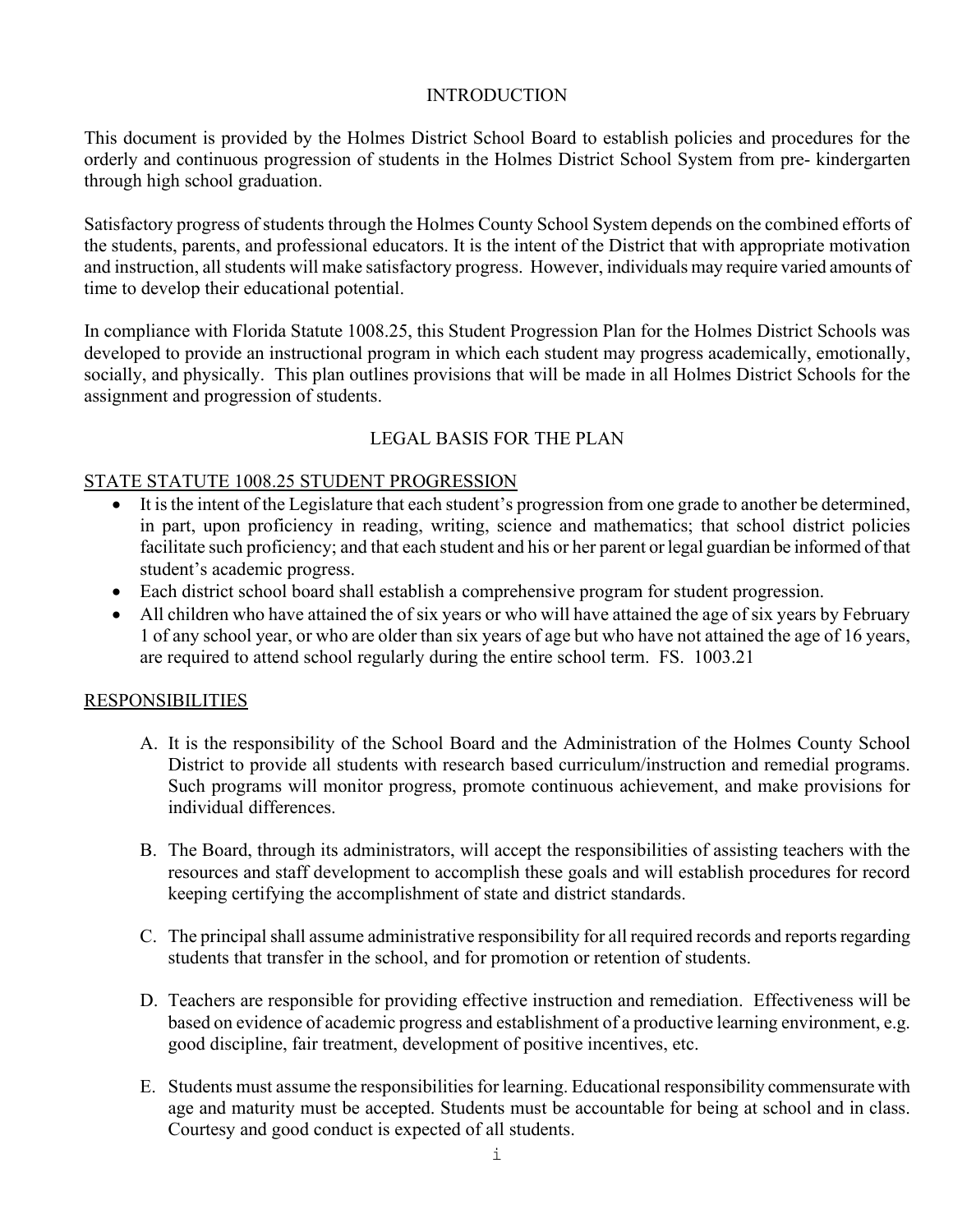## INTRODUCTION

This document is provided by the Holmes District School Board to establish policies and procedures for the orderly and continuous progression of students in the Holmes District School System from pre- kindergarten through high school graduation.

Satisfactory progress of students through the Holmes County School System depends on the combined efforts of the students, parents, and professional educators. It is the intent of the District that with appropriate motivation and instruction, all students will make satisfactory progress. However, individuals may require varied amounts of time to develop their educational potential.

In compliance with Florida Statute 1008.25, this Student Progression Plan for the Holmes District Schools was developed to provide an instructional program in which each student may progress academically, emotionally, socially, and physically. This plan outlines provisions that will be made in all Holmes District Schools for the assignment and progression of students.

## LEGAL BASIS FOR THE PLAN

### STATE STATUTE 1008.25 STUDENT PROGRESSION

- It is the intent of the Legislature that each student's progression from one grade to another be determined, in part, upon proficiency in reading, writing, science and mathematics; that school district policies facilitate such proficiency; and that each student and his or her parent or legal guardian be informed of that student's academic progress.
- Each district school board shall establish a comprehensive program for student progression.
- All children who have attained the of six years or who will have attained the age of six years by February 1 of any school year, or who are older than six years of age but who have not attained the age of 16 years, are required to attend school regularly during the entire school term. FS. 1003.21

### RESPONSIBILITIES

A. It is the responsibility of the School Board and the Administration of the Holmes County School District to provide all students with research based curriculum/instruction and remedial programs. Such programs will monitor progress, promote continuous achievement, and make provisions for individual differences.

B. The Board, through its administrators, will accept the responsibilities of assisting teachers with the resources and staff development to accomplish these goals and will establish procedures for record keeping certifying the accomplishment of state and district standards.

C. The principal shall assume administrative responsibility for all required records and reports regarding students that transfer in the school, and for promotion or retention of students.

D. Teachers are responsible for providing effective instruction and remediation. Effectiveness will be based on evidence of academic progress and establishment of a productive learning environment, e.g. good discipline, fair treatment, development of positive incentives, etc.

E. Students must assume the responsibilities for learning. Educational responsibility commensurate with age and maturity must be accepted. Students must be accountable for being at school and in class. Courtesy and good conduct is expected of all students.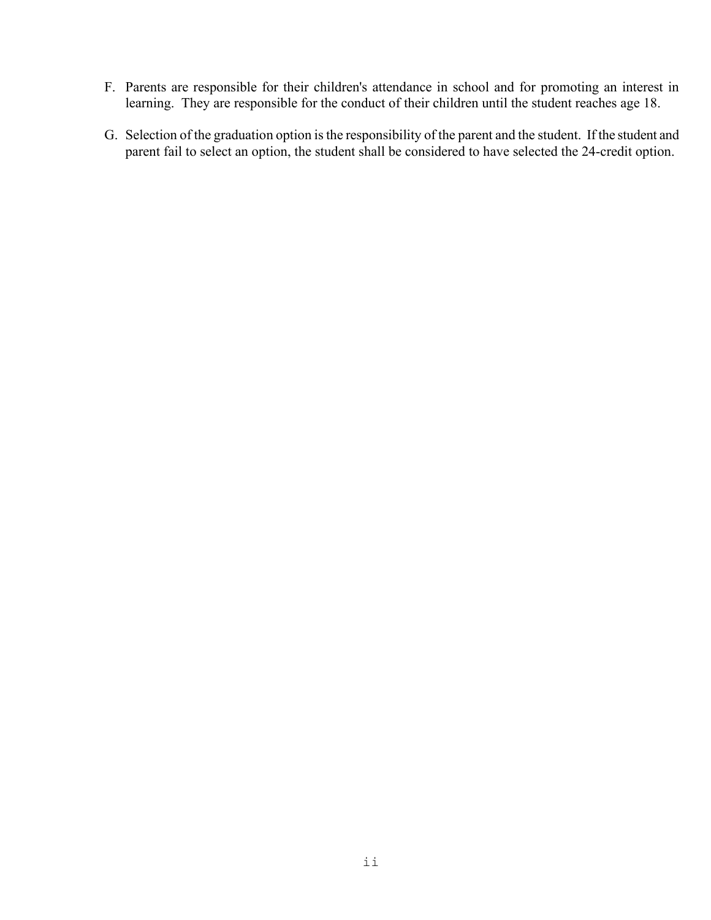F. Parents are responsible for their children's attendance in school and for promoting an interest in learning. They are responsible for the conduct of their children until the student reaches age 18.

G. Selection of the graduation option is the responsibility of the parent and the student. If the student and parent fail to select an option, the student shall be considered to have selected the 24-credit option.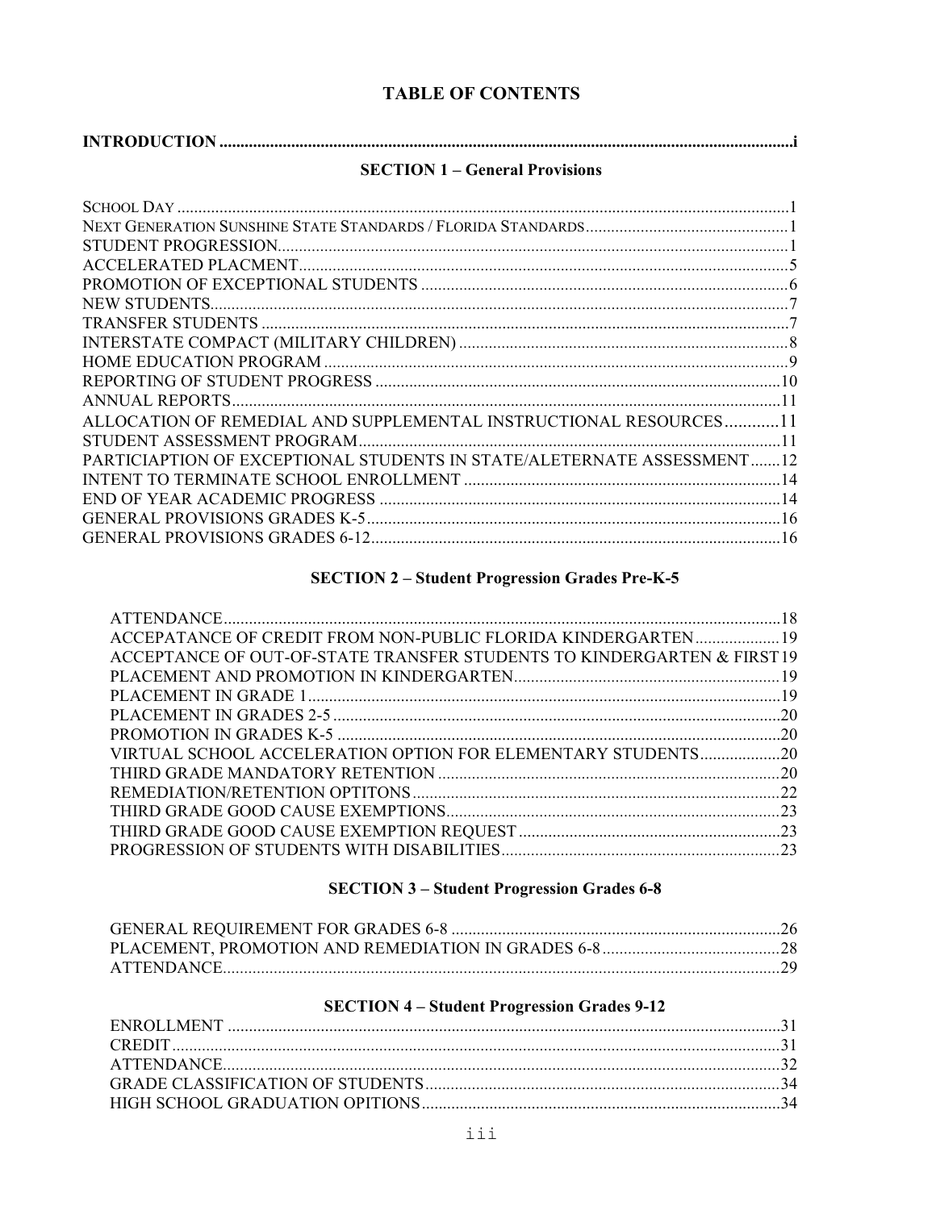# TABLE OF CONTENTS

**INTRODUCTION** ..... i

## SECTION 1 – General Provisions

SCHOOL DAY ..... 1
NEXT GENERATION SUNSHINE STATE STANDARDS / FLORIDA STANDARDS ..... 1
STUDENT PROGRESSION ..... 1
ACCELERATED PLACMENT ..... 5
PROMOTION OF EXCEPTIONAL STUDENTS ..... 6
NEW STUDENTS ..... 7
TRANSFER STUDENTS ..... 7
INTERSTATE COMPACT (MILITARY CHILDREN) ..... 8
HOME EDUCATION PROGRAM ..... 9
REPORTING OF STUDENT PROGRESS ..... 10
ANNUAL REPORTS ..... 11
ALLOCATION OF REMEDIAL AND SUPPLEMENTAL INSTRUCTIONAL RESOURCES ..... 11
STUDENT ASSESSMENT PROGRAM ..... 11
PARTICIAPTION OF EXCEPTIONAL STUDENTS IN STATE/ALETERNATE ASSESSMENT ..... 12
INTENT TO TERMINATE SCHOOL ENROLLMENT ..... 14
END OF YEAR ACADEMIC PROGRESS ..... 14
GENERAL PROVISIONS GRADES K-5 ..... 16
GENERAL PROVISIONS GRADES 6-12 ..... 16

## SECTION 2 – Student Progression Grades Pre-K-5

ATTENDANCE ..... 18
ACCEPATANCE OF CREDIT FROM NON-PUBLIC FLORIDA KINDERGARTEN ..... 19
ACCEPTANCE OF OUT-OF-STATE TRANSFER STUDENTS TO KINDERGARTEN & FIRST ..... 19
PLACEMENT AND PROMOTION IN KINDERGARTEN ..... 19
PLACEMENT IN GRADE 1 ..... 19
PLACEMENT IN GRADES 2-5 ..... 20
PROMOTION IN GRADES K-5 ..... 20
VIRTUAL SCHOOL ACCELERATION OPTION FOR ELEMENTARY STUDENTS ..... 20
THIRD GRADE MANDATORY RETENTION ..... 20
REMEDIATION/RETENTION OPTITONS ..... 22
THIRD GRADE GOOD CAUSE EXEMPTIONS ..... 23
THIRD GRADE GOOD CAUSE EXEMPTION REQUEST ..... 23
PROGRESSION OF STUDENTS WITH DISABILITIES ..... 23

## SECTION 3 – Student Progression Grades 6-8

GENERAL REQUIREMENT FOR GRADES 6-8 ..... 26
PLACEMENT, PROMOTION AND REMEDIATION IN GRADES 6-8 ..... 28
ATTENDANCE ..... 29

## SECTION 4 – Student Progression Grades 9-12

ENROLLMENT ..... 31
CREDIT ..... 31
ATTENDANCE ..... 32
GRADE CLASSIFICATION OF STUDENTS ..... 34
HIGH SCHOOL GRADUATION OPITIONS ..... 34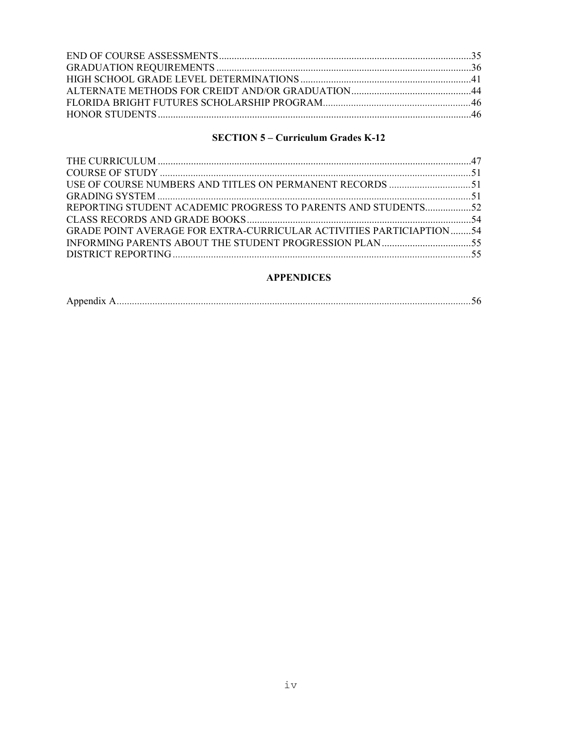END OF COURSE ASSESSMENTS....35
GRADUATION REQUIREMENTS....36
HIGH SCHOOL GRADE LEVEL DETERMINATIONS....41
ALTERNATE METHODS FOR CREIDT AND/OR GRADUATION....44
FLORIDA BRIGHT FUTURES SCHOLARSHIP PROGRAM....46
HONOR STUDENTS....46

## SECTION 5 – Curriculum Grades K-12

THE CURRICULUM....47
COURSE OF STUDY....51
USE OF COURSE NUMBERS AND TITLES ON PERMANENT RECORDS....51
GRADING SYSTEM....51
REPORTING STUDENT ACADEMIC PROGRESS TO PARENTS AND STUDENTS....52
CLASS RECORDS AND GRADE BOOKS....54
GRADE POINT AVERAGE FOR EXTRA-CURRICULAR ACTIVITIES PARTICIAPTION....54
INFORMING PARENTS ABOUT THE STUDENT PROGRESSION PLAN....55
DISTRICT REPORTING....55

## APPENDICES

Appendix A....56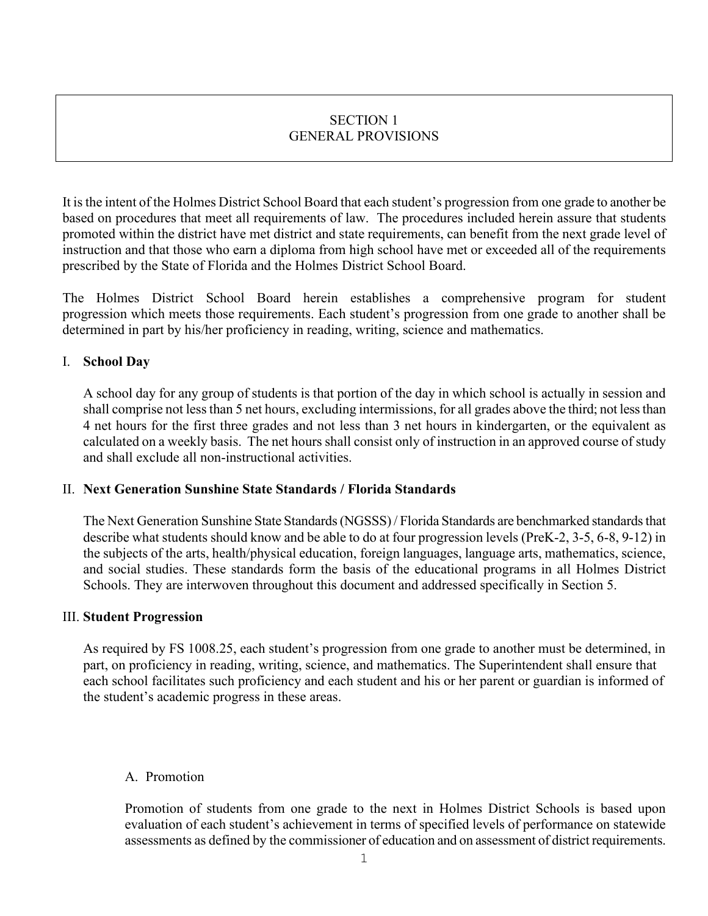# SECTION 1
# GENERAL PROVISIONS

It is the intent of the Holmes District School Board that each student's progression from one grade to another be based on procedures that meet all requirements of law. The procedures included herein assure that students promoted within the district have met district and state requirements, can benefit from the next grade level of instruction and that those who earn a diploma from high school have met or exceeded all of the requirements prescribed by the State of Florida and the Holmes District School Board.

The Holmes District School Board herein establishes a comprehensive program for student progression which meets those requirements. Each student's progression from one grade to another shall be determined in part by his/her proficiency in reading, writing, science and mathematics.

## I. **School Day**

A school day for any group of students is that portion of the day in which school is actually in session and shall comprise not less than 5 net hours, excluding intermissions, for all grades above the third; not less than 4 net hours for the first three grades and not less than 3 net hours in kindergarten, or the equivalent as calculated on a weekly basis. The net hours shall consist only of instruction in an approved course of study and shall exclude all non-instructional activities.

## II. **Next Generation Sunshine State Standards / Florida Standards**

The Next Generation Sunshine State Standards (NGSSS) / Florida Standards are benchmarked standards that describe what students should know and be able to do at four progression levels (PreK-2, 3-5, 6-8, 9-12) in the subjects of the arts, health/physical education, foreign languages, language arts, mathematics, science, and social studies. These standards form the basis of the educational programs in all Holmes District Schools. They are interwoven throughout this document and addressed specifically in Section 5.

## III. **Student Progression**

As required by FS 1008.25, each student's progression from one grade to another must be determined, in part, on proficiency in reading, writing, science, and mathematics. The Superintendent shall ensure that each school facilitates such proficiency and each student and his or her parent or guardian is informed of the student's academic progress in these areas.

### A. Promotion

Promotion of students from one grade to the next in Holmes District Schools is based upon evaluation of each student's achievement in terms of specified levels of performance on statewide assessments as defined by the commissioner of education and on assessment of district requirements.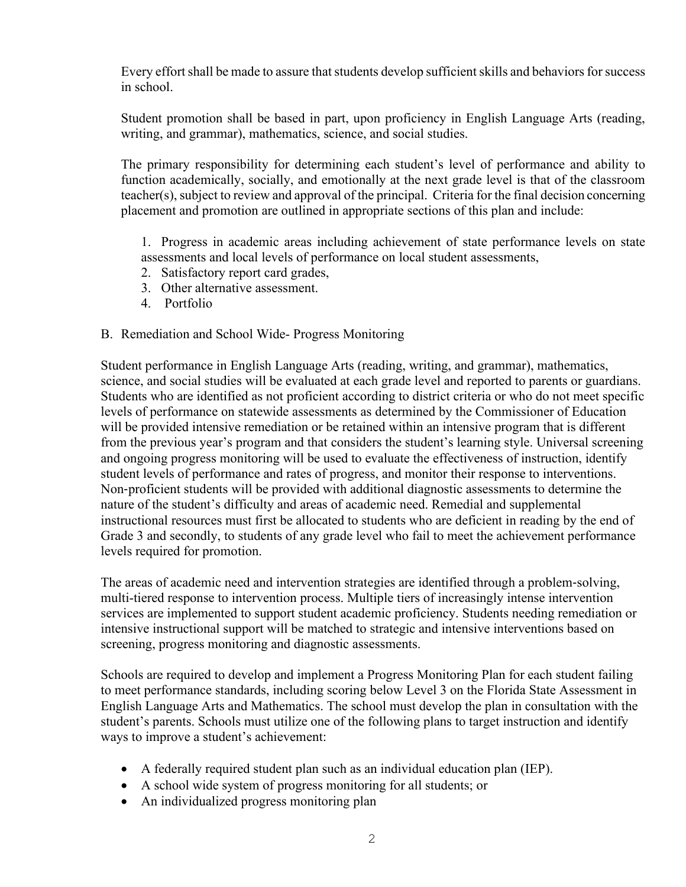Every effort shall be made to assure that students develop sufficient skills and behaviors for success in school.

Student promotion shall be based in part, upon proficiency in English Language Arts (reading, writing, and grammar), mathematics, science, and social studies.

The primary responsibility for determining each student's level of performance and ability to function academically, socially, and emotionally at the next grade level is that of the classroom teacher(s), subject to review and approval of the principal. Criteria for the final decision concerning placement and promotion are outlined in appropriate sections of this plan and include:

1. Progress in academic areas including achievement of state performance levels on state assessments and local levels of performance on local student assessments,
2. Satisfactory report card grades,
3. Other alternative assessment.
4. Portfolio

B. Remediation and School Wide- Progress Monitoring

Student performance in English Language Arts (reading, writing, and grammar), mathematics, science, and social studies will be evaluated at each grade level and reported to parents or guardians. Students who are identified as not proficient according to district criteria or who do not meet specific levels of performance on statewide assessments as determined by the Commissioner of Education will be provided intensive remediation or be retained within an intensive program that is different from the previous year's program and that considers the student's learning style. Universal screening and ongoing progress monitoring will be used to evaluate the effectiveness of instruction, identify student levels of performance and rates of progress, and monitor their response to interventions. Non-proficient students will be provided with additional diagnostic assessments to determine the nature of the student's difficulty and areas of academic need. Remedial and supplemental instructional resources must first be allocated to students who are deficient in reading by the end of Grade 3 and secondly, to students of any grade level who fail to meet the achievement performance levels required for promotion.

The areas of academic need and intervention strategies are identified through a problem-solving, multi-tiered response to intervention process. Multiple tiers of increasingly intense intervention services are implemented to support student academic proficiency. Students needing remediation or intensive instructional support will be matched to strategic and intensive interventions based on screening, progress monitoring and diagnostic assessments.

Schools are required to develop and implement a Progress Monitoring Plan for each student failing to meet performance standards, including scoring below Level 3 on the Florida State Assessment in English Language Arts and Mathematics. The school must develop the plan in consultation with the student's parents. Schools must utilize one of the following plans to target instruction and identify ways to improve a student's achievement:

- A federally required student plan such as an individual education plan (IEP).
- A school wide system of progress monitoring for all students; or
- An individualized progress monitoring plan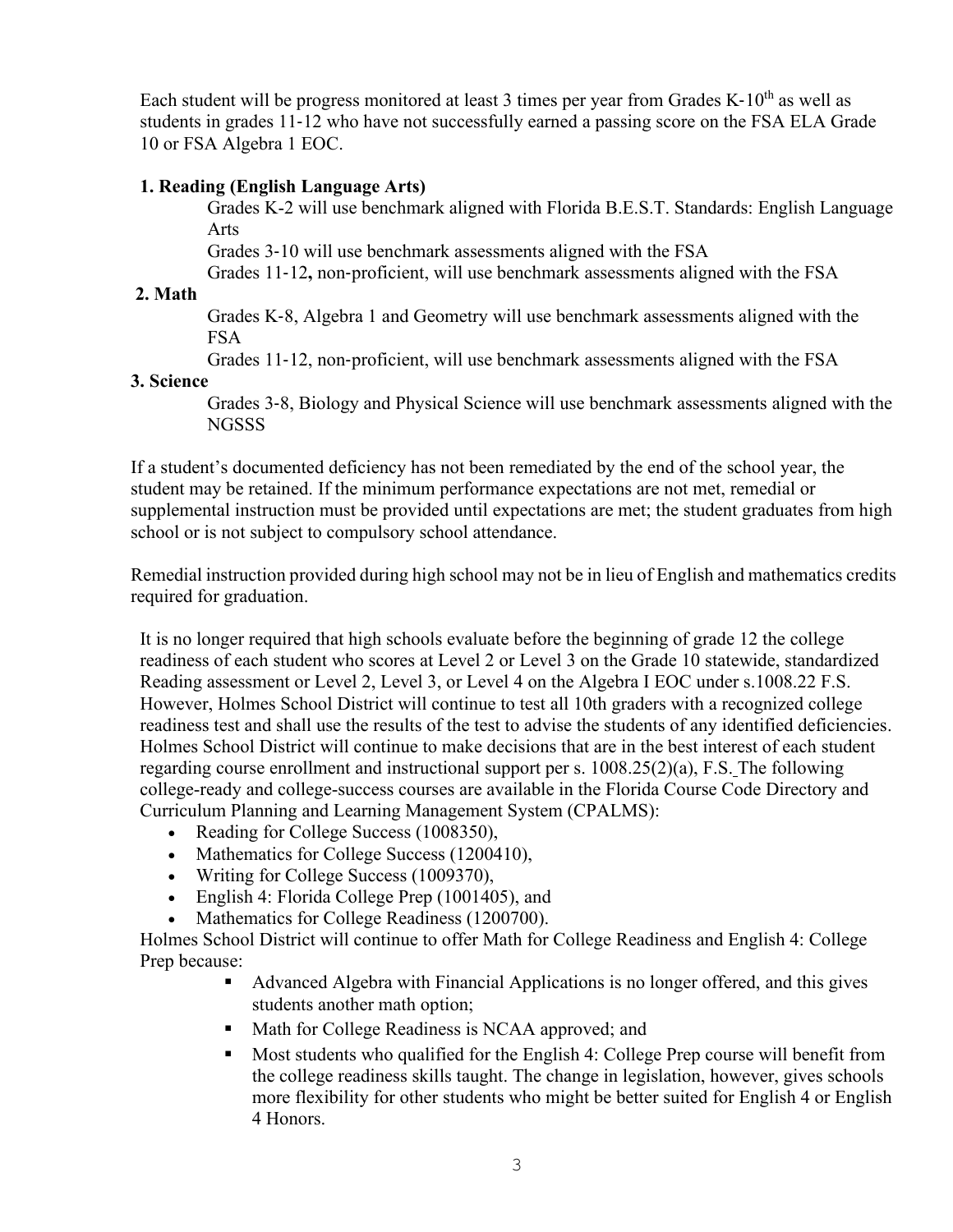Each student will be progress monitored at least 3 times per year from Grades K-10th as well as students in grades 11-12 who have not successfully earned a passing score on the FSA ELA Grade 10 or FSA Algebra 1 EOC.

**1. Reading (English Language Arts)**

Grades K-2 will use benchmark aligned with Florida B.E.S.T. Standards: English Language Arts

Grades 3-10 will use benchmark assessments aligned with the FSA

Grades 11-12**,** non-proficient, will use benchmark assessments aligned with the FSA

**2. Math**

Grades K-8, Algebra 1 and Geometry will use benchmark assessments aligned with the FSA

Grades 11-12, non-proficient, will use benchmark assessments aligned with the FSA

**3. Science**

Grades 3-8, Biology and Physical Science will use benchmark assessments aligned with the NGSSS

If a student's documented deficiency has not been remediated by the end of the school year, the student may be retained. If the minimum performance expectations are not met, remedial or supplemental instruction must be provided until expectations are met; the student graduates from high school or is not subject to compulsory school attendance.

Remedial instruction provided during high school may not be in lieu of English and mathematics credits required for graduation.

It is no longer required that high schools evaluate before the beginning of grade 12 the college readiness of each student who scores at Level 2 or Level 3 on the Grade 10 statewide, standardized Reading assessment or Level 2, Level 3, or Level 4 on the Algebra I EOC under s.1008.22 F.S. However, Holmes School District will continue to test all 10th graders with a recognized college readiness test and shall use the results of the test to advise the students of any identified deficiencies. Holmes School District will continue to make decisions that are in the best interest of each student regarding course enrollment and instructional support per s. 1008.25(2)(a), F.S. The following college-ready and college-success courses are available in the Florida Course Code Directory and Curriculum Planning and Learning Management System (CPALMS):

- Reading for College Success (1008350),
- Mathematics for College Success (1200410),
- Writing for College Success (1009370),
- English 4: Florida College Prep (1001405), and
- Mathematics for College Readiness (1200700).

Holmes School District will continue to offer Math for College Readiness and English 4: College Prep because:

- Advanced Algebra with Financial Applications is no longer offered, and this gives students another math option;
- Math for College Readiness is NCAA approved; and
- Most students who qualified for the English 4: College Prep course will benefit from the college readiness skills taught. The change in legislation, however, gives schools more flexibility for other students who might be better suited for English 4 or English 4 Honors.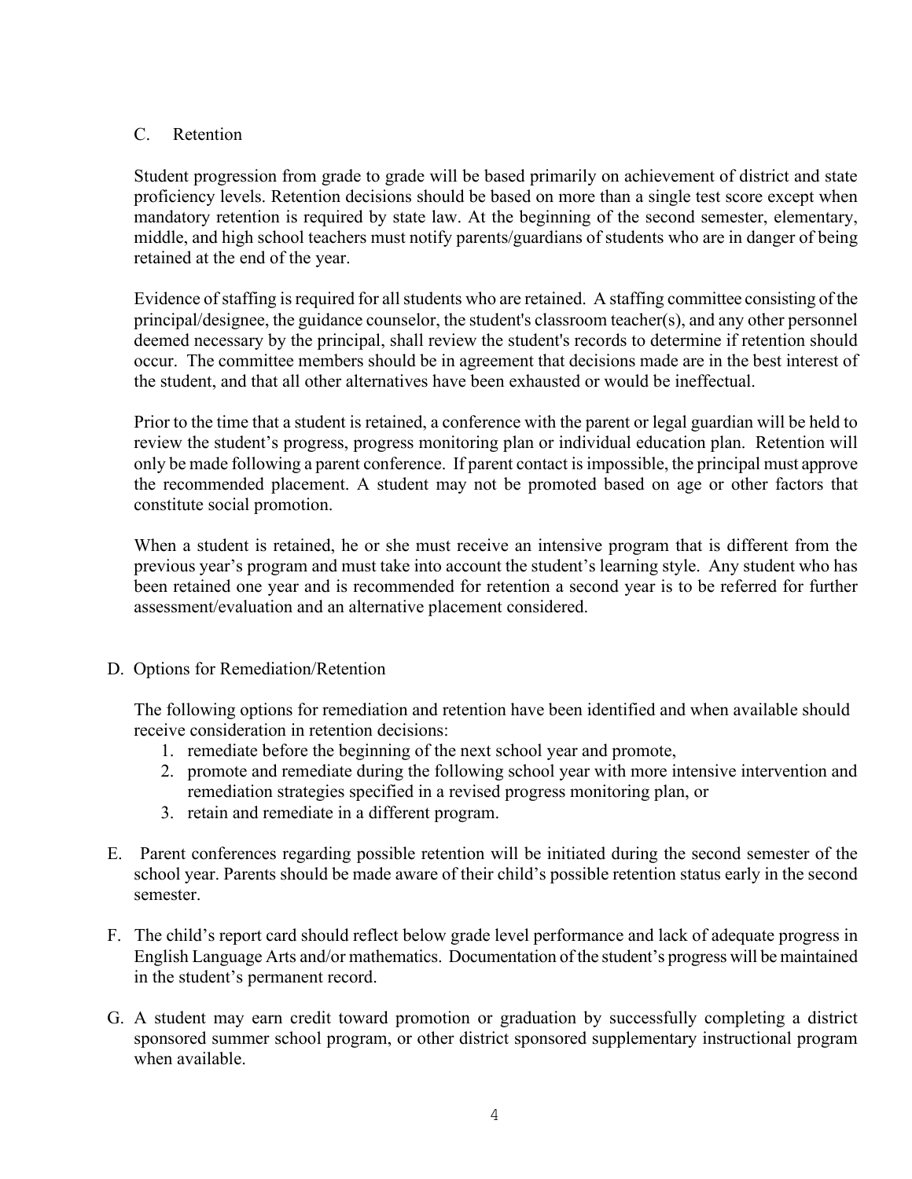### C. Retention

Student progression from grade to grade will be based primarily on achievement of district and state proficiency levels. Retention decisions should be based on more than a single test score except when mandatory retention is required by state law. At the beginning of the second semester, elementary, middle, and high school teachers must notify parents/guardians of students who are in danger of being retained at the end of the year.

Evidence of staffing is required for all students who are retained. A staffing committee consisting of the principal/designee, the guidance counselor, the student's classroom teacher(s), and any other personnel deemed necessary by the principal, shall review the student's records to determine if retention should occur. The committee members should be in agreement that decisions made are in the best interest of the student, and that all other alternatives have been exhausted or would be ineffectual.

Prior to the time that a student is retained, a conference with the parent or legal guardian will be held to review the student's progress, progress monitoring plan or individual education plan. Retention will only be made following a parent conference. If parent contact is impossible, the principal must approve the recommended placement. A student may not be promoted based on age or other factors that constitute social promotion.

When a student is retained, he or she must receive an intensive program that is different from the previous year's program and must take into account the student's learning style. Any student who has been retained one year and is recommended for retention a second year is to be referred for further assessment/evaluation and an alternative placement considered.

### D. Options for Remediation/Retention

The following options for remediation and retention have been identified and when available should receive consideration in retention decisions:

1. remediate before the beginning of the next school year and promote,
2. promote and remediate during the following school year with more intensive intervention and remediation strategies specified in a revised progress monitoring plan, or
3. retain and remediate in a different program.

E. Parent conferences regarding possible retention will be initiated during the second semester of the school year. Parents should be made aware of their child's possible retention status early in the second semester.

F. The child's report card should reflect below grade level performance and lack of adequate progress in English Language Arts and/or mathematics. Documentation of the student's progress will be maintained in the student's permanent record.

G. A student may earn credit toward promotion or graduation by successfully completing a district sponsored summer school program, or other district sponsored supplementary instructional program when available.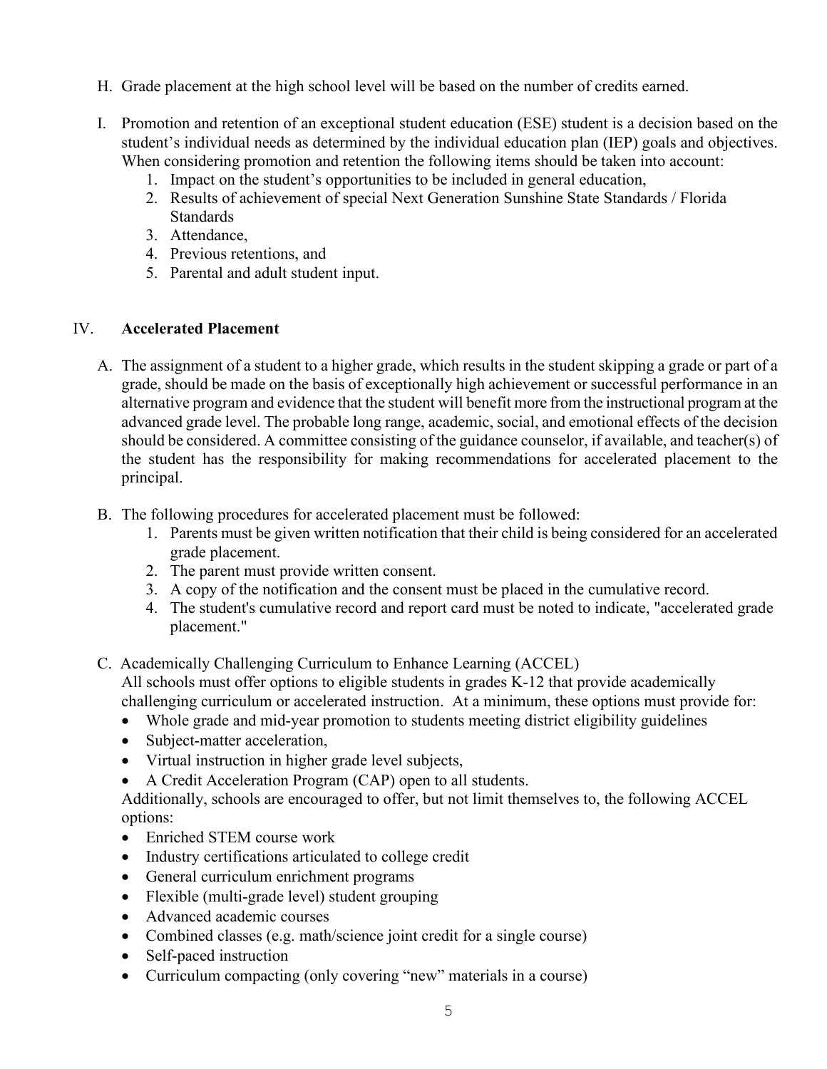H. Grade placement at the high school level will be based on the number of credits earned.

I. Promotion and retention of an exceptional student education (ESE) student is a decision based on the student's individual needs as determined by the individual education plan (IEP) goals and objectives. When considering promotion and retention the following items should be taken into account:
   1. Impact on the student's opportunities to be included in general education,
   2. Results of achievement of special Next Generation Sunshine State Standards / Florida Standards
   3. Attendance,
   4. Previous retentions, and
   5. Parental and adult student input.

## IV. **Accelerated Placement**

A. The assignment of a student to a higher grade, which results in the student skipping a grade or part of a grade, should be made on the basis of exceptionally high achievement or successful performance in an alternative program and evidence that the student will benefit more from the instructional program at the advanced grade level. The probable long range, academic, social, and emotional effects of the decision should be considered. A committee consisting of the guidance counselor, if available, and teacher(s) of the student has the responsibility for making recommendations for accelerated placement to the principal.

B. The following procedures for accelerated placement must be followed:
   1. Parents must be given written notification that their child is being considered for an accelerated grade placement.
   2. The parent must provide written consent.
   3. A copy of the notification and the consent must be placed in the cumulative record.
   4. The student's cumulative record and report card must be noted to indicate, "accelerated grade placement."

C. Academically Challenging Curriculum to Enhance Learning (ACCEL)
   All schools must offer options to eligible students in grades K-12 that provide academically challenging curriculum or accelerated instruction. At a minimum, these options must provide for:
   - Whole grade and mid-year promotion to students meeting district eligibility guidelines
   - Subject-matter acceleration,
   - Virtual instruction in higher grade level subjects,
   - A Credit Acceleration Program (CAP) open to all students.

   Additionally, schools are encouraged to offer, but not limit themselves to, the following ACCEL options:
   - Enriched STEM course work
   - Industry certifications articulated to college credit
   - General curriculum enrichment programs
   - Flexible (multi-grade level) student grouping
   - Advanced academic courses
   - Combined classes (e.g. math/science joint credit for a single course)
   - Self-paced instruction
   - Curriculum compacting (only covering "new" materials in a course)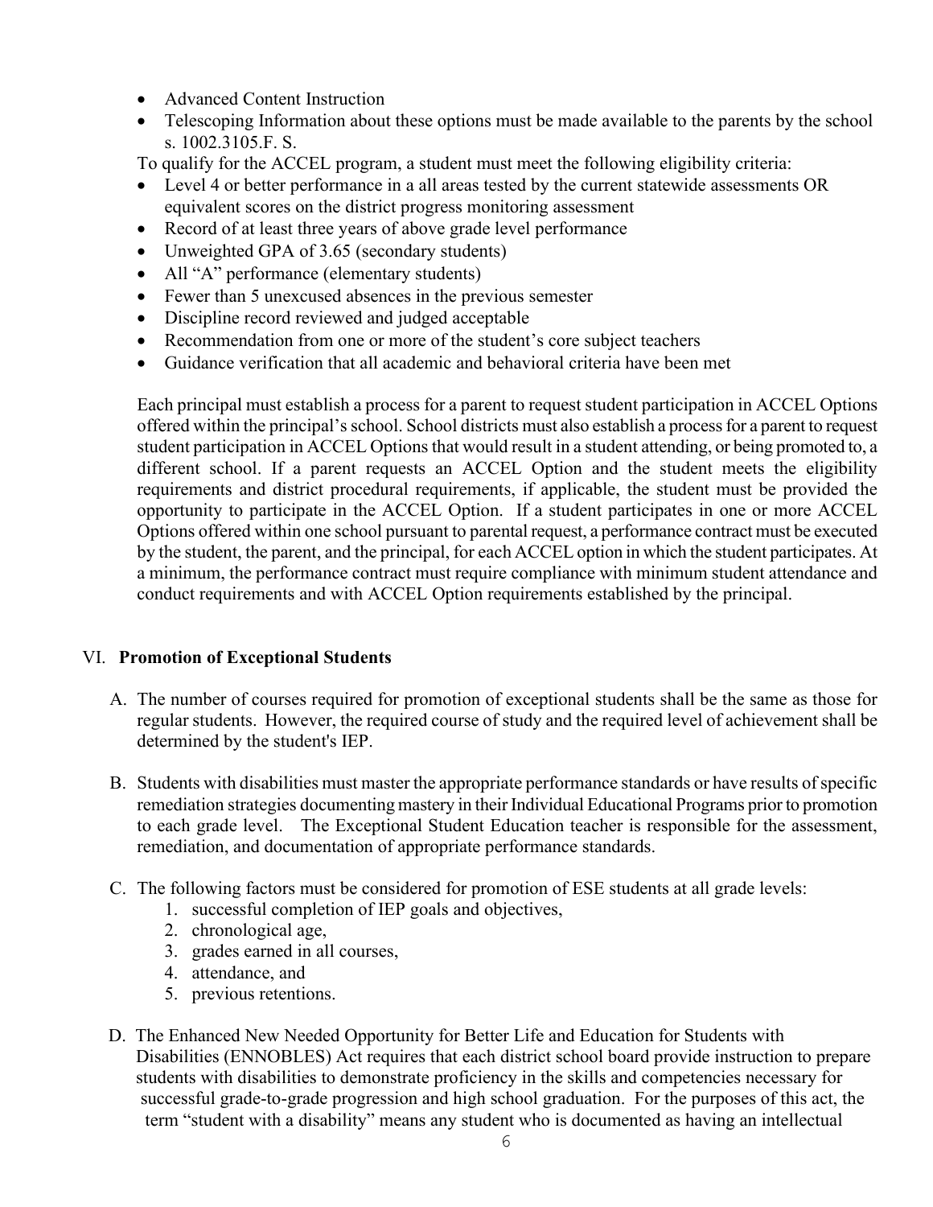- Advanced Content Instruction
- Telescoping Information about these options must be made available to the parents by the school s. 1002.3105.F. S.

To qualify for the ACCEL program, a student must meet the following eligibility criteria:

- Level 4 or better performance in a all areas tested by the current statewide assessments OR equivalent scores on the district progress monitoring assessment
- Record of at least three years of above grade level performance
- Unweighted GPA of 3.65 (secondary students)
- All "A" performance (elementary students)
- Fewer than 5 unexcused absences in the previous semester
- Discipline record reviewed and judged acceptable
- Recommendation from one or more of the student's core subject teachers
- Guidance verification that all academic and behavioral criteria have been met

Each principal must establish a process for a parent to request student participation in ACCEL Options offered within the principal's school. School districts must also establish a process for a parent to request student participation in ACCEL Options that would result in a student attending, or being promoted to, a different school. If a parent requests an ACCEL Option and the student meets the eligibility requirements and district procedural requirements, if applicable, the student must be provided the opportunity to participate in the ACCEL Option. If a student participates in one or more ACCEL Options offered within one school pursuant to parental request, a performance contract must be executed by the student, the parent, and the principal, for each ACCEL option in which the student participates. At a minimum, the performance contract must require compliance with minimum student attendance and conduct requirements and with ACCEL Option requirements established by the principal.

## VI. Promotion of Exceptional Students

A. The number of courses required for promotion of exceptional students shall be the same as those for regular students. However, the required course of study and the required level of achievement shall be determined by the student's IEP.

B. Students with disabilities must master the appropriate performance standards or have results of specific remediation strategies documenting mastery in their Individual Educational Programs prior to promotion to each grade level. The Exceptional Student Education teacher is responsible for the assessment, remediation, and documentation of appropriate performance standards.

C. The following factors must be considered for promotion of ESE students at all grade levels:
   1. successful completion of IEP goals and objectives,
   2. chronological age,
   3. grades earned in all courses,
   4. attendance, and
   5. previous retentions.

D. The Enhanced New Needed Opportunity for Better Life and Education for Students with Disabilities (ENNOBLES) Act requires that each district school board provide instruction to prepare students with disabilities to demonstrate proficiency in the skills and competencies necessary for successful grade-to-grade progression and high school graduation. For the purposes of this act, the term "student with a disability" means any student who is documented as having an intellectual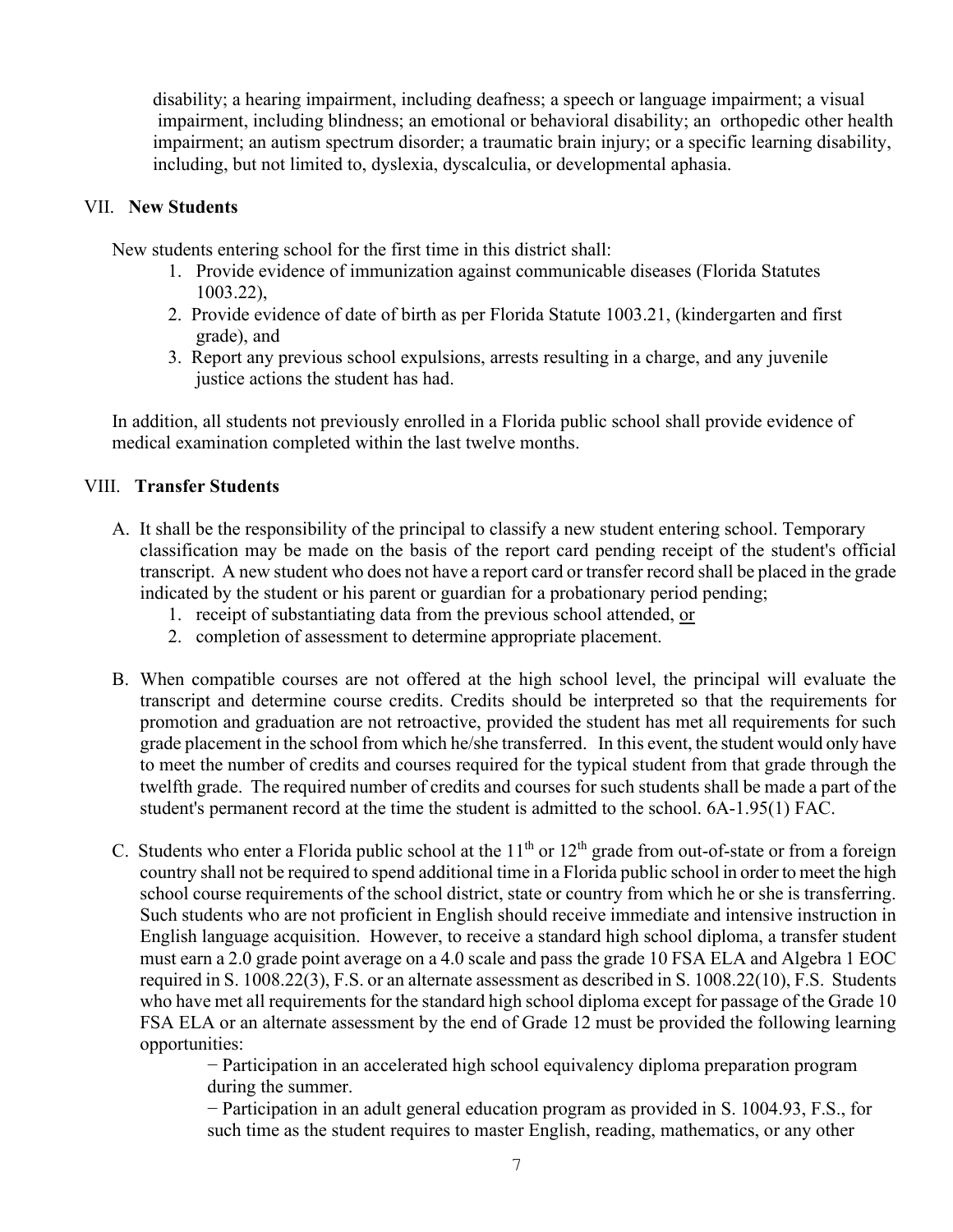disability; a hearing impairment, including deafness; a speech or language impairment; a visual impairment, including blindness; an emotional or behavioral disability; an orthopedic other health impairment; an autism spectrum disorder; a traumatic brain injury; or a specific learning disability, including, but not limited to, dyslexia, dyscalculia, or developmental aphasia.

## VII. **New Students**

New students entering school for the first time in this district shall:

1. Provide evidence of immunization against communicable diseases (Florida Statutes 1003.22),
2. Provide evidence of date of birth as per Florida Statute 1003.21, (kindergarten and first grade), and
3. Report any previous school expulsions, arrests resulting in a charge, and any juvenile justice actions the student has had.

In addition, all students not previously enrolled in a Florida public school shall provide evidence of medical examination completed within the last twelve months.

## VIII. **Transfer Students**

A. It shall be the responsibility of the principal to classify a new student entering school. Temporary classification may be made on the basis of the report card pending receipt of the student's official transcript. A new student who does not have a report card or transfer record shall be placed in the grade indicated by the student or his parent or guardian for a probationary period pending;
   1. receipt of substantiating data from the previous school attended, or
   2. completion of assessment to determine appropriate placement.

B. When compatible courses are not offered at the high school level, the principal will evaluate the transcript and determine course credits. Credits should be interpreted so that the requirements for promotion and graduation are not retroactive, provided the student has met all requirements for such grade placement in the school from which he/she transferred. In this event, the student would only have to meet the number of credits and courses required for the typical student from that grade through the twelfth grade. The required number of credits and courses for such students shall be made a part of the student's permanent record at the time the student is admitted to the school. 6A-1.95(1) FAC.

C. Students who enter a Florida public school at the 11th or 12th grade from out-of-state or from a foreign country shall not be required to spend additional time in a Florida public school in order to meet the high school course requirements of the school district, state or country from which he or she is transferring. Such students who are not proficient in English should receive immediate and intensive instruction in English language acquisition. However, to receive a standard high school diploma, a transfer student must earn a 2.0 grade point average on a 4.0 scale and pass the grade 10 FSA ELA and Algebra 1 EOC required in S. 1008.22(3), F.S. or an alternate assessment as described in S. 1008.22(10), F.S. Students who have met all requirements for the standard high school diploma except for passage of the Grade 10 FSA ELA or an alternate assessment by the end of Grade 12 must be provided the following learning opportunities:

   − Participation in an accelerated high school equivalency diploma preparation program during the summer.

   − Participation in an adult general education program as provided in S. 1004.93, F.S., for such time as the student requires to master English, reading, mathematics, or any other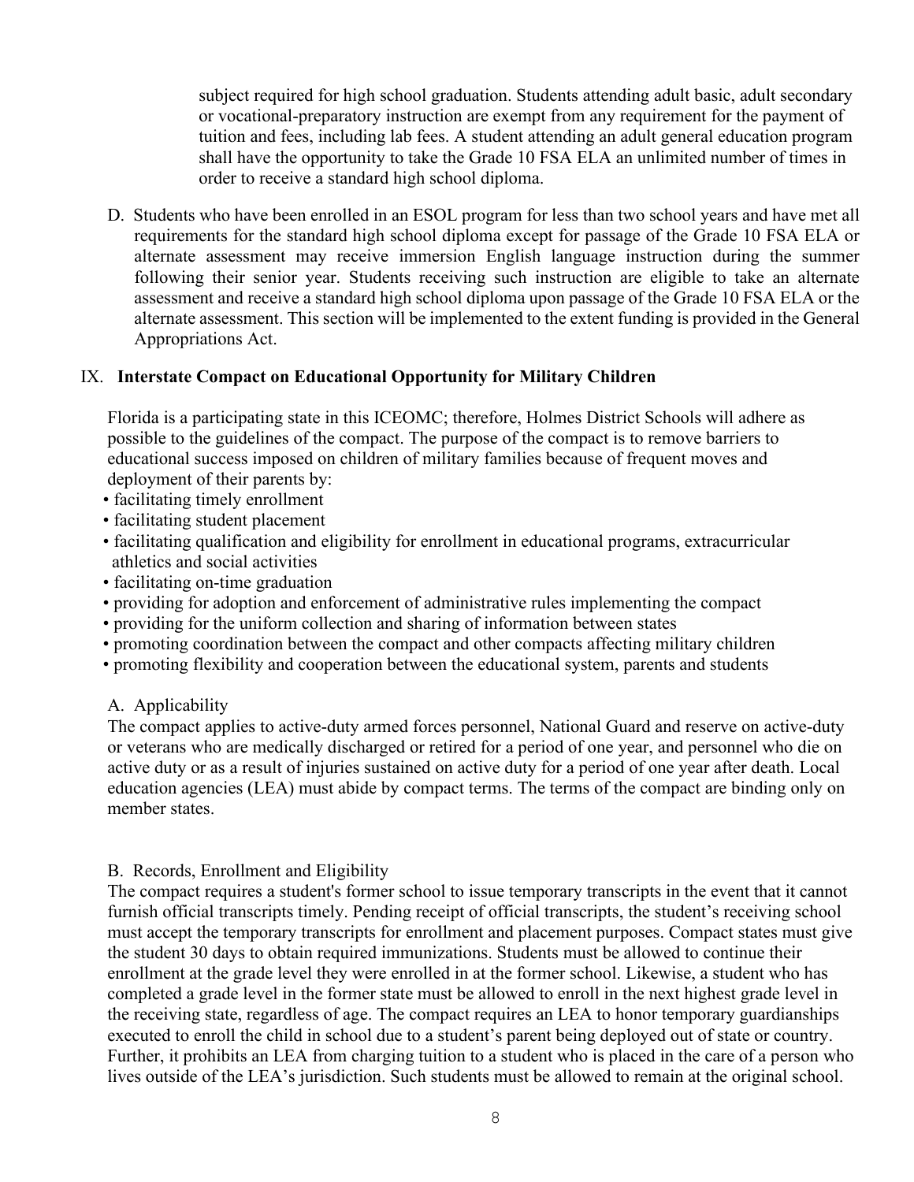subject required for high school graduation. Students attending adult basic, adult secondary or vocational-preparatory instruction are exempt from any requirement for the payment of tuition and fees, including lab fees. A student attending an adult general education program shall have the opportunity to take the Grade 10 FSA ELA an unlimited number of times in order to receive a standard high school diploma.

D. Students who have been enrolled in an ESOL program for less than two school years and have met all requirements for the standard high school diploma except for passage of the Grade 10 FSA ELA or alternate assessment may receive immersion English language instruction during the summer following their senior year. Students receiving such instruction are eligible to take an alternate assessment and receive a standard high school diploma upon passage of the Grade 10 FSA ELA or the alternate assessment. This section will be implemented to the extent funding is provided in the General Appropriations Act.

## IX. Interstate Compact on Educational Opportunity for Military Children

Florida is a participating state in this ICEOMC; therefore, Holmes District Schools will adhere as possible to the guidelines of the compact. The purpose of the compact is to remove barriers to educational success imposed on children of military families because of frequent moves and deployment of their parents by:

- facilitating timely enrollment
- facilitating student placement
- facilitating qualification and eligibility for enrollment in educational programs, extracurricular athletics and social activities
- facilitating on-time graduation
- providing for adoption and enforcement of administrative rules implementing the compact
- providing for the uniform collection and sharing of information between states
- promoting coordination between the compact and other compacts affecting military children
- promoting flexibility and cooperation between the educational system, parents and students

A. Applicability

The compact applies to active-duty armed forces personnel, National Guard and reserve on active-duty or veterans who are medically discharged or retired for a period of one year, and personnel who die on active duty or as a result of injuries sustained on active duty for a period of one year after death. Local education agencies (LEA) must abide by compact terms. The terms of the compact are binding only on member states.

B. Records, Enrollment and Eligibility

The compact requires a student's former school to issue temporary transcripts in the event that it cannot furnish official transcripts timely. Pending receipt of official transcripts, the student's receiving school must accept the temporary transcripts for enrollment and placement purposes. Compact states must give the student 30 days to obtain required immunizations. Students must be allowed to continue their enrollment at the grade level they were enrolled in at the former school. Likewise, a student who has completed a grade level in the former state must be allowed to enroll in the next highest grade level in the receiving state, regardless of age. The compact requires an LEA to honor temporary guardianships executed to enroll the child in school due to a student's parent being deployed out of state or country. Further, it prohibits an LEA from charging tuition to a student who is placed in the care of a person who lives outside of the LEA's jurisdiction. Such students must be allowed to remain at the original school.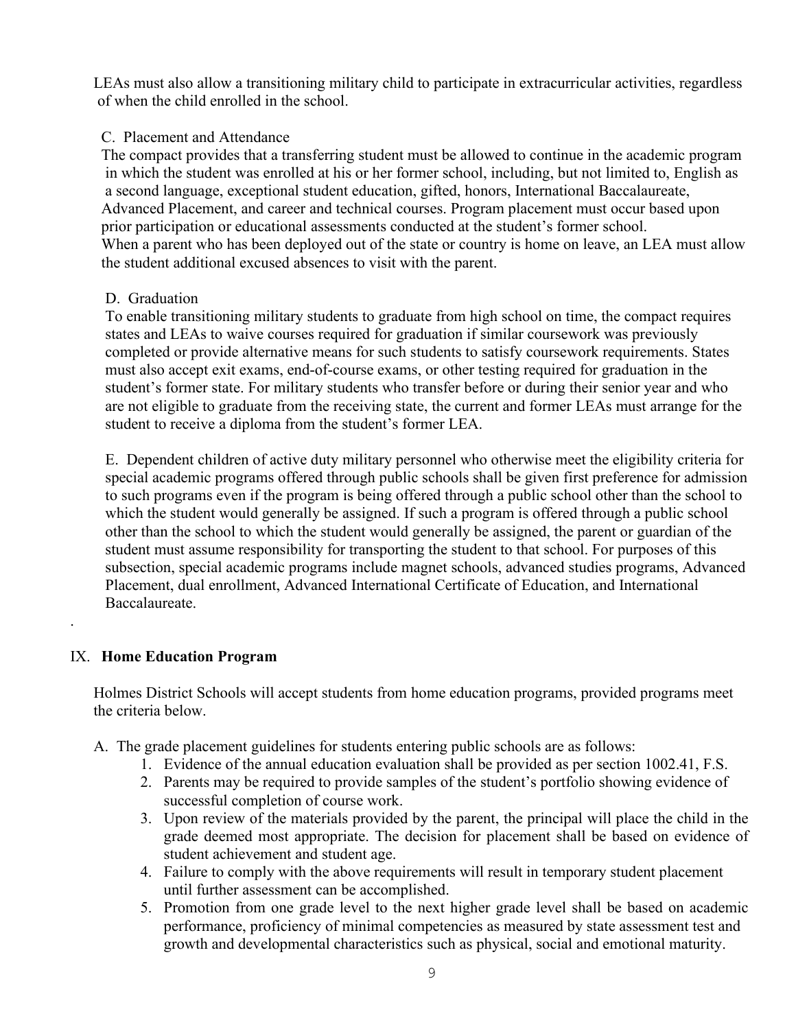LEAs must also allow a transitioning military child to participate in extracurricular activities, regardless of when the child enrolled in the school.

C. Placement and Attendance

The compact provides that a transferring student must be allowed to continue in the academic program in which the student was enrolled at his or her former school, including, but not limited to, English as a second language, exceptional student education, gifted, honors, International Baccalaureate, Advanced Placement, and career and technical courses. Program placement must occur based upon prior participation or educational assessments conducted at the student's former school.
When a parent who has been deployed out of the state or country is home on leave, an LEA must allow the student additional excused absences to visit with the parent.

D. Graduation

To enable transitioning military students to graduate from high school on time, the compact requires states and LEAs to waive courses required for graduation if similar coursework was previously completed or provide alternative means for such students to satisfy coursework requirements. States must also accept exit exams, end-of-course exams, or other testing required for graduation in the student's former state. For military students who transfer before or during their senior year and who are not eligible to graduate from the receiving state, the current and former LEAs must arrange for the student to receive a diploma from the student's former LEA.

E. Dependent children of active duty military personnel who otherwise meet the eligibility criteria for special academic programs offered through public schools shall be given first preference for admission to such programs even if the program is being offered through a public school other than the school to which the student would generally be assigned. If such a program is offered through a public school other than the school to which the student would generally be assigned, the parent or guardian of the student must assume responsibility for transporting the student to that school. For purposes of this subsection, special academic programs include magnet schools, advanced studies programs, Advanced Placement, dual enrollment, Advanced International Certificate of Education, and International Baccalaureate.

## IX. **Home Education Program**

Holmes District Schools will accept students from home education programs, provided programs meet the criteria below.

A. The grade placement guidelines for students entering public schools are as follows:
1. Evidence of the annual education evaluation shall be provided as per section 1002.41, F.S.
2. Parents may be required to provide samples of the student's portfolio showing evidence of successful completion of course work.
3. Upon review of the materials provided by the parent, the principal will place the child in the grade deemed most appropriate. The decision for placement shall be based on evidence of student achievement and student age.
4. Failure to comply with the above requirements will result in temporary student placement until further assessment can be accomplished.
5. Promotion from one grade level to the next higher grade level shall be based on academic performance, proficiency of minimal competencies as measured by state assessment test and growth and developmental characteristics such as physical, social and emotional maturity.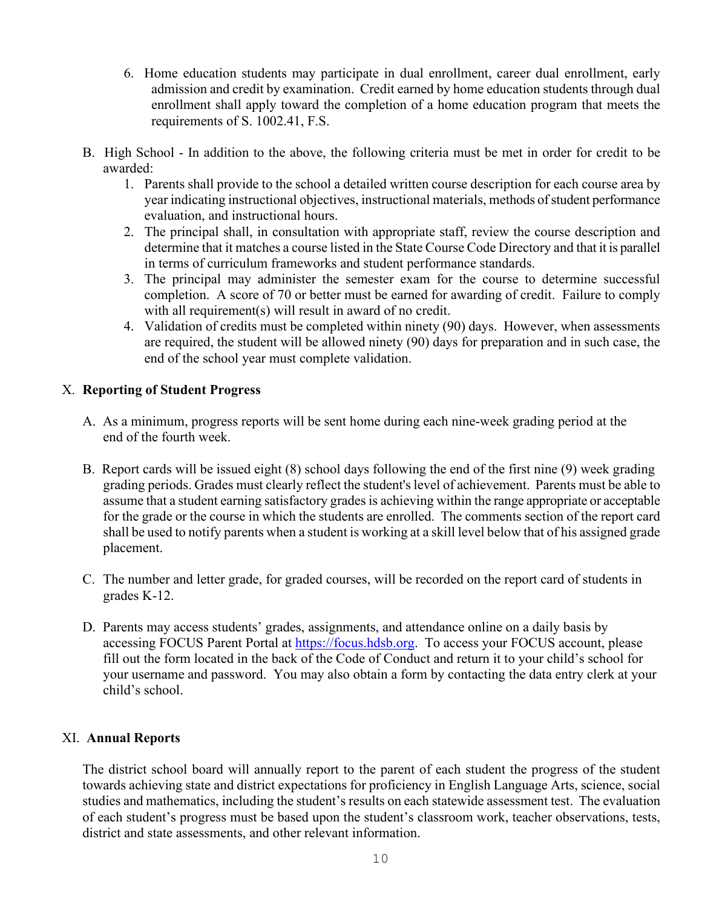6. Home education students may participate in dual enrollment, career dual enrollment, early admission and credit by examination. Credit earned by home education students through dual enrollment shall apply toward the completion of a home education program that meets the requirements of S. 1002.41, F.S.

B. High School - In addition to the above, the following criteria must be met in order for credit to be awarded:
   1. Parents shall provide to the school a detailed written course description for each course area by year indicating instructional objectives, instructional materials, methods of student performance evaluation, and instructional hours.
   2. The principal shall, in consultation with appropriate staff, review the course description and determine that it matches a course listed in the State Course Code Directory and that it is parallel in terms of curriculum frameworks and student performance standards.
   3. The principal may administer the semester exam for the course to determine successful completion. A score of 70 or better must be earned for awarding of credit. Failure to comply with all requirement(s) will result in award of no credit.
   4. Validation of credits must be completed within ninety (90) days. However, when assessments are required, the student will be allowed ninety (90) days for preparation and in such case, the end of the school year must complete validation.

## X. **Reporting of Student Progress**

A. As a minimum, progress reports will be sent home during each nine-week grading period at the end of the fourth week.

B. Report cards will be issued eight (8) school days following the end of the first nine (9) week grading grading periods. Grades must clearly reflect the student's level of achievement. Parents must be able to assume that a student earning satisfactory grades is achieving within the range appropriate or acceptable for the grade or the course in which the students are enrolled. The comments section of the report card shall be used to notify parents when a student is working at a skill level below that of his assigned grade placement.

C. The number and letter grade, for graded courses, will be recorded on the report card of students in grades K-12.

D. Parents may access students' grades, assignments, and attendance online on a daily basis by accessing FOCUS Parent Portal at https://focus.hdsb.org. To access your FOCUS account, please fill out the form located in the back of the Code of Conduct and return it to your child's school for your username and password. You may also obtain a form by contacting the data entry clerk at your child's school.

## XI. **Annual Reports**

The district school board will annually report to the parent of each student the progress of the student towards achieving state and district expectations for proficiency in English Language Arts, science, social studies and mathematics, including the student's results on each statewide assessment test. The evaluation of each student's progress must be based upon the student's classroom work, teacher observations, tests, district and state assessments, and other relevant information.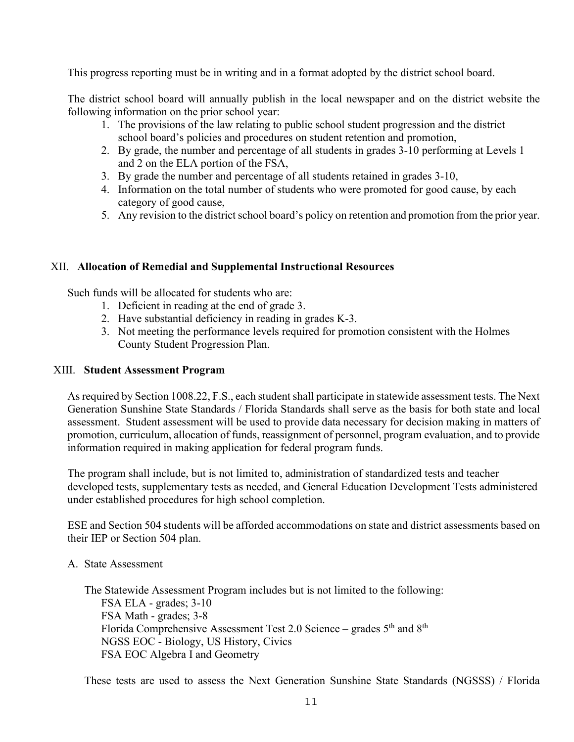This progress reporting must be in writing and in a format adopted by the district school board.

The district school board will annually publish in the local newspaper and on the district website the following information on the prior school year:

1. The provisions of the law relating to public school student progression and the district school board's policies and procedures on student retention and promotion,
2. By grade, the number and percentage of all students in grades 3-10 performing at Levels 1 and 2 on the ELA portion of the FSA,
3. By grade the number and percentage of all students retained in grades 3-10,
4. Information on the total number of students who were promoted for good cause, by each category of good cause,
5. Any revision to the district school board's policy on retention and promotion from the prior year.

## XII. Allocation of Remedial and Supplemental Instructional Resources

Such funds will be allocated for students who are:

1. Deficient in reading at the end of grade 3.
2. Have substantial deficiency in reading in grades K-3.
3. Not meeting the performance levels required for promotion consistent with the Holmes County Student Progression Plan.

## XIII. Student Assessment Program

As required by Section 1008.22, F.S., each student shall participate in statewide assessment tests. The Next Generation Sunshine State Standards / Florida Standards shall serve as the basis for both state and local assessment. Student assessment will be used to provide data necessary for decision making in matters of promotion, curriculum, allocation of funds, reassignment of personnel, program evaluation, and to provide information required in making application for federal program funds.

The program shall include, but is not limited to, administration of standardized tests and teacher developed tests, supplementary tests as needed, and General Education Development Tests administered under established procedures for high school completion.

ESE and Section 504 students will be afforded accommodations on state and district assessments based on their IEP or Section 504 plan.

A. State Assessment

The Statewide Assessment Program includes but is not limited to the following:

FSA ELA - grades; 3-10
FSA Math - grades; 3-8
Florida Comprehensive Assessment Test 2.0 Science – grades 5th and 8th
NGSS EOC - Biology, US History, Civics
FSA EOC Algebra I and Geometry

These tests are used to assess the Next Generation Sunshine State Standards (NGSSS) / Florida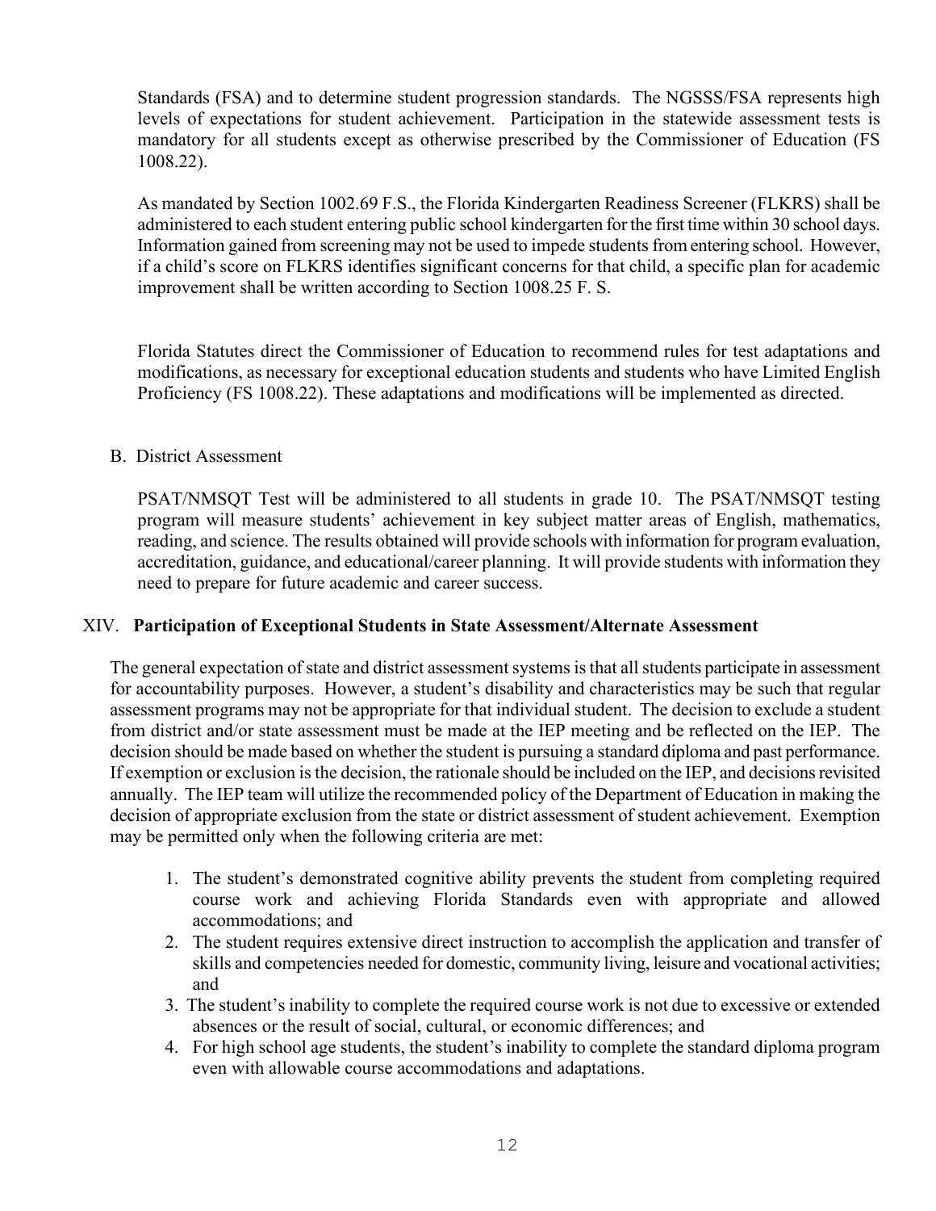Standards (FSA) and to determine student progression standards. The NGSSS/FSA represents high levels of expectations for student achievement. Participation in the statewide assessment tests is mandatory for all students except as otherwise prescribed by the Commissioner of Education (FS 1008.22).

As mandated by Section 1002.69 F.S., the Florida Kindergarten Readiness Screener (FLKRS) shall be administered to each student entering public school kindergarten for the first time within 30 school days. Information gained from screening may not be used to impede students from entering school. However, if a child's score on FLKRS identifies significant concerns for that child, a specific plan for academic improvement shall be written according to Section 1008.25 F. S.

Florida Statutes direct the Commissioner of Education to recommend rules for test adaptations and modifications, as necessary for exceptional education students and students who have Limited English Proficiency (FS 1008.22). These adaptations and modifications will be implemented as directed.

B. District Assessment

PSAT/NMSQT Test will be administered to all students in grade 10. The PSAT/NMSQT testing program will measure students' achievement in key subject matter areas of English, mathematics, reading, and science. The results obtained will provide schools with information for program evaluation, accreditation, guidance, and educational/career planning. It will provide students with information they need to prepare for future academic and career success.

## XIV. **Participation of Exceptional Students in State Assessment/Alternate Assessment**

The general expectation of state and district assessment systems is that all students participate in assessment for accountability purposes. However, a student's disability and characteristics may be such that regular assessment programs may not be appropriate for that individual student. The decision to exclude a student from district and/or state assessment must be made at the IEP meeting and be reflected on the IEP. The decision should be made based on whether the student is pursuing a standard diploma and past performance. If exemption or exclusion is the decision, the rationale should be included on the IEP, and decisions revisited annually. The IEP team will utilize the recommended policy of the Department of Education in making the decision of appropriate exclusion from the state or district assessment of student achievement. Exemption may be permitted only when the following criteria are met:

1. The student's demonstrated cognitive ability prevents the student from completing required course work and achieving Florida Standards even with appropriate and allowed accommodations; and
2. The student requires extensive direct instruction to accomplish the application and transfer of skills and competencies needed for domestic, community living, leisure and vocational activities; and
3. The student's inability to complete the required course work is not due to excessive or extended absences or the result of social, cultural, or economic differences; and
4. For high school age students, the student's inability to complete the standard diploma program even with allowable course accommodations and adaptations.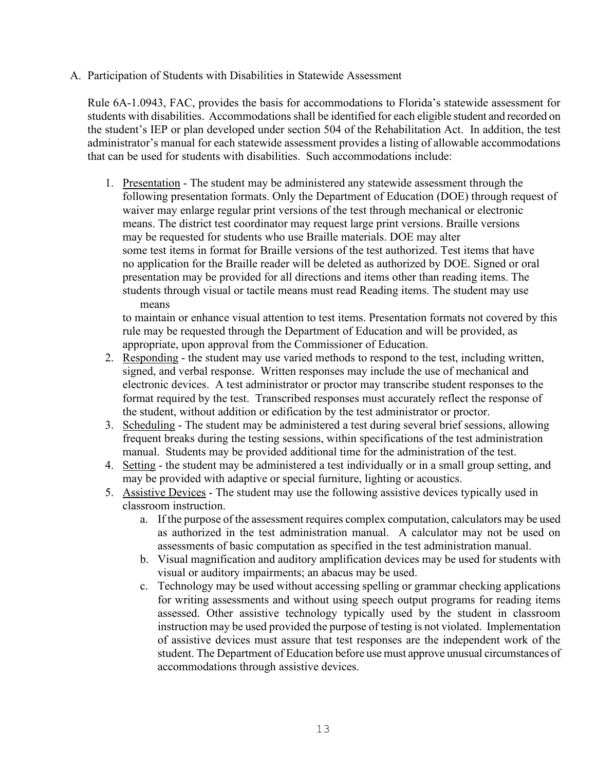A. Participation of Students with Disabilities in Statewide Assessment

Rule 6A-1.0943, FAC, provides the basis for accommodations to Florida's statewide assessment for students with disabilities. Accommodations shall be identified for each eligible student and recorded on the student's IEP or plan developed under section 504 of the Rehabilitation Act. In addition, the test administrator's manual for each statewide assessment provides a listing of allowable accommodations that can be used for students with disabilities. Such accommodations include:

1. Presentation - The student may be administered any statewide assessment through the following presentation formats. Only the Department of Education (DOE) through request of waiver may enlarge regular print versions of the test through mechanical or electronic means. The district test coordinator may request large print versions. Braille versions may be requested for students who use Braille materials. DOE may alter some test items in format for Braille versions of the test authorized. Test items that have no application for the Braille reader will be deleted as authorized by DOE. Signed or oral presentation may be provided for all directions and items other than reading items. The students through visual or tactile means must read Reading items. The student may use means to maintain or enhance visual attention to test items. Presentation formats not covered by this rule may be requested through the Department of Education and will be provided, as appropriate, upon approval from the Commissioner of Education.
2. Responding - the student may use varied methods to respond to the test, including written, signed, and verbal response. Written responses may include the use of mechanical and electronic devices. A test administrator or proctor may transcribe student responses to the format required by the test. Transcribed responses must accurately reflect the response of the student, without addition or edification by the test administrator or proctor.
3. Scheduling - The student may be administered a test during several brief sessions, allowing frequent breaks during the testing sessions, within specifications of the test administration manual. Students may be provided additional time for the administration of the test.
4. Setting - the student may be administered a test individually or in a small group setting, and may be provided with adaptive or special furniture, lighting or acoustics.
5. Assistive Devices - The student may use the following assistive devices typically used in classroom instruction.
   a. If the purpose of the assessment requires complex computation, calculators may be used as authorized in the test administration manual. A calculator may not be used on assessments of basic computation as specified in the test administration manual.
   b. Visual magnification and auditory amplification devices may be used for students with visual or auditory impairments; an abacus may be used.
   c. Technology may be used without accessing spelling or grammar checking applications for writing assessments and without using speech output programs for reading items assessed. Other assistive technology typically used by the student in classroom instruction may be used provided the purpose of testing is not violated. Implementation of assistive devices must assure that test responses are the independent work of the student. The Department of Education before use must approve unusual circumstances of accommodations through assistive devices.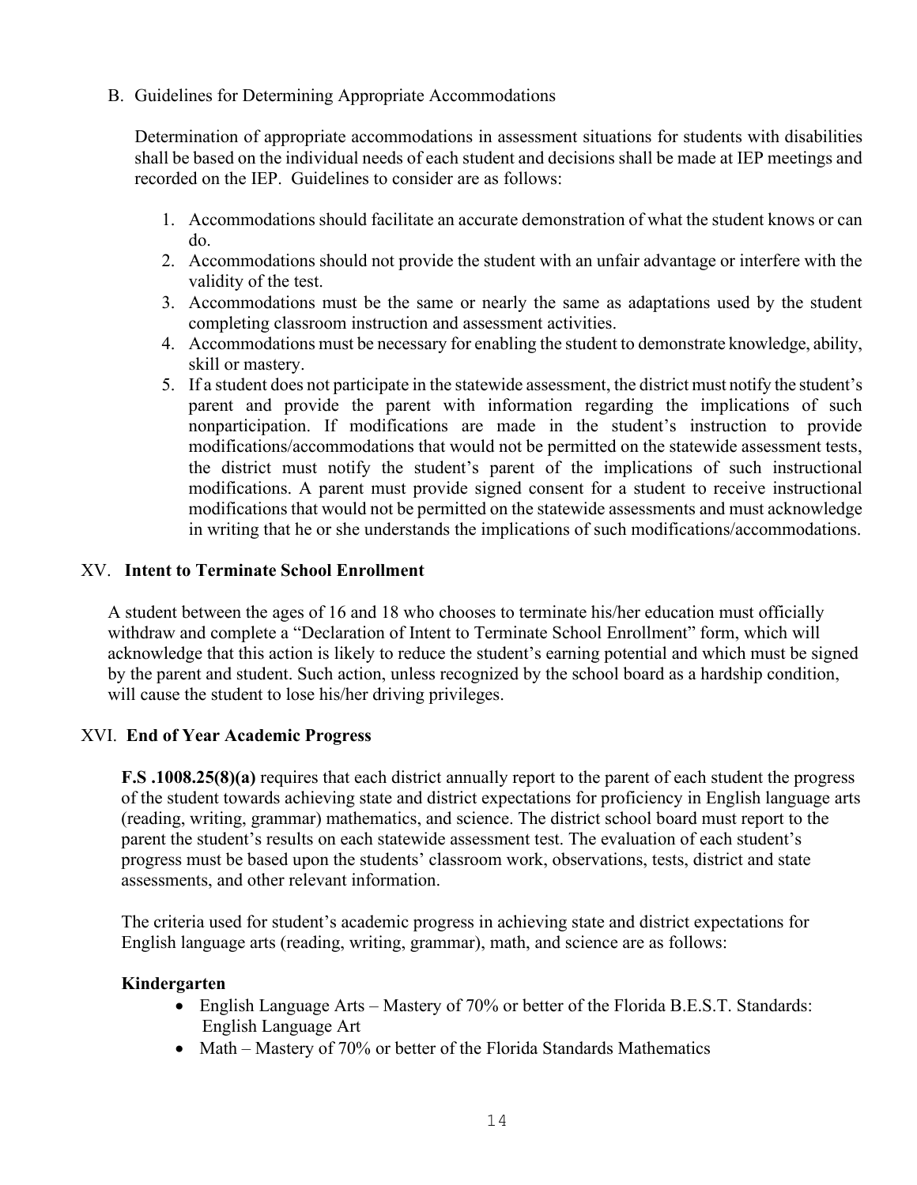B. Guidelines for Determining Appropriate Accommodations

Determination of appropriate accommodations in assessment situations for students with disabilities shall be based on the individual needs of each student and decisions shall be made at IEP meetings and recorded on the IEP. Guidelines to consider are as follows:

1. Accommodations should facilitate an accurate demonstration of what the student knows or can do.
2. Accommodations should not provide the student with an unfair advantage or interfere with the validity of the test.
3. Accommodations must be the same or nearly the same as adaptations used by the student completing classroom instruction and assessment activities.
4. Accommodations must be necessary for enabling the student to demonstrate knowledge, ability, skill or mastery.
5. If a student does not participate in the statewide assessment, the district must notify the student's parent and provide the parent with information regarding the implications of such nonparticipation. If modifications are made in the student's instruction to provide modifications/accommodations that would not be permitted on the statewide assessment tests, the district must notify the student's parent of the implications of such instructional modifications. A parent must provide signed consent for a student to receive instructional modifications that would not be permitted on the statewide assessments and must acknowledge in writing that he or she understands the implications of such modifications/accommodations.

## XV. **Intent to Terminate School Enrollment**

A student between the ages of 16 and 18 who chooses to terminate his/her education must officially withdraw and complete a "Declaration of Intent to Terminate School Enrollment" form, which will acknowledge that this action is likely to reduce the student's earning potential and which must be signed by the parent and student. Such action, unless recognized by the school board as a hardship condition, will cause the student to lose his/her driving privileges.

## XVI. **End of Year Academic Progress**

**F.S .1008.25(8)(a)** requires that each district annually report to the parent of each student the progress of the student towards achieving state and district expectations for proficiency in English language arts (reading, writing, grammar) mathematics, and science. The district school board must report to the parent the student's results on each statewide assessment test. The evaluation of each student's progress must be based upon the students' classroom work, observations, tests, district and state assessments, and other relevant information.

The criteria used for student's academic progress in achieving state and district expectations for English language arts (reading, writing, grammar), math, and science are as follows:

**Kindergarten**

- English Language Arts – Mastery of 70% or better of the Florida B.E.S.T. Standards: English Language Art
- Math – Mastery of 70% or better of the Florida Standards Mathematics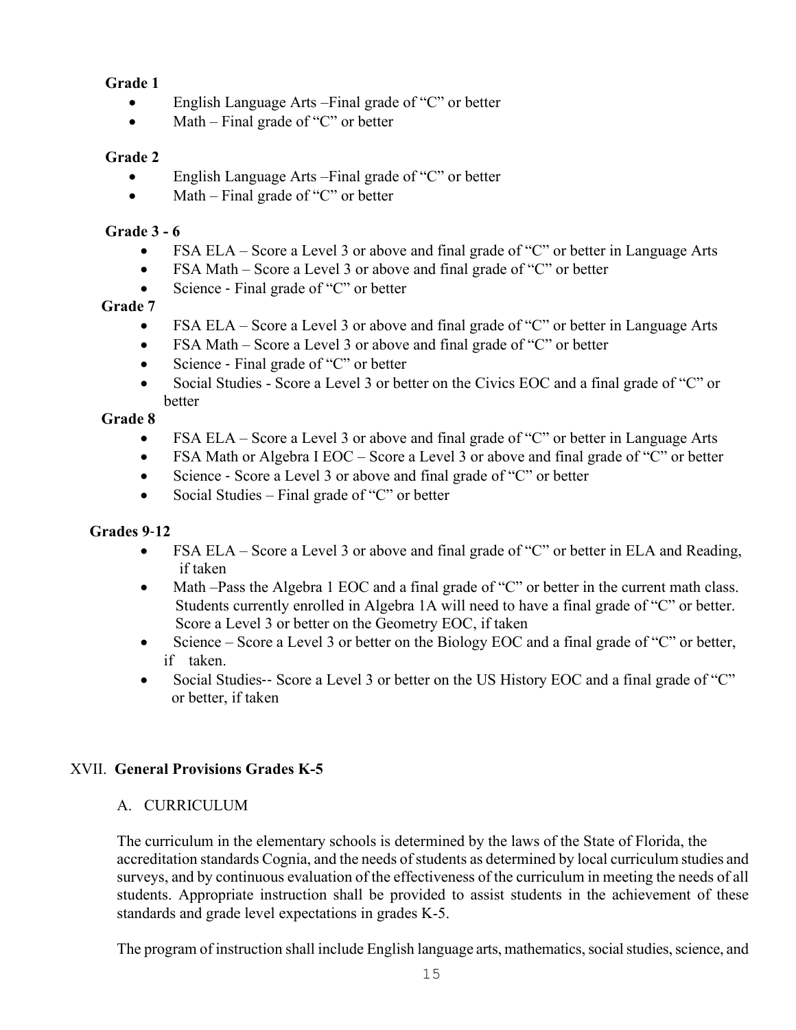**Grade 1**

- English Language Arts –Final grade of "C" or better
- Math – Final grade of "C" or better

**Grade 2**

- English Language Arts –Final grade of "C" or better
- Math – Final grade of "C" or better

**Grade 3 - 6**

- FSA ELA – Score a Level 3 or above and final grade of "C" or better in Language Arts
- FSA Math – Score a Level 3 or above and final grade of "C" or better
- Science - Final grade of "C" or better

**Grade 7**

- FSA ELA – Score a Level 3 or above and final grade of "C" or better in Language Arts
- FSA Math – Score a Level 3 or above and final grade of "C" or better
- Science - Final grade of "C" or better
- Social Studies - Score a Level 3 or better on the Civics EOC and a final grade of "C" or better

**Grade 8**

- FSA ELA – Score a Level 3 or above and final grade of "C" or better in Language Arts
- FSA Math or Algebra I EOC – Score a Level 3 or above and final grade of "C" or better
- Science - Score a Level 3 or above and final grade of "C" or better
- Social Studies – Final grade of "C" or better

**Grades 9-12**

- FSA ELA – Score a Level 3 or above and final grade of "C" or better in ELA and Reading, if taken
- Math –Pass the Algebra 1 EOC and a final grade of "C" or better in the current math class. Students currently enrolled in Algebra 1A will need to have a final grade of "C" or better. Score a Level 3 or better on the Geometry EOC, if taken
- Science – Score a Level 3 or better on the Biology EOC and a final grade of "C" or better, if taken.
- Social Studies-- Score a Level 3 or better on the US History EOC and a final grade of "C" or better, if taken

## XVII. General Provisions Grades K-5

### A. CURRICULUM

The curriculum in the elementary schools is determined by the laws of the State of Florida, the accreditation standards Cognia, and the needs of students as determined by local curriculum studies and surveys, and by continuous evaluation of the effectiveness of the curriculum in meeting the needs of all students. Appropriate instruction shall be provided to assist students in the achievement of these standards and grade level expectations in grades K-5.

The program of instruction shall include English language arts, mathematics, social studies, science, and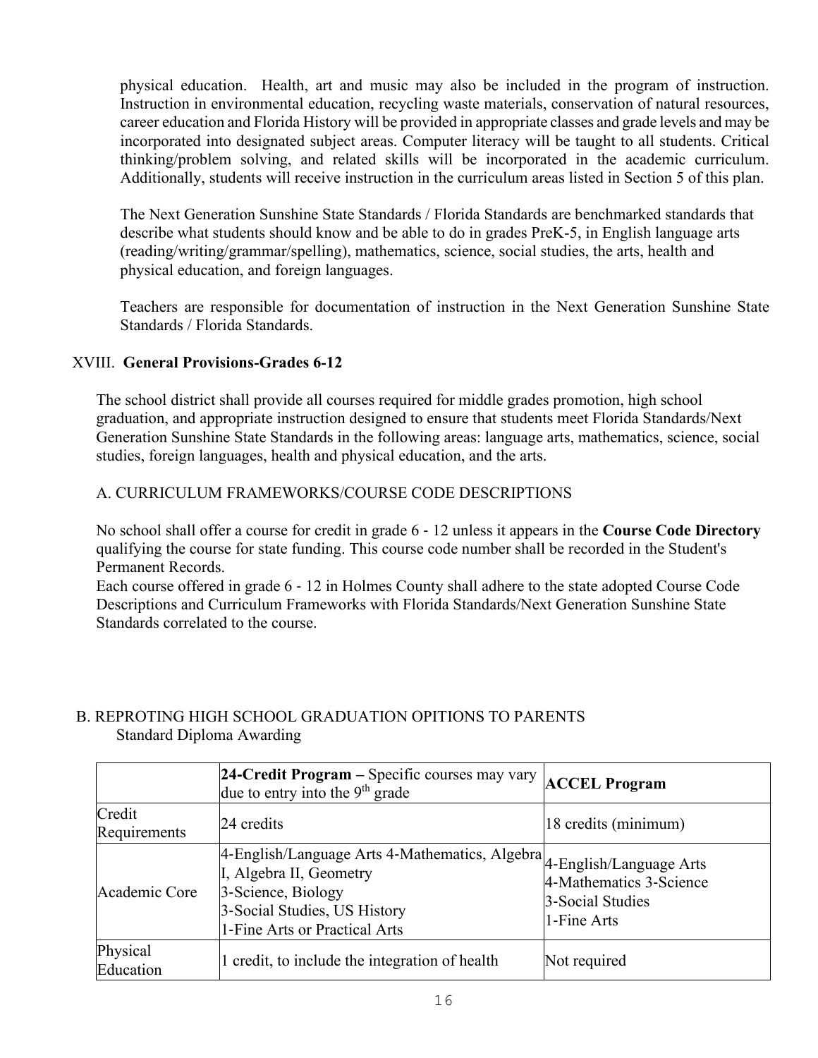physical education. Health, art and music may also be included in the program of instruction. Instruction in environmental education, recycling waste materials, conservation of natural resources, career education and Florida History will be provided in appropriate classes and grade levels and may be incorporated into designated subject areas. Computer literacy will be taught to all students. Critical thinking/problem solving, and related skills will be incorporated in the academic curriculum. Additionally, students will receive instruction in the curriculum areas listed in Section 5 of this plan.

The Next Generation Sunshine State Standards / Florida Standards are benchmarked standards that describe what students should know and be able to do in grades PreK-5, in English language arts (reading/writing/grammar/spelling), mathematics, science, social studies, the arts, health and physical education, and foreign languages.

Teachers are responsible for documentation of instruction in the Next Generation Sunshine State Standards / Florida Standards.

## XVIII. **General Provisions-Grades 6-12**

The school district shall provide all courses required for middle grades promotion, high school graduation, and appropriate instruction designed to ensure that students meet Florida Standards/Next Generation Sunshine State Standards in the following areas: language arts, mathematics, science, social studies, foreign languages, health and physical education, and the arts.

### A. CURRICULUM FRAMEWORKS/COURSE CODE DESCRIPTIONS

No school shall offer a course for credit in grade 6 - 12 unless it appears in the **Course Code Directory** qualifying the course for state funding. This course code number shall be recorded in the Student's Permanent Records.

Each course offered in grade 6 - 12 in Holmes County shall adhere to the state adopted Course Code Descriptions and Curriculum Frameworks with Florida Standards/Next Generation Sunshine State Standards correlated to the course.

### B. REPROTING HIGH SCHOOL GRADUATION OPITIONS TO PARENTS

Standard Diploma Awarding

| | **24-Credit Program** – Specific courses may vary due to entry into the 9th grade | **ACCEL Program** |
|---|---|---|
| Credit Requirements | 24 credits | 18 credits (minimum) |
| Academic Core | 4-English/Language Arts 4-Mathematics, Algebra I, Algebra II, Geometry<br>3-Science, Biology<br>3-Social Studies, US History<br>1-Fine Arts or Practical Arts | 4-English/Language Arts<br>4-Mathematics 3-Science<br>3-Social Studies<br>1-Fine Arts |
| Physical Education | 1 credit, to include the integration of health | Not required |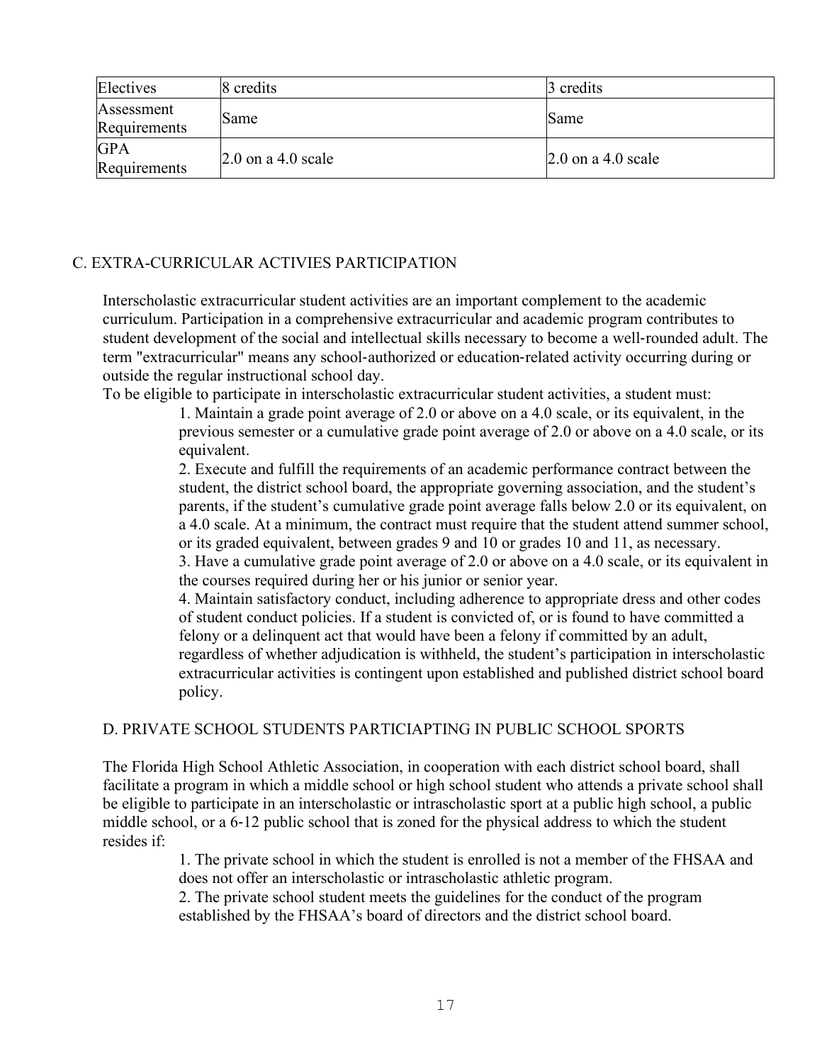| Electives | 8 credits | 3 credits |
|---|---|---|
| Assessment Requirements | Same | Same |
| GPA Requirements | 2.0 on a 4.0 scale | 2.0 on a 4.0 scale |

## C. EXTRA-CURRICULAR ACTIVIES PARTICIPATION

Interscholastic extracurricular student activities are an important complement to the academic curriculum. Participation in a comprehensive extracurricular and academic program contributes to student development of the social and intellectual skills necessary to become a well-rounded adult. The term "extracurricular" means any school-authorized or education-related activity occurring during or outside the regular instructional school day.

To be eligible to participate in interscholastic extracurricular student activities, a student must:

1. Maintain a grade point average of 2.0 or above on a 4.0 scale, or its equivalent, in the previous semester or a cumulative grade point average of 2.0 or above on a 4.0 scale, or its equivalent.
2. Execute and fulfill the requirements of an academic performance contract between the student, the district school board, the appropriate governing association, and the student's parents, if the student's cumulative grade point average falls below 2.0 or its equivalent, on a 4.0 scale. At a minimum, the contract must require that the student attend summer school, or its graded equivalent, between grades 9 and 10 or grades 10 and 11, as necessary.
3. Have a cumulative grade point average of 2.0 or above on a 4.0 scale, or its equivalent in the courses required during her or his junior or senior year.
4. Maintain satisfactory conduct, including adherence to appropriate dress and other codes of student conduct policies. If a student is convicted of, or is found to have committed a felony or a delinquent act that would have been a felony if committed by an adult, regardless of whether adjudication is withheld, the student's participation in interscholastic extracurricular activities is contingent upon established and published district school board policy.

## D. PRIVATE SCHOOL STUDENTS PARTICIAPTING IN PUBLIC SCHOOL SPORTS

The Florida High School Athletic Association, in cooperation with each district school board, shall facilitate a program in which a middle school or high school student who attends a private school shall be eligible to participate in an interscholastic or intrascholastic sport at a public high school, a public middle school, or a 6-12 public school that is zoned for the physical address to which the student resides if:

1. The private school in which the student is enrolled is not a member of the FHSAA and does not offer an interscholastic or intrascholastic athletic program.
2. The private school student meets the guidelines for the conduct of the program established by the FHSAA's board of directors and the district school board.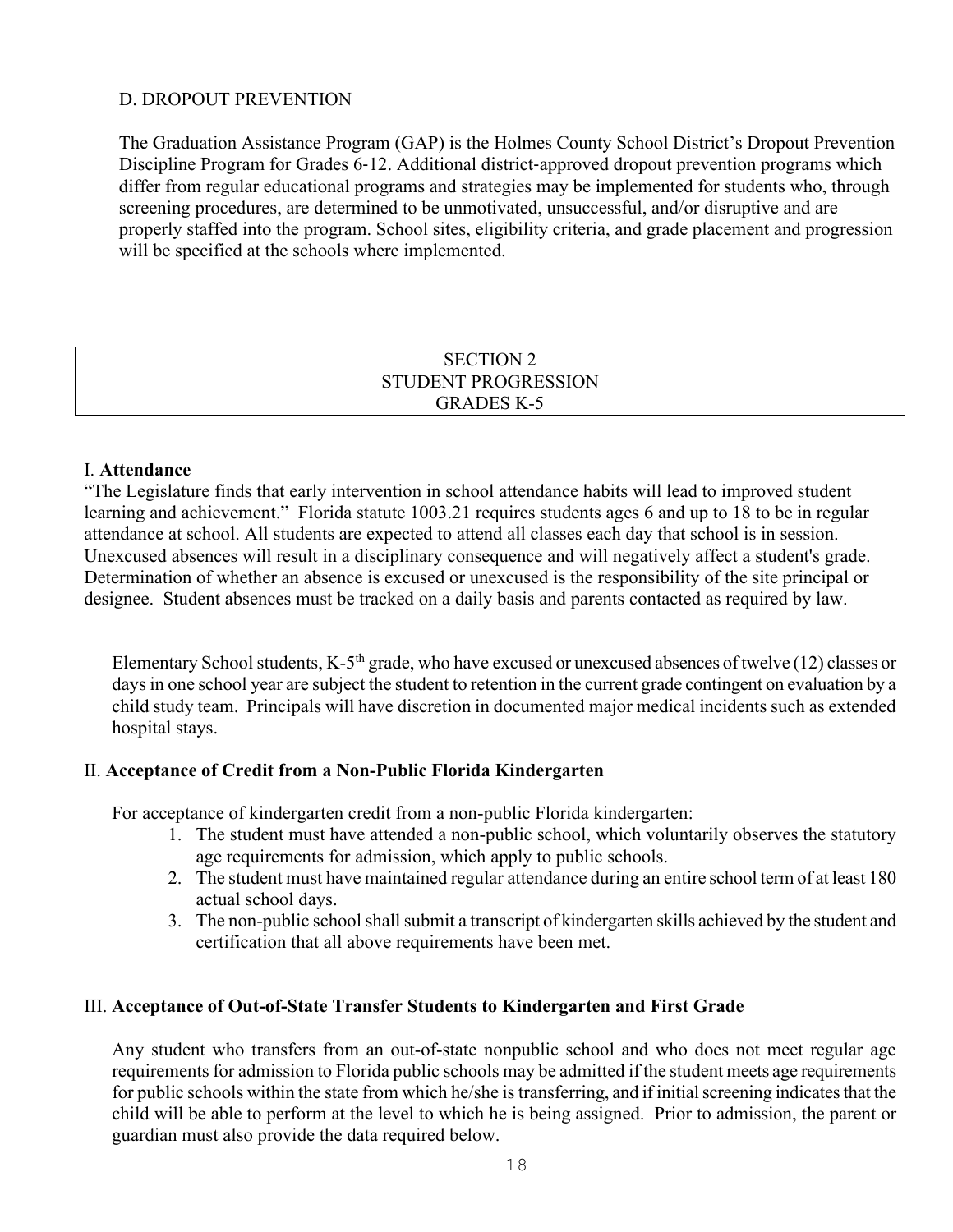D. DROPOUT PREVENTION

The Graduation Assistance Program (GAP) is the Holmes County School District's Dropout Prevention Discipline Program for Grades 6-12. Additional district-approved dropout prevention programs which differ from regular educational programs and strategies may be implemented for students who, through screening procedures, are determined to be unmotivated, unsuccessful, and/or disruptive and are properly staffed into the program. School sites, eligibility criteria, and grade placement and progression will be specified at the schools where implemented.

# SECTION 2
# STUDENT PROGRESSION
# GRADES K-5

## I. **Attendance**

"The Legislature finds that early intervention in school attendance habits will lead to improved student learning and achievement." Florida statute 1003.21 requires students ages 6 and up to 18 to be in regular attendance at school. All students are expected to attend all classes each day that school is in session. Unexcused absences will result in a disciplinary consequence and will negatively affect a student's grade. Determination of whether an absence is excused or unexcused is the responsibility of the site principal or designee. Student absences must be tracked on a daily basis and parents contacted as required by law.

Elementary School students, K-5th grade, who have excused or unexcused absences of twelve (12) classes or days in one school year are subject the student to retention in the current grade contingent on evaluation by a child study team. Principals will have discretion in documented major medical incidents such as extended hospital stays.

## II. **Acceptance of Credit from a Non-Public Florida Kindergarten**

For acceptance of kindergarten credit from a non-public Florida kindergarten:

1. The student must have attended a non-public school, which voluntarily observes the statutory age requirements for admission, which apply to public schools.
2. The student must have maintained regular attendance during an entire school term of at least 180 actual school days.
3. The non-public school shall submit a transcript of kindergarten skills achieved by the student and certification that all above requirements have been met.

## III. **Acceptance of Out-of-State Transfer Students to Kindergarten and First Grade**

Any student who transfers from an out-of-state nonpublic school and who does not meet regular age requirements for admission to Florida public schools may be admitted if the student meets age requirements for public schools within the state from which he/she is transferring, and if initial screening indicates that the child will be able to perform at the level to which he is being assigned. Prior to admission, the parent or guardian must also provide the data required below.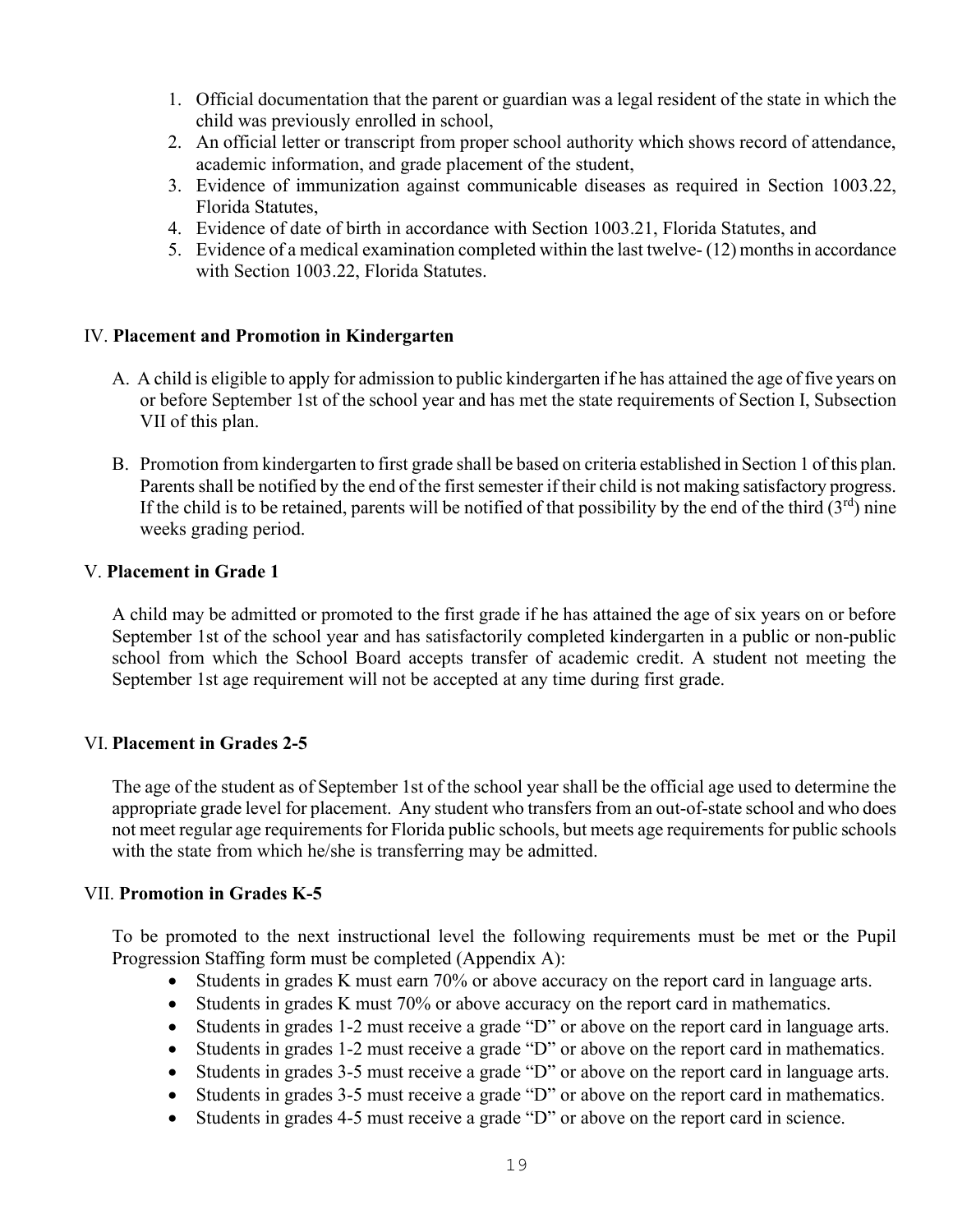1. Official documentation that the parent or guardian was a legal resident of the state in which the child was previously enrolled in school,
2. An official letter or transcript from proper school authority which shows record of attendance, academic information, and grade placement of the student,
3. Evidence of immunization against communicable diseases as required in Section 1003.22, Florida Statutes,
4. Evidence of date of birth in accordance with Section 1003.21, Florida Statutes, and
5. Evidence of a medical examination completed within the last twelve- (12) months in accordance with Section 1003.22, Florida Statutes.

## IV. **Placement and Promotion in Kindergarten**

A. A child is eligible to apply for admission to public kindergarten if he has attained the age of five years on or before September 1st of the school year and has met the state requirements of Section I, Subsection VII of this plan.

B. Promotion from kindergarten to first grade shall be based on criteria established in Section 1 of this plan. Parents shall be notified by the end of the first semester if their child is not making satisfactory progress. If the child is to be retained, parents will be notified of that possibility by the end of the third (3rd) nine weeks grading period.

## V. **Placement in Grade 1**

A child may be admitted or promoted to the first grade if he has attained the age of six years on or before September 1st of the school year and has satisfactorily completed kindergarten in a public or non-public school from which the School Board accepts transfer of academic credit. A student not meeting the September 1st age requirement will not be accepted at any time during first grade.

## VI. **Placement in Grades 2-5**

The age of the student as of September 1st of the school year shall be the official age used to determine the appropriate grade level for placement. Any student who transfers from an out-of-state school and who does not meet regular age requirements for Florida public schools, but meets age requirements for public schools with the state from which he/she is transferring may be admitted.

## VII. **Promotion in Grades K-5**

To be promoted to the next instructional level the following requirements must be met or the Pupil Progression Staffing form must be completed (Appendix A):

- Students in grades K must earn 70% or above accuracy on the report card in language arts.
- Students in grades K must 70% or above accuracy on the report card in mathematics.
- Students in grades 1-2 must receive a grade "D" or above on the report card in language arts.
- Students in grades 1-2 must receive a grade "D" or above on the report card in mathematics.
- Students in grades 3-5 must receive a grade "D" or above on the report card in language arts.
- Students in grades 3-5 must receive a grade "D" or above on the report card in mathematics.
- Students in grades 4-5 must receive a grade "D" or above on the report card in science.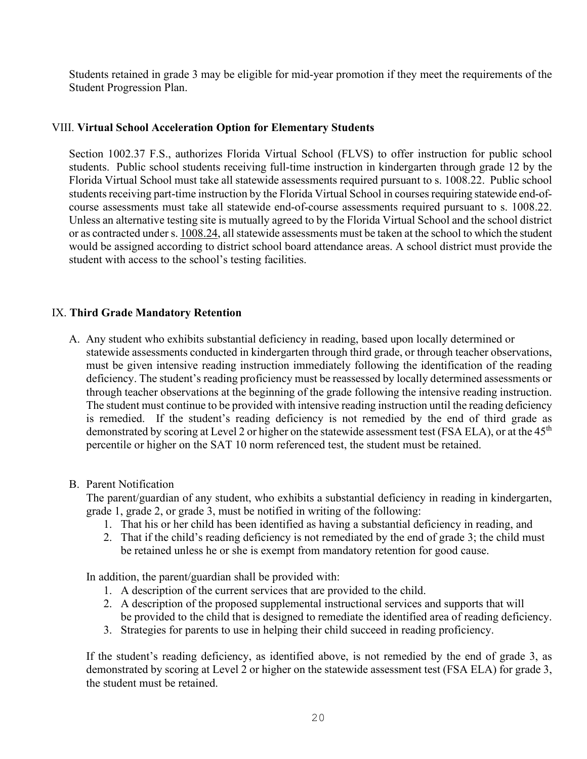Students retained in grade 3 may be eligible for mid-year promotion if they meet the requirements of the Student Progression Plan.

## VIII. **Virtual School Acceleration Option for Elementary Students**

Section 1002.37 F.S., authorizes Florida Virtual School (FLVS) to offer instruction for public school students. Public school students receiving full-time instruction in kindergarten through grade 12 by the Florida Virtual School must take all statewide assessments required pursuant to s. 1008.22. Public school students receiving part-time instruction by the Florida Virtual School in courses requiring statewide end-of-course assessments must take all statewide end-of-course assessments required pursuant to s. 1008.22. Unless an alternative testing site is mutually agreed to by the Florida Virtual School and the school district or as contracted under s. 1008.24, all statewide assessments must be taken at the school to which the student would be assigned according to district school board attendance areas. A school district must provide the student with access to the school's testing facilities.

## IX. **Third Grade Mandatory Retention**

A. Any student who exhibits substantial deficiency in reading, based upon locally determined or statewide assessments conducted in kindergarten through third grade, or through teacher observations, must be given intensive reading instruction immediately following the identification of the reading deficiency. The student's reading proficiency must be reassessed by locally determined assessments or through teacher observations at the beginning of the grade following the intensive reading instruction. The student must continue to be provided with intensive reading instruction until the reading deficiency is remedied. If the student's reading deficiency is not remedied by the end of third grade as demonstrated by scoring at Level 2 or higher on the statewide assessment test (FSA ELA), or at the 45th percentile or higher on the SAT 10 norm referenced test, the student must be retained.

B. Parent Notification

The parent/guardian of any student, who exhibits a substantial deficiency in reading in kindergarten, grade 1, grade 2, or grade 3, must be notified in writing of the following:

1. That his or her child has been identified as having a substantial deficiency in reading, and
2. That if the child's reading deficiency is not remediated by the end of grade 3; the child must be retained unless he or she is exempt from mandatory retention for good cause.

In addition, the parent/guardian shall be provided with:

1. A description of the current services that are provided to the child.
2. A description of the proposed supplemental instructional services and supports that will be provided to the child that is designed to remediate the identified area of reading deficiency.
3. Strategies for parents to use in helping their child succeed in reading proficiency.

If the student's reading deficiency, as identified above, is not remedied by the end of grade 3, as demonstrated by scoring at Level 2 or higher on the statewide assessment test (FSA ELA) for grade 3, the student must be retained.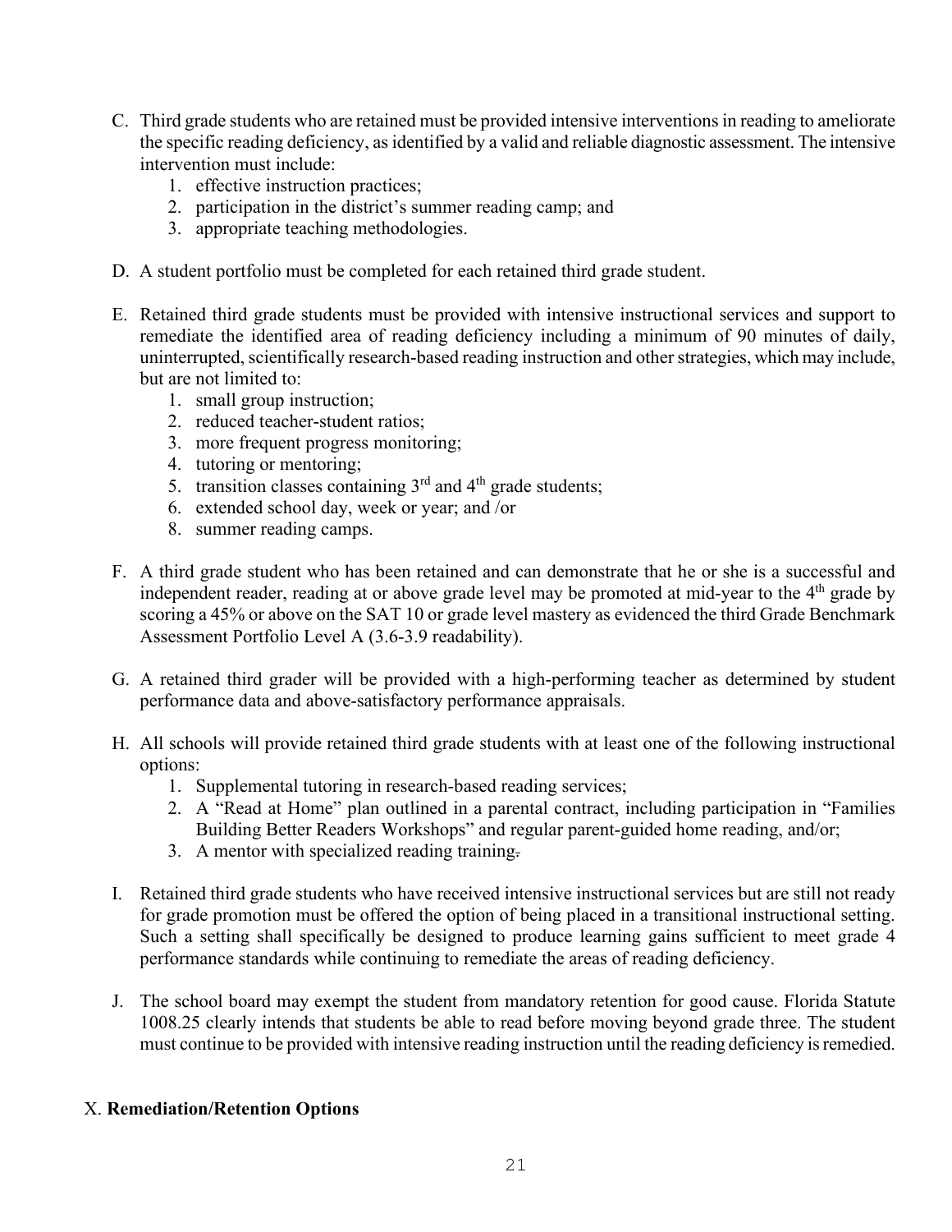C. Third grade students who are retained must be provided intensive interventions in reading to ameliorate the specific reading deficiency, as identified by a valid and reliable diagnostic assessment. The intensive intervention must include:
   1. effective instruction practices;
   2. participation in the district's summer reading camp; and
   3. appropriate teaching methodologies.

D. A student portfolio must be completed for each retained third grade student.

E. Retained third grade students must be provided with intensive instructional services and support to remediate the identified area of reading deficiency including a minimum of 90 minutes of daily, uninterrupted, scientifically research-based reading instruction and other strategies, which may include, but are not limited to:
   1. small group instruction;
   2. reduced teacher-student ratios;
   3. more frequent progress monitoring;
   4. tutoring or mentoring;
   5. transition classes containing 3rd and 4th grade students;
   6. extended school day, week or year; and /or
   8. summer reading camps.

F. A third grade student who has been retained and can demonstrate that he or she is a successful and independent reader, reading at or above grade level may be promoted at mid-year to the 4th grade by scoring a 45% or above on the SAT 10 or grade level mastery as evidenced the third Grade Benchmark Assessment Portfolio Level A (3.6-3.9 readability).

G. A retained third grader will be provided with a high-performing teacher as determined by student performance data and above-satisfactory performance appraisals.

H. All schools will provide retained third grade students with at least one of the following instructional options:
   1. Supplemental tutoring in research-based reading services;
   2. A "Read at Home" plan outlined in a parental contract, including participation in "Families Building Better Readers Workshops" and regular parent-guided home reading, and/or;
   3. A mentor with specialized reading training.

I. Retained third grade students who have received intensive instructional services but are still not ready for grade promotion must be offered the option of being placed in a transitional instructional setting. Such a setting shall specifically be designed to produce learning gains sufficient to meet grade 4 performance standards while continuing to remediate the areas of reading deficiency.

J. The school board may exempt the student from mandatory retention for good cause. Florida Statute 1008.25 clearly intends that students be able to read before moving beyond grade three. The student must continue to be provided with intensive reading instruction until the reading deficiency is remedied.

X. **Remediation/Retention Options**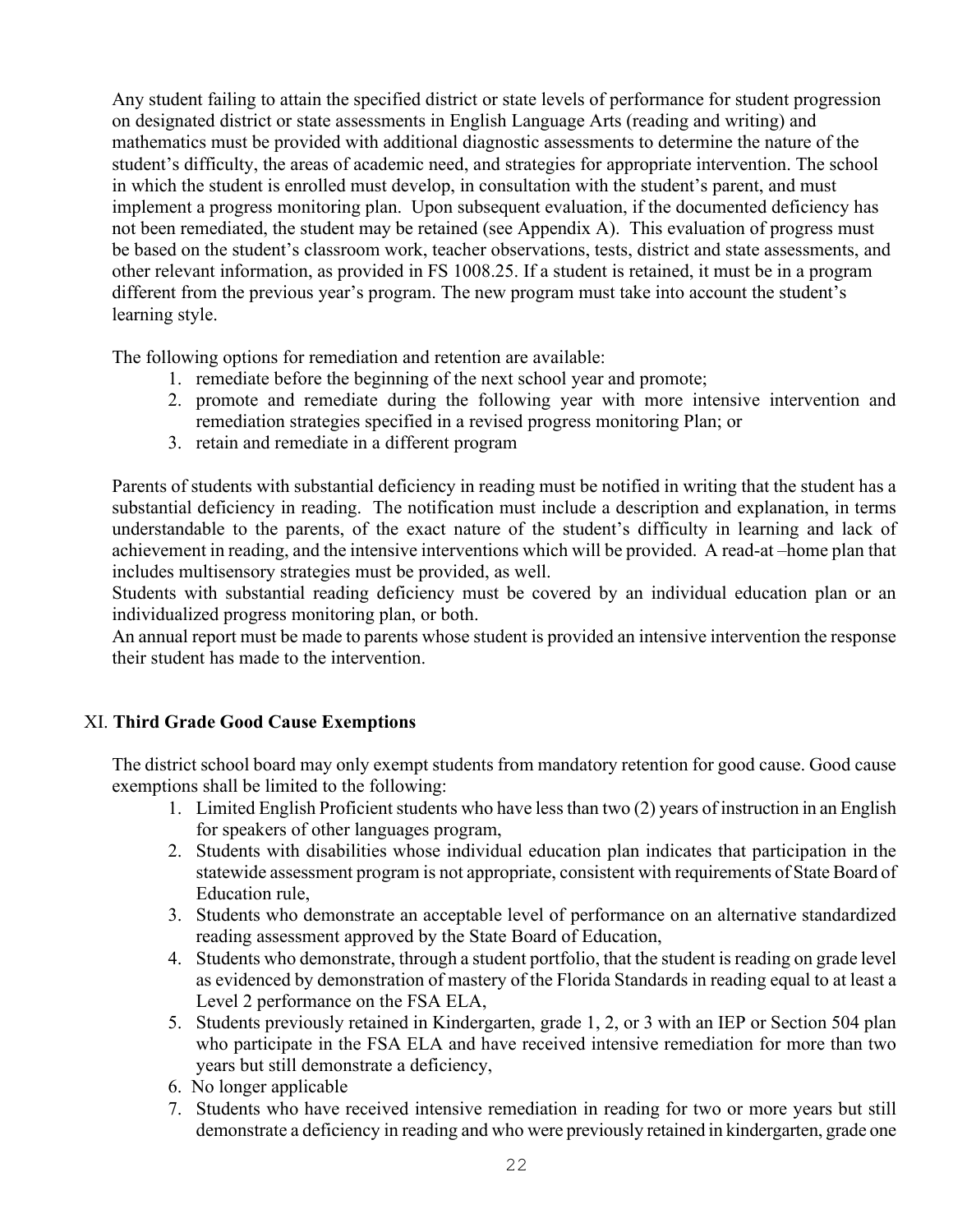Any student failing to attain the specified district or state levels of performance for student progression on designated district or state assessments in English Language Arts (reading and writing) and mathematics must be provided with additional diagnostic assessments to determine the nature of the student's difficulty, the areas of academic need, and strategies for appropriate intervention. The school in which the student is enrolled must develop, in consultation with the student's parent, and must implement a progress monitoring plan. Upon subsequent evaluation, if the documented deficiency has not been remediated, the student may be retained (see Appendix A). This evaluation of progress must be based on the student's classroom work, teacher observations, tests, district and state assessments, and other relevant information, as provided in FS 1008.25. If a student is retained, it must be in a program different from the previous year's program. The new program must take into account the student's learning style.

The following options for remediation and retention are available:

1. remediate before the beginning of the next school year and promote;
2. promote and remediate during the following year with more intensive intervention and remediation strategies specified in a revised progress monitoring Plan; or
3. retain and remediate in a different program

Parents of students with substantial deficiency in reading must be notified in writing that the student has a substantial deficiency in reading. The notification must include a description and explanation, in terms understandable to the parents, of the exact nature of the student's difficulty in learning and lack of achievement in reading, and the intensive interventions which will be provided. A read-at –home plan that includes multisensory strategies must be provided, as well.

Students with substantial reading deficiency must be covered by an individual education plan or an individualized progress monitoring plan, or both.

An annual report must be made to parents whose student is provided an intensive intervention the response their student has made to the intervention.

## XI. **Third Grade Good Cause Exemptions**

The district school board may only exempt students from mandatory retention for good cause. Good cause exemptions shall be limited to the following:

1. Limited English Proficient students who have less than two (2) years of instruction in an English for speakers of other languages program,
2. Students with disabilities whose individual education plan indicates that participation in the statewide assessment program is not appropriate, consistent with requirements of State Board of Education rule,
3. Students who demonstrate an acceptable level of performance on an alternative standardized reading assessment approved by the State Board of Education,
4. Students who demonstrate, through a student portfolio, that the student is reading on grade level as evidenced by demonstration of mastery of the Florida Standards in reading equal to at least a Level 2 performance on the FSA ELA,
5. Students previously retained in Kindergarten, grade 1, 2, or 3 with an IEP or Section 504 plan who participate in the FSA ELA and have received intensive remediation for more than two years but still demonstrate a deficiency,
6. No longer applicable
7. Students who have received intensive remediation in reading for two or more years but still demonstrate a deficiency in reading and who were previously retained in kindergarten, grade one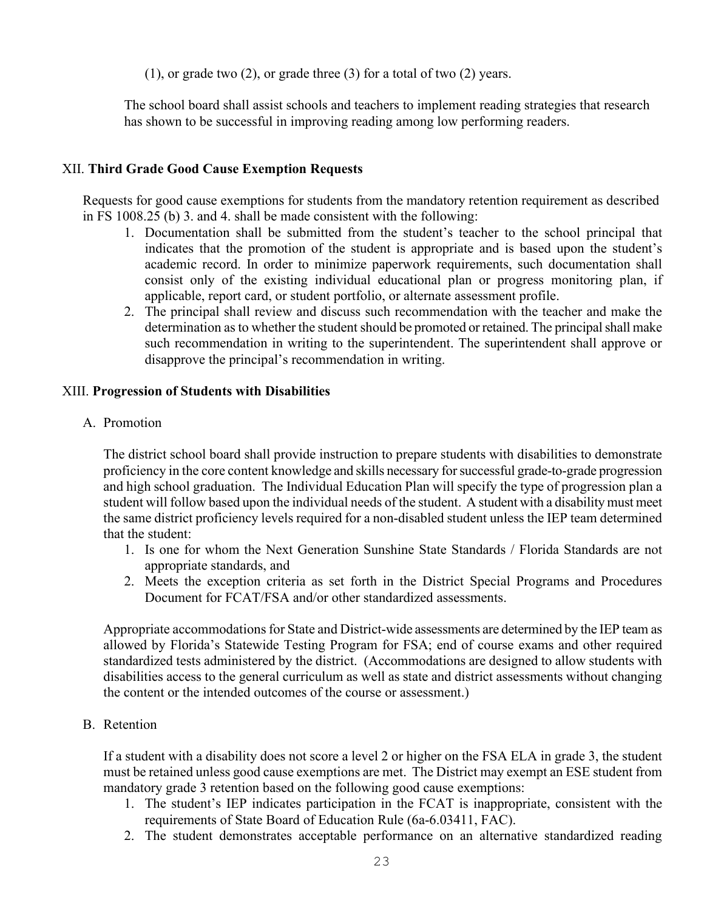(1), or grade two (2), or grade three (3) for a total of two (2) years.

The school board shall assist schools and teachers to implement reading strategies that research has shown to be successful in improving reading among low performing readers.

## XII. **Third Grade Good Cause Exemption Requests**

Requests for good cause exemptions for students from the mandatory retention requirement as described in FS 1008.25 (b) 3. and 4. shall be made consistent with the following:

1. Documentation shall be submitted from the student's teacher to the school principal that indicates that the promotion of the student is appropriate and is based upon the student's academic record. In order to minimize paperwork requirements, such documentation shall consist only of the existing individual educational plan or progress monitoring plan, if applicable, report card, or student portfolio, or alternate assessment profile.
2. The principal shall review and discuss such recommendation with the teacher and make the determination as to whether the student should be promoted or retained. The principal shall make such recommendation in writing to the superintendent. The superintendent shall approve or disapprove the principal's recommendation in writing.

## XIII. **Progression of Students with Disabilities**

A. Promotion

The district school board shall provide instruction to prepare students with disabilities to demonstrate proficiency in the core content knowledge and skills necessary for successful grade-to-grade progression and high school graduation. The Individual Education Plan will specify the type of progression plan a student will follow based upon the individual needs of the student. A student with a disability must meet the same district proficiency levels required for a non-disabled student unless the IEP team determined that the student:

1. Is one for whom the Next Generation Sunshine State Standards / Florida Standards are not appropriate standards, and
2. Meets the exception criteria as set forth in the District Special Programs and Procedures Document for FCAT/FSA and/or other standardized assessments.

Appropriate accommodations for State and District-wide assessments are determined by the IEP team as allowed by Florida's Statewide Testing Program for FSA; end of course exams and other required standardized tests administered by the district. (Accommodations are designed to allow students with disabilities access to the general curriculum as well as state and district assessments without changing the content or the intended outcomes of the course or assessment.)

B. Retention

If a student with a disability does not score a level 2 or higher on the FSA ELA in grade 3, the student must be retained unless good cause exemptions are met. The District may exempt an ESE student from mandatory grade 3 retention based on the following good cause exemptions:

1. The student's IEP indicates participation in the FCAT is inappropriate, consistent with the requirements of State Board of Education Rule (6a-6.03411, FAC).
2. The student demonstrates acceptable performance on an alternative standardized reading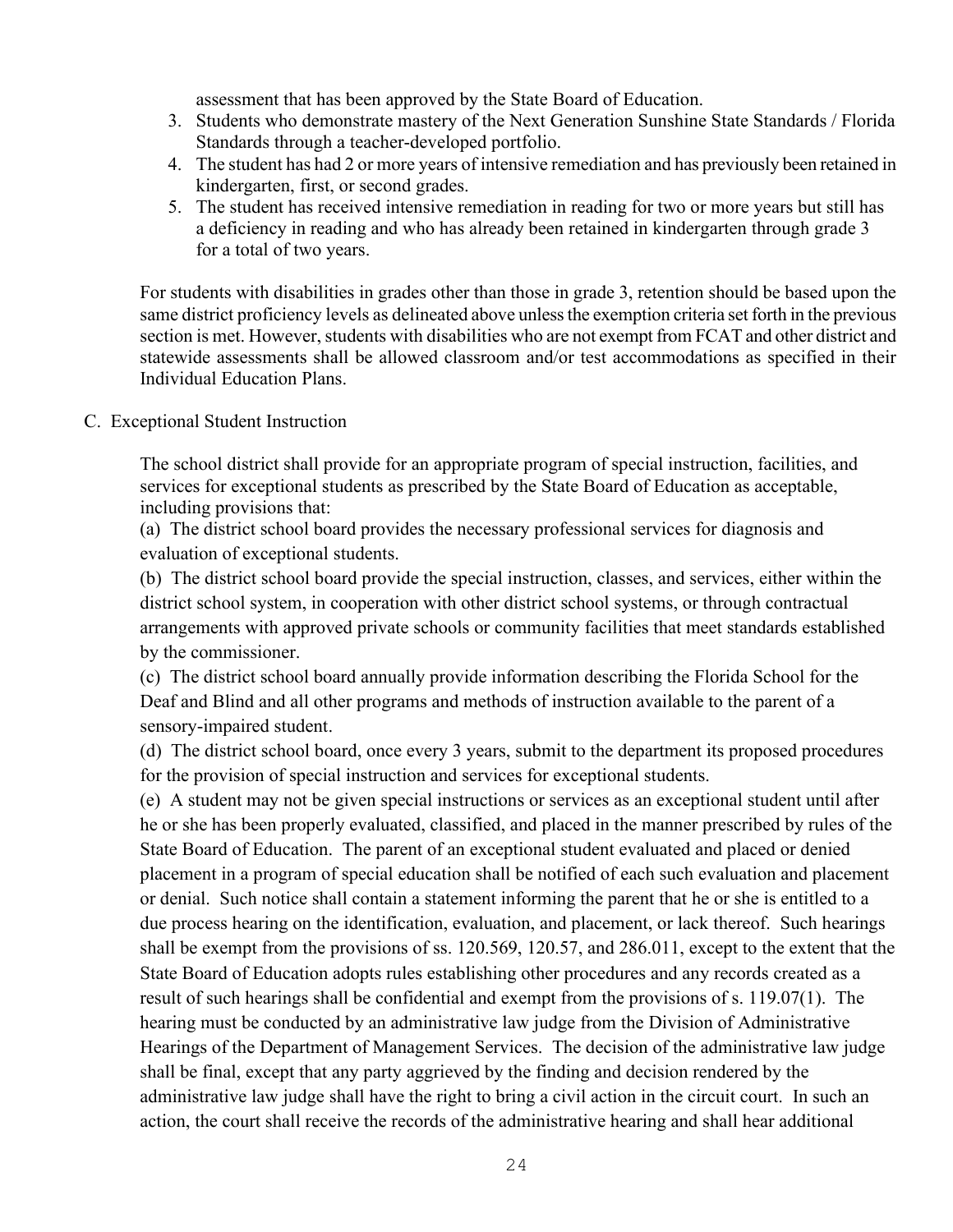assessment that has been approved by the State Board of Education.

3. Students who demonstrate mastery of the Next Generation Sunshine State Standards / Florida Standards through a teacher-developed portfolio.
4. The student has had 2 or more years of intensive remediation and has previously been retained in kindergarten, first, or second grades.
5. The student has received intensive remediation in reading for two or more years but still has a deficiency in reading and who has already been retained in kindergarten through grade 3 for a total of two years.

For students with disabilities in grades other than those in grade 3, retention should be based upon the same district proficiency levels as delineated above unless the exemption criteria set forth in the previous section is met. However, students with disabilities who are not exempt from FCAT and other district and statewide assessments shall be allowed classroom and/or test accommodations as specified in their Individual Education Plans.

C. Exceptional Student Instruction

The school district shall provide for an appropriate program of special instruction, facilities, and services for exceptional students as prescribed by the State Board of Education as acceptable, including provisions that:

(a) The district school board provides the necessary professional services for diagnosis and evaluation of exceptional students.

(b) The district school board provide the special instruction, classes, and services, either within the district school system, in cooperation with other district school systems, or through contractual arrangements with approved private schools or community facilities that meet standards established by the commissioner.

(c) The district school board annually provide information describing the Florida School for the Deaf and Blind and all other programs and methods of instruction available to the parent of a sensory-impaired student.

(d) The district school board, once every 3 years, submit to the department its proposed procedures for the provision of special instruction and services for exceptional students.

(e) A student may not be given special instructions or services as an exceptional student until after he or she has been properly evaluated, classified, and placed in the manner prescribed by rules of the State Board of Education. The parent of an exceptional student evaluated and placed or denied placement in a program of special education shall be notified of each such evaluation and placement or denial. Such notice shall contain a statement informing the parent that he or she is entitled to a due process hearing on the identification, evaluation, and placement, or lack thereof. Such hearings shall be exempt from the provisions of ss. 120.569, 120.57, and 286.011, except to the extent that the State Board of Education adopts rules establishing other procedures and any records created as a result of such hearings shall be confidential and exempt from the provisions of s. 119.07(1). The hearing must be conducted by an administrative law judge from the Division of Administrative Hearings of the Department of Management Services. The decision of the administrative law judge shall be final, except that any party aggrieved by the finding and decision rendered by the administrative law judge shall have the right to bring a civil action in the circuit court. In such an action, the court shall receive the records of the administrative hearing and shall hear additional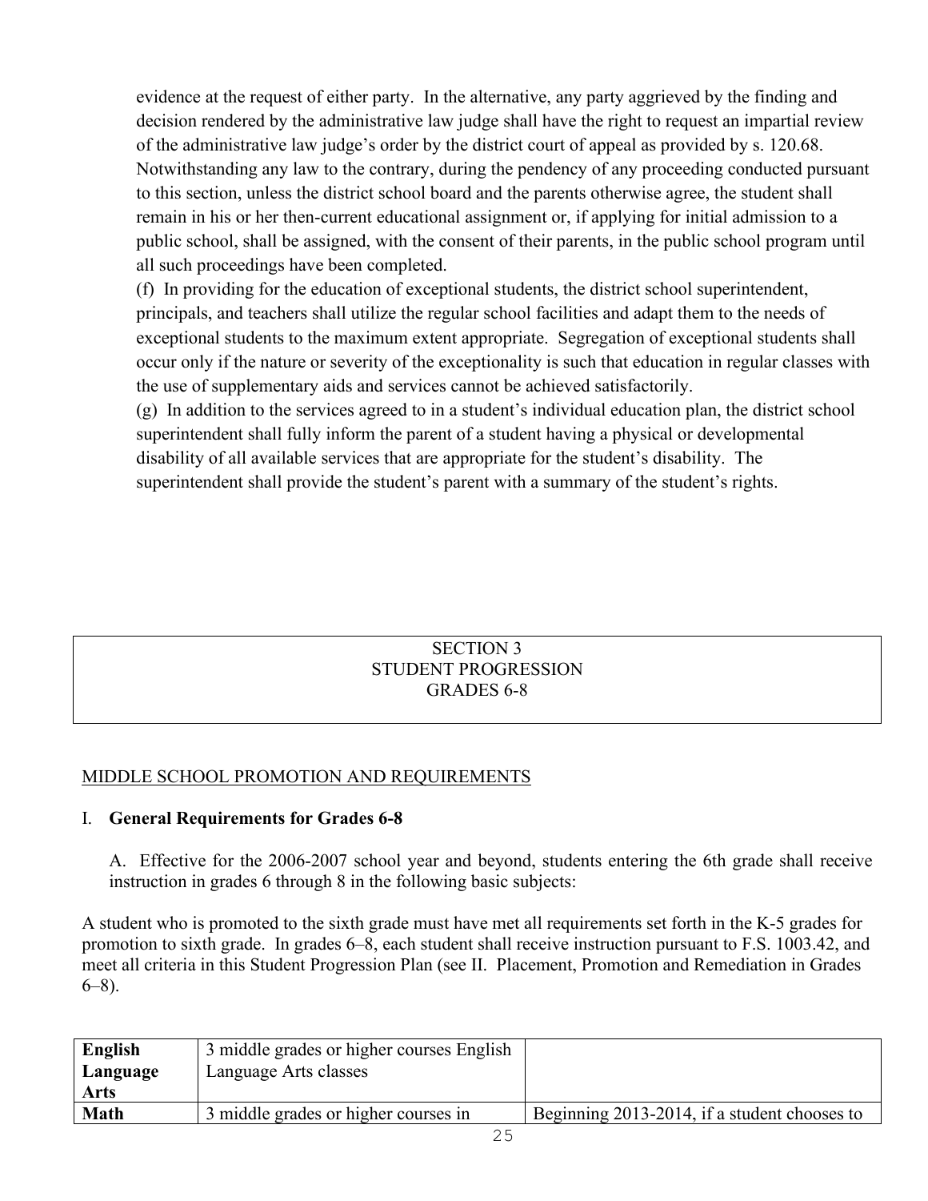evidence at the request of either party. In the alternative, any party aggrieved by the finding and decision rendered by the administrative law judge shall have the right to request an impartial review of the administrative law judge's order by the district court of appeal as provided by s. 120.68. Notwithstanding any law to the contrary, during the pendency of any proceeding conducted pursuant to this section, unless the district school board and the parents otherwise agree, the student shall remain in his or her then-current educational assignment or, if applying for initial admission to a public school, shall be assigned, with the consent of their parents, in the public school program until all such proceedings have been completed.

(f) In providing for the education of exceptional students, the district school superintendent, principals, and teachers shall utilize the regular school facilities and adapt them to the needs of exceptional students to the maximum extent appropriate. Segregation of exceptional students shall occur only if the nature or severity of the exceptionality is such that education in regular classes with the use of supplementary aids and services cannot be achieved satisfactorily.

(g) In addition to the services agreed to in a student's individual education plan, the district school superintendent shall fully inform the parent of a student having a physical or developmental disability of all available services that are appropriate for the student's disability. The superintendent shall provide the student's parent with a summary of the student's rights.

# SECTION 3
# STUDENT PROGRESSION
# GRADES 6-8

## MIDDLE SCHOOL PROMOTION AND REQUIREMENTS

### I. General Requirements for Grades 6-8

A. Effective for the 2006-2007 school year and beyond, students entering the 6th grade shall receive instruction in grades 6 through 8 in the following basic subjects:

A student who is promoted to the sixth grade must have met all requirements set forth in the K-5 grades for promotion to sixth grade. In grades 6–8, each student shall receive instruction pursuant to F.S. 1003.42, and meet all criteria in this Student Progression Plan (see II. Placement, Promotion and Remediation in Grades 6–8).

| **English Language Arts** | 3 middle grades or higher courses English Language Arts classes | |
|---|---|---|
| **Math** | 3 middle grades or higher courses in | Beginning 2013-2014, if a student chooses to |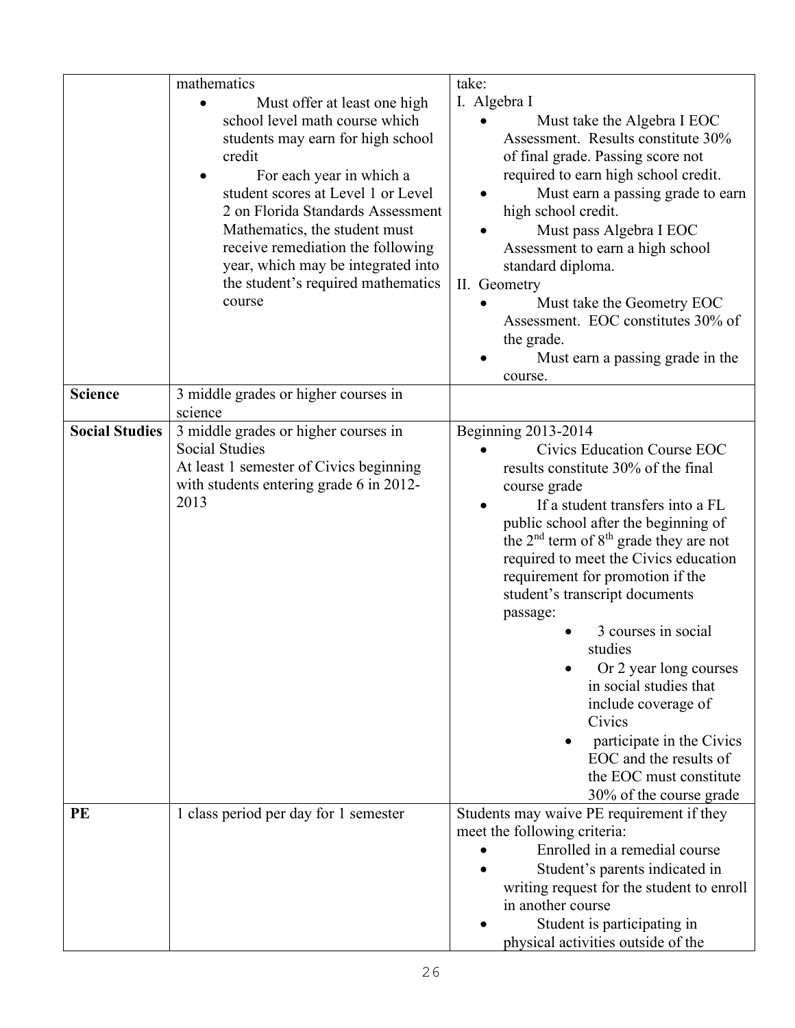|  |  |  |
| --- | --- | --- |
|  | mathematics<br>• Must offer at least one high school level math course which students may earn for high school credit<br>• For each year in which a student scores at Level 1 or Level 2 on Florida Standards Assessment Mathematics, the student must receive remediation the following year, which may be integrated into the student's required mathematics course | take:<br>I. Algebra I<br>• Must take the Algebra I EOC Assessment. Results constitute 30% of final grade. Passing score not required to earn high school credit.<br>• Must earn a passing grade to earn high school credit.<br>• Must pass Algebra I EOC Assessment to earn a high school standard diploma.<br>II. Geometry<br>• Must take the Geometry EOC Assessment. EOC constitutes 30% of the grade.<br>• Must earn a passing grade in the course. |
| **Science** | 3 middle grades or higher courses in science |  |
| **Social Studies** | 3 middle grades or higher courses in Social Studies<br>At least 1 semester of Civics beginning with students entering grade 6 in 2012-2013 | Beginning 2013-2014<br>• Civics Education Course EOC results constitute 30% of the final course grade<br>• If a student transfers into a FL public school after the beginning of the 2nd term of 8th grade they are not required to meet the Civics education requirement for promotion if the student's transcript documents passage:<br>  • 3 courses in social studies<br>  • Or 2 year long courses in social studies that include coverage of Civics<br>  • participate in the Civics EOC and the results of the EOC must constitute 30% of the course grade |
| **PE** | 1 class period per day for 1 semester | Students may waive PE requirement if they meet the following criteria:<br>• Enrolled in a remedial course<br>• Student's parents indicated in writing request for the student to enroll in another course<br>• Student is participating in physical activities outside of the |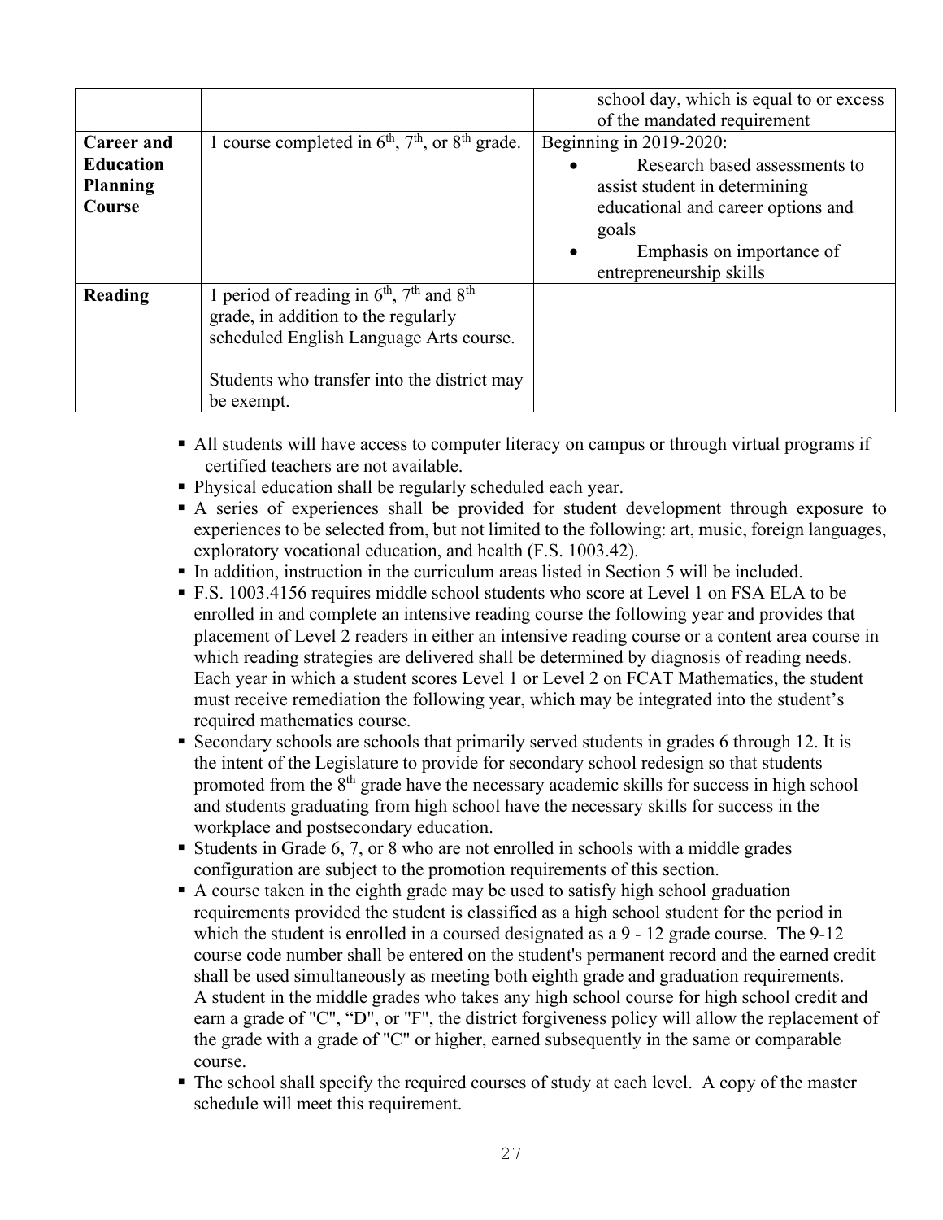| | | |
|---|---|---|
| | | school day, which is equal to or excess of the mandated requirement |
| **Career and Education Planning Course** | 1 course completed in 6th, 7th, or 8th grade. | Beginning in 2019-2020:<br>• Research based assessments to assist student in determining educational and career options and goals<br>• Emphasis on importance of entrepreneurship skills |
| **Reading** | 1 period of reading in 6th, 7th and 8th grade, in addition to the regularly scheduled English Language Arts course.<br><br>Students who transfer into the district may be exempt. | |

- All students will have access to computer literacy on campus or through virtual programs if certified teachers are not available.
- Physical education shall be regularly scheduled each year.
- A series of experiences shall be provided for student development through exposure to experiences to be selected from, but not limited to the following: art, music, foreign languages, exploratory vocational education, and health (F.S. 1003.42).
- In addition, instruction in the curriculum areas listed in Section 5 will be included.
- F.S. 1003.4156 requires middle school students who score at Level 1 on FSA ELA to be enrolled in and complete an intensive reading course the following year and provides that placement of Level 2 readers in either an intensive reading course or a content area course in which reading strategies are delivered shall be determined by diagnosis of reading needs. Each year in which a student scores Level 1 or Level 2 on FCAT Mathematics, the student must receive remediation the following year, which may be integrated into the student's required mathematics course.
- Secondary schools are schools that primarily served students in grades 6 through 12. It is the intent of the Legislature to provide for secondary school redesign so that students promoted from the 8th grade have the necessary academic skills for success in high school and students graduating from high school have the necessary skills for success in the workplace and postsecondary education.
- Students in Grade 6, 7, or 8 who are not enrolled in schools with a middle grades configuration are subject to the promotion requirements of this section.
- A course taken in the eighth grade may be used to satisfy high school graduation requirements provided the student is classified as a high school student for the period in which the student is enrolled in a coursed designated as a 9 - 12 grade course. The 9-12 course code number shall be entered on the student's permanent record and the earned credit shall be used simultaneously as meeting both eighth grade and graduation requirements. A student in the middle grades who takes any high school course for high school credit and earn a grade of "C", "D", or "F", the district forgiveness policy will allow the replacement of the grade with a grade of "C" or higher, earned subsequently in the same or comparable course.
- The school shall specify the required courses of study at each level. A copy of the master schedule will meet this requirement.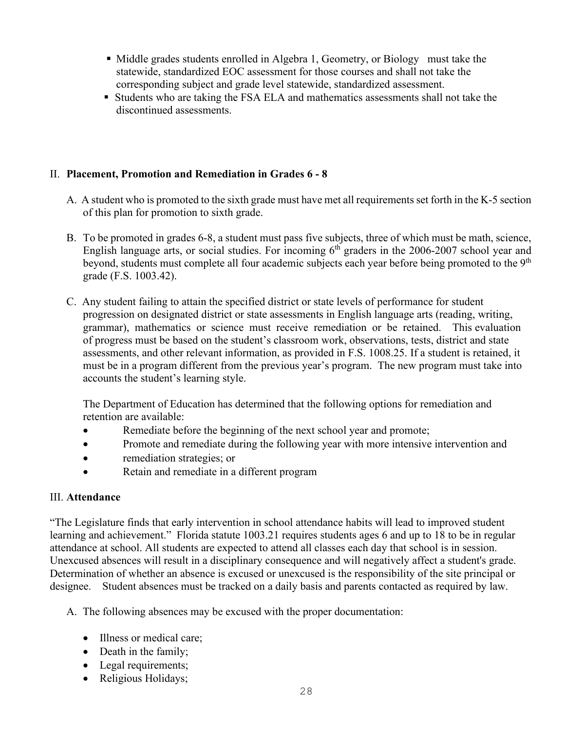- Middle grades students enrolled in Algebra 1, Geometry, or Biology must take the statewide, standardized EOC assessment for those courses and shall not take the corresponding subject and grade level statewide, standardized assessment.
- Students who are taking the FSA ELA and mathematics assessments shall not take the discontinued assessments.

## II. **Placement, Promotion and Remediation in Grades 6 - 8**

A. A student who is promoted to the sixth grade must have met all requirements set forth in the K-5 section of this plan for promotion to sixth grade.

B. To be promoted in grades 6-8, a student must pass five subjects, three of which must be math, science, English language arts, or social studies. For incoming 6th graders in the 2006-2007 school year and beyond, students must complete all four academic subjects each year before being promoted to the 9th grade (F.S. 1003.42).

C. Any student failing to attain the specified district or state levels of performance for student progression on designated district or state assessments in English language arts (reading, writing, grammar), mathematics or science must receive remediation or be retained. This evaluation of progress must be based on the student's classroom work, observations, tests, district and state assessments, and other relevant information, as provided in F.S. 1008.25. If a student is retained, it must be in a program different from the previous year's program. The new program must take into accounts the student's learning style.

The Department of Education has determined that the following options for remediation and retention are available:

- Remediate before the beginning of the next school year and promote;
- Promote and remediate during the following year with more intensive intervention and
- remediation strategies; or
- Retain and remediate in a different program

## III. **Attendance**

"The Legislature finds that early intervention in school attendance habits will lead to improved student learning and achievement." Florida statute 1003.21 requires students ages 6 and up to 18 to be in regular attendance at school. All students are expected to attend all classes each day that school is in session. Unexcused absences will result in a disciplinary consequence and will negatively affect a student's grade. Determination of whether an absence is excused or unexcused is the responsibility of the site principal or designee. Student absences must be tracked on a daily basis and parents contacted as required by law.

A. The following absences may be excused with the proper documentation:

- Illness or medical care;
- Death in the family;
- Legal requirements;
- Religious Holidays;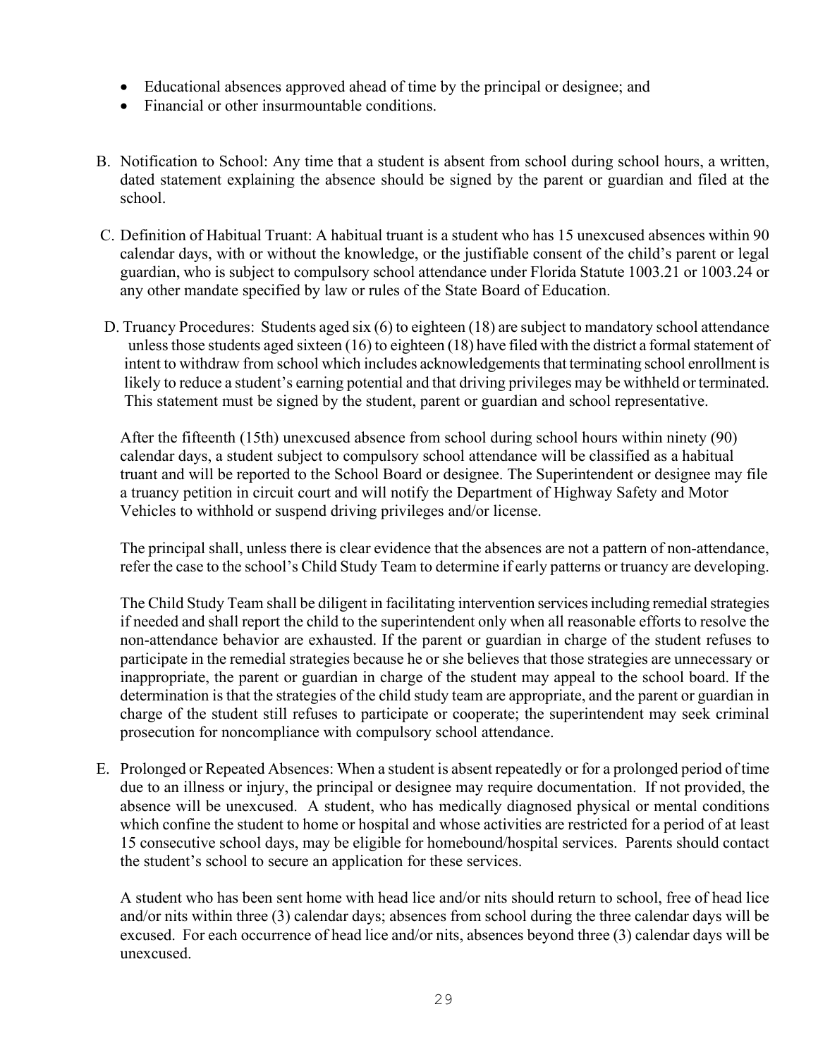- Educational absences approved ahead of time by the principal or designee; and
- Financial or other insurmountable conditions.

B. Notification to School: Any time that a student is absent from school during school hours, a written, dated statement explaining the absence should be signed by the parent or guardian and filed at the school.

C. Definition of Habitual Truant: A habitual truant is a student who has 15 unexcused absences within 90 calendar days, with or without the knowledge, or the justifiable consent of the child's parent or legal guardian, who is subject to compulsory school attendance under Florida Statute 1003.21 or 1003.24 or any other mandate specified by law or rules of the State Board of Education.

D. Truancy Procedures: Students aged six (6) to eighteen (18) are subject to mandatory school attendance unless those students aged sixteen (16) to eighteen (18) have filed with the district a formal statement of intent to withdraw from school which includes acknowledgements that terminating school enrollment is likely to reduce a student's earning potential and that driving privileges may be withheld or terminated. This statement must be signed by the student, parent or guardian and school representative.

After the fifteenth (15th) unexcused absence from school during school hours within ninety (90) calendar days, a student subject to compulsory school attendance will be classified as a habitual truant and will be reported to the School Board or designee. The Superintendent or designee may file a truancy petition in circuit court and will notify the Department of Highway Safety and Motor Vehicles to withhold or suspend driving privileges and/or license.

The principal shall, unless there is clear evidence that the absences are not a pattern of non-attendance, refer the case to the school's Child Study Team to determine if early patterns or truancy are developing.

The Child Study Team shall be diligent in facilitating intervention services including remedial strategies if needed and shall report the child to the superintendent only when all reasonable efforts to resolve the non-attendance behavior are exhausted. If the parent or guardian in charge of the student refuses to participate in the remedial strategies because he or she believes that those strategies are unnecessary or inappropriate, the parent or guardian in charge of the student may appeal to the school board. If the determination is that the strategies of the child study team are appropriate, and the parent or guardian in charge of the student still refuses to participate or cooperate; the superintendent may seek criminal prosecution for noncompliance with compulsory school attendance.

E. Prolonged or Repeated Absences: When a student is absent repeatedly or for a prolonged period of time due to an illness or injury, the principal or designee may require documentation. If not provided, the absence will be unexcused. A student, who has medically diagnosed physical or mental conditions which confine the student to home or hospital and whose activities are restricted for a period of at least 15 consecutive school days, may be eligible for homebound/hospital services. Parents should contact the student's school to secure an application for these services.

A student who has been sent home with head lice and/or nits should return to school, free of head lice and/or nits within three (3) calendar days; absences from school during the three calendar days will be excused. For each occurrence of head lice and/or nits, absences beyond three (3) calendar days will be unexcused.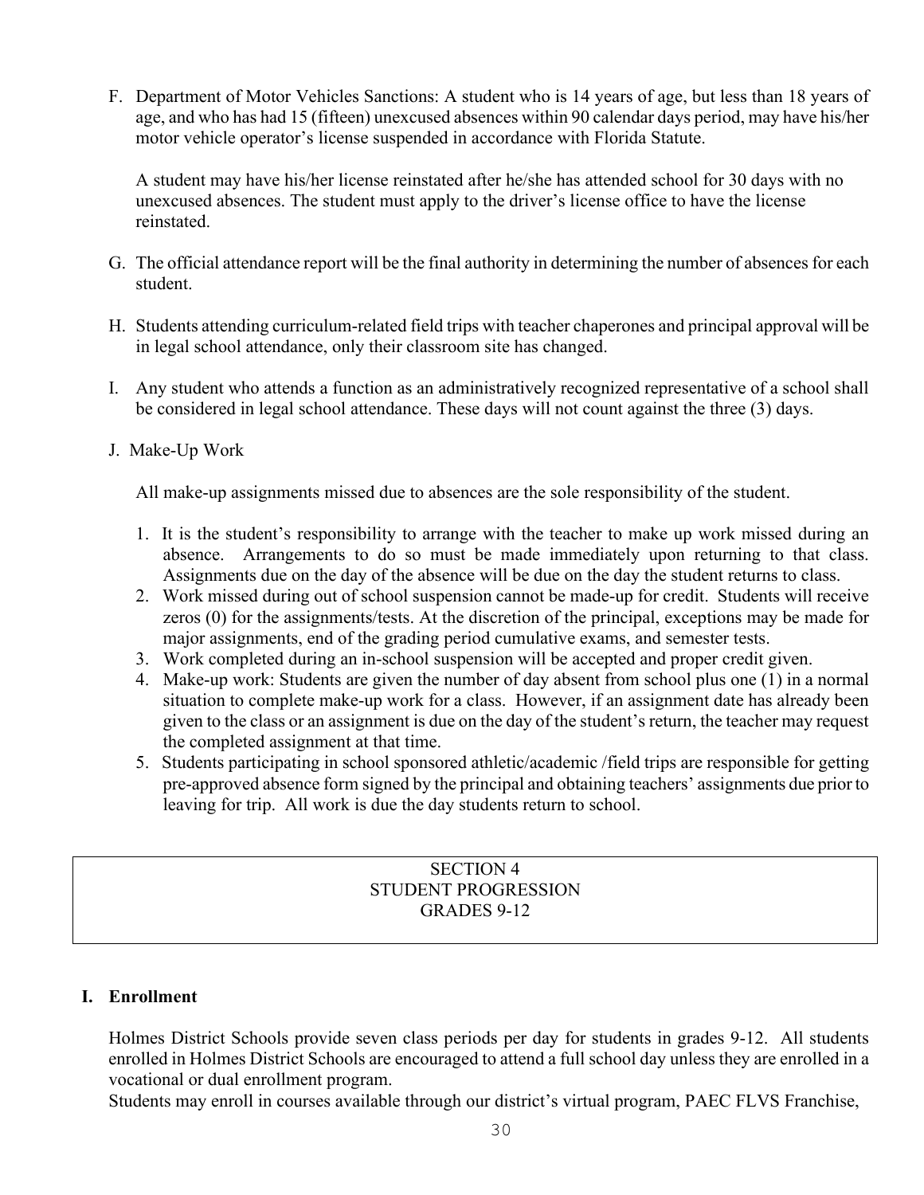F. Department of Motor Vehicles Sanctions: A student who is 14 years of age, but less than 18 years of age, and who has had 15 (fifteen) unexcused absences within 90 calendar days period, may have his/her motor vehicle operator's license suspended in accordance with Florida Statute.

   A student may have his/her license reinstated after he/she has attended school for 30 days with no unexcused absences. The student must apply to the driver's license office to have the license reinstated.

G. The official attendance report will be the final authority in determining the number of absences for each student.

H. Students attending curriculum-related field trips with teacher chaperones and principal approval will be in legal school attendance, only their classroom site has changed.

I. Any student who attends a function as an administratively recognized representative of a school shall be considered in legal school attendance. These days will not count against the three (3) days.

J. Make-Up Work

   All make-up assignments missed due to absences are the sole responsibility of the student.

   1. It is the student's responsibility to arrange with the teacher to make up work missed during an absence. Arrangements to do so must be made immediately upon returning to that class. Assignments due on the day of the absence will be due on the day the student returns to class.
   2. Work missed during out of school suspension cannot be made-up for credit. Students will receive zeros (0) for the assignments/tests. At the discretion of the principal, exceptions may be made for major assignments, end of the grading period cumulative exams, and semester tests.
   3. Work completed during an in-school suspension will be accepted and proper credit given.
   4. Make-up work: Students are given the number of day absent from school plus one (1) in a normal situation to complete make-up work for a class. However, if an assignment date has already been given to the class or an assignment is due on the day of the student's return, the teacher may request the completed assignment at that time.
   5. Students participating in school sponsored athletic/academic /field trips are responsible for getting pre-approved absence form signed by the principal and obtaining teachers' assignments due prior to leaving for trip. All work is due the day students return to school.

## SECTION 4
## STUDENT PROGRESSION
## GRADES 9-12

### I. Enrollment

Holmes District Schools provide seven class periods per day for students in grades 9-12. All students enrolled in Holmes District Schools are encouraged to attend a full school day unless they are enrolled in a vocational or dual enrollment program.
Students may enroll in courses available through our district's virtual program, PAEC FLVS Franchise,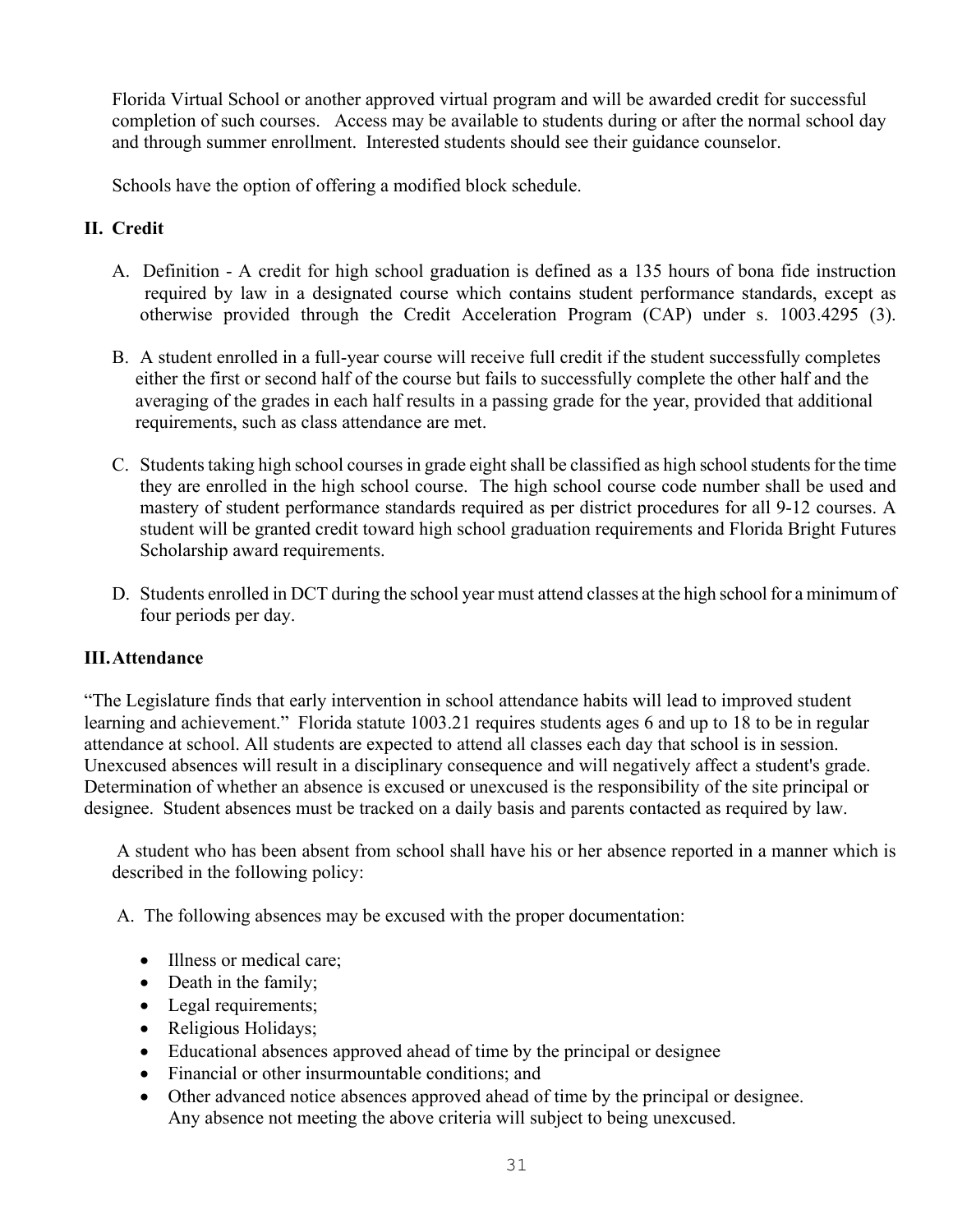Florida Virtual School or another approved virtual program and will be awarded credit for successful completion of such courses. Access may be available to students during or after the normal school day and through summer enrollment. Interested students should see their guidance counselor.

Schools have the option of offering a modified block schedule.

## II. Credit

A. Definition - A credit for high school graduation is defined as a 135 hours of bona fide instruction required by law in a designated course which contains student performance standards, except as otherwise provided through the Credit Acceleration Program (CAP) under s. 1003.4295 (3).

B. A student enrolled in a full-year course will receive full credit if the student successfully completes either the first or second half of the course but fails to successfully complete the other half and the averaging of the grades in each half results in a passing grade for the year, provided that additional requirements, such as class attendance are met.

C. Students taking high school courses in grade eight shall be classified as high school students for the time they are enrolled in the high school course. The high school course code number shall be used and mastery of student performance standards required as per district procedures for all 9-12 courses. A student will be granted credit toward high school graduation requirements and Florida Bright Futures Scholarship award requirements.

D. Students enrolled in DCT during the school year must attend classes at the high school for a minimum of four periods per day.

## III. Attendance

"The Legislature finds that early intervention in school attendance habits will lead to improved student learning and achievement." Florida statute 1003.21 requires students ages 6 and up to 18 to be in regular attendance at school. All students are expected to attend all classes each day that school is in session. Unexcused absences will result in a disciplinary consequence and will negatively affect a student's grade. Determination of whether an absence is excused or unexcused is the responsibility of the site principal or designee. Student absences must be tracked on a daily basis and parents contacted as required by law.

A student who has been absent from school shall have his or her absence reported in a manner which is described in the following policy:

A. The following absences may be excused with the proper documentation:

- Illness or medical care;
- Death in the family;
- Legal requirements;
- Religious Holidays;
- Educational absences approved ahead of time by the principal or designee
- Financial or other insurmountable conditions; and
- Other advanced notice absences approved ahead of time by the principal or designee. Any absence not meeting the above criteria will subject to being unexcused.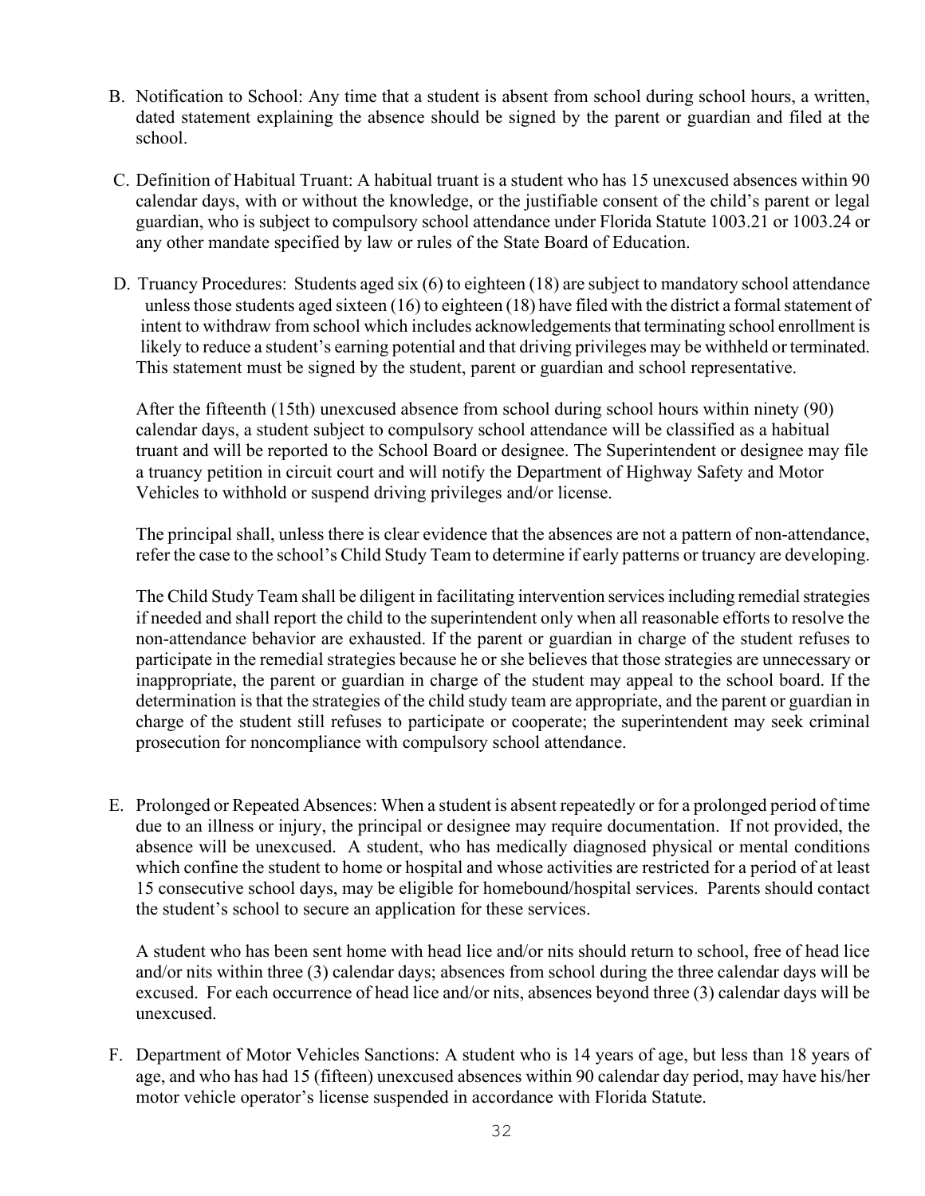B. Notification to School: Any time that a student is absent from school during school hours, a written, dated statement explaining the absence should be signed by the parent or guardian and filed at the school.

C. Definition of Habitual Truant: A habitual truant is a student who has 15 unexcused absences within 90 calendar days, with or without the knowledge, or the justifiable consent of the child's parent or legal guardian, who is subject to compulsory school attendance under Florida Statute 1003.21 or 1003.24 or any other mandate specified by law or rules of the State Board of Education.

D. Truancy Procedures: Students aged six (6) to eighteen (18) are subject to mandatory school attendance unless those students aged sixteen (16) to eighteen (18) have filed with the district a formal statement of intent to withdraw from school which includes acknowledgements that terminating school enrollment is likely to reduce a student's earning potential and that driving privileges may be withheld or terminated. This statement must be signed by the student, parent or guardian and school representative.

   After the fifteenth (15th) unexcused absence from school during school hours within ninety (90) calendar days, a student subject to compulsory school attendance will be classified as a habitual truant and will be reported to the School Board or designee. The Superintendent or designee may file a truancy petition in circuit court and will notify the Department of Highway Safety and Motor Vehicles to withhold or suspend driving privileges and/or license.

   The principal shall, unless there is clear evidence that the absences are not a pattern of non-attendance, refer the case to the school's Child Study Team to determine if early patterns or truancy are developing.

   The Child Study Team shall be diligent in facilitating intervention services including remedial strategies if needed and shall report the child to the superintendent only when all reasonable efforts to resolve the non-attendance behavior are exhausted. If the parent or guardian in charge of the student refuses to participate in the remedial strategies because he or she believes that those strategies are unnecessary or inappropriate, the parent or guardian in charge of the student may appeal to the school board. If the determination is that the strategies of the child study team are appropriate, and the parent or guardian in charge of the student still refuses to participate or cooperate; the superintendent may seek criminal prosecution for noncompliance with compulsory school attendance.

E. Prolonged or Repeated Absences: When a student is absent repeatedly or for a prolonged period of time due to an illness or injury, the principal or designee may require documentation. If not provided, the absence will be unexcused. A student, who has medically diagnosed physical or mental conditions which confine the student to home or hospital and whose activities are restricted for a period of at least 15 consecutive school days, may be eligible for homebound/hospital services. Parents should contact the student's school to secure an application for these services.

   A student who has been sent home with head lice and/or nits should return to school, free of head lice and/or nits within three (3) calendar days; absences from school during the three calendar days will be excused. For each occurrence of head lice and/or nits, absences beyond three (3) calendar days will be unexcused.

F. Department of Motor Vehicles Sanctions: A student who is 14 years of age, but less than 18 years of age, and who has had 15 (fifteen) unexcused absences within 90 calendar day period, may have his/her motor vehicle operator's license suspended in accordance with Florida Statute.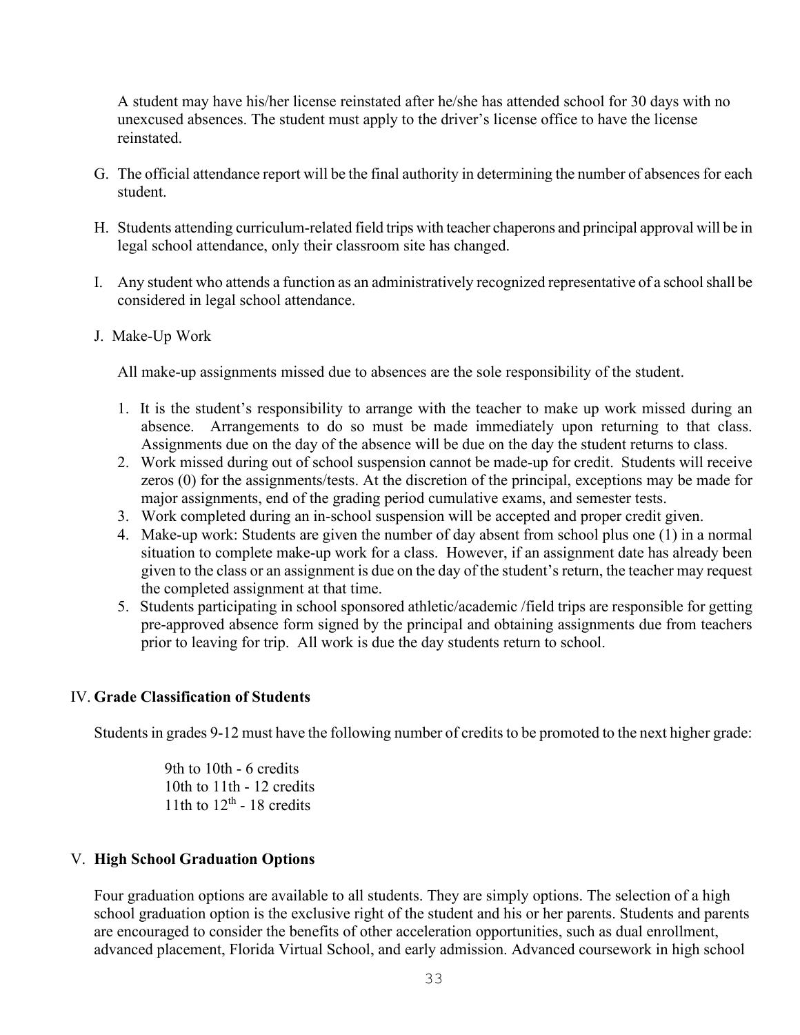A student may have his/her license reinstated after he/she has attended school for 30 days with no unexcused absences. The student must apply to the driver's license office to have the license reinstated.

G. The official attendance report will be the final authority in determining the number of absences for each student.

H. Students attending curriculum-related field trips with teacher chaperons and principal approval will be in legal school attendance, only their classroom site has changed.

I. Any student who attends a function as an administratively recognized representative of a school shall be considered in legal school attendance.

J. Make-Up Work

All make-up assignments missed due to absences are the sole responsibility of the student.

1. It is the student's responsibility to arrange with the teacher to make up work missed during an absence. Arrangements to do so must be made immediately upon returning to that class. Assignments due on the day of the absence will be due on the day the student returns to class.
2. Work missed during out of school suspension cannot be made-up for credit. Students will receive zeros (0) for the assignments/tests. At the discretion of the principal, exceptions may be made for major assignments, end of the grading period cumulative exams, and semester tests.
3. Work completed during an in-school suspension will be accepted and proper credit given.
4. Make-up work: Students are given the number of day absent from school plus one (1) in a normal situation to complete make-up work for a class. However, if an assignment date has already been given to the class or an assignment is due on the day of the student's return, the teacher may request the completed assignment at that time.
5. Students participating in school sponsored athletic/academic /field trips are responsible for getting pre-approved absence form signed by the principal and obtaining assignments due from teachers prior to leaving for trip. All work is due the day students return to school.

## IV. Grade Classification of Students

Students in grades 9-12 must have the following number of credits to be promoted to the next higher grade:

9th to 10th - 6 credits
10th to 11th - 12 credits
11th to 12th - 18 credits

## V. High School Graduation Options

Four graduation options are available to all students. They are simply options. The selection of a high school graduation option is the exclusive right of the student and his or her parents. Students and parents are encouraged to consider the benefits of other acceleration opportunities, such as dual enrollment, advanced placement, Florida Virtual School, and early admission. Advanced coursework in high school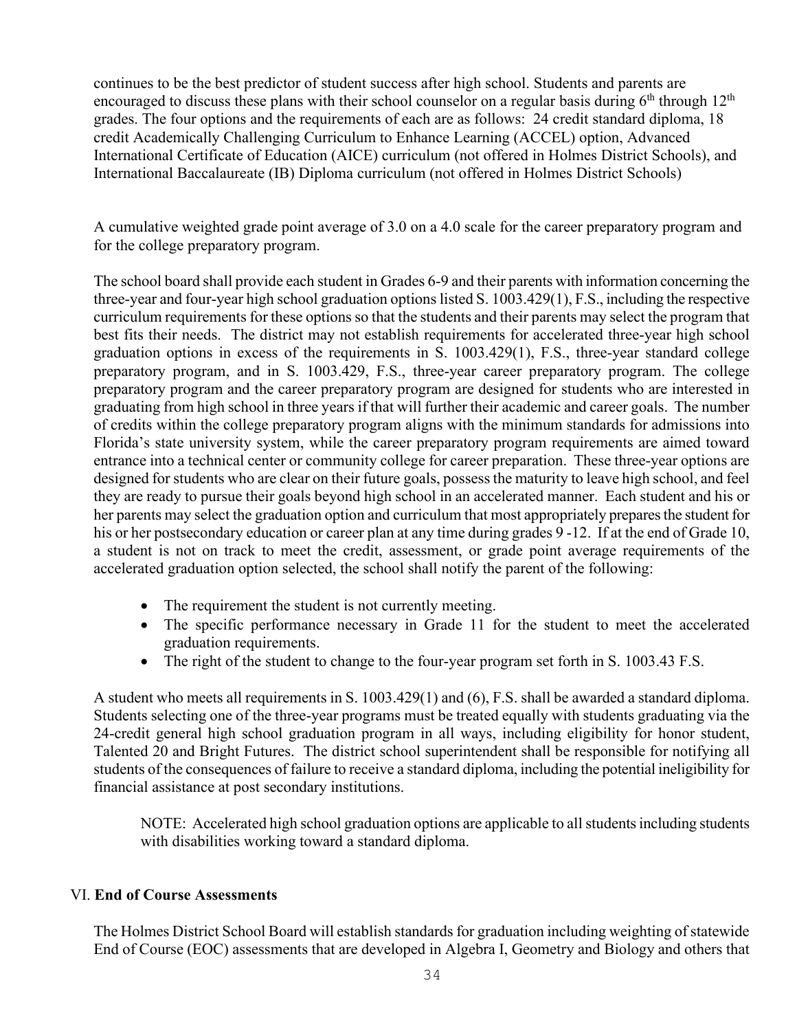continues to be the best predictor of student success after high school. Students and parents are encouraged to discuss these plans with their school counselor on a regular basis during 6th through 12th grades. The four options and the requirements of each are as follows: 24 credit standard diploma, 18 credit Academically Challenging Curriculum to Enhance Learning (ACCEL) option, Advanced International Certificate of Education (AICE) curriculum (not offered in Holmes District Schools), and International Baccalaureate (IB) Diploma curriculum (not offered in Holmes District Schools)

A cumulative weighted grade point average of 3.0 on a 4.0 scale for the career preparatory program and for the college preparatory program.

The school board shall provide each student in Grades 6-9 and their parents with information concerning the three-year and four-year high school graduation options listed S. 1003.429(1), F.S., including the respective curriculum requirements for these options so that the students and their parents may select the program that best fits their needs. The district may not establish requirements for accelerated three-year high school graduation options in excess of the requirements in S. 1003.429(1), F.S., three-year standard college preparatory program, and in S. 1003.429, F.S., three-year career preparatory program. The college preparatory program and the career preparatory program are designed for students who are interested in graduating from high school in three years if that will further their academic and career goals. The number of credits within the college preparatory program aligns with the minimum standards for admissions into Florida's state university system, while the career preparatory program requirements are aimed toward entrance into a technical center or community college for career preparation. These three-year options are designed for students who are clear on their future goals, possess the maturity to leave high school, and feel they are ready to pursue their goals beyond high school in an accelerated manner. Each student and his or her parents may select the graduation option and curriculum that most appropriately prepares the student for his or her postsecondary education or career plan at any time during grades 9 -12. If at the end of Grade 10, a student is not on track to meet the credit, assessment, or grade point average requirements of the accelerated graduation option selected, the school shall notify the parent of the following:

- The requirement the student is not currently meeting.
- The specific performance necessary in Grade 11 for the student to meet the accelerated graduation requirements.
- The right of the student to change to the four-year program set forth in S. 1003.43 F.S.

A student who meets all requirements in S. 1003.429(1) and (6), F.S. shall be awarded a standard diploma. Students selecting one of the three-year programs must be treated equally with students graduating via the 24-credit general high school graduation program in all ways, including eligibility for honor student, Talented 20 and Bright Futures. The district school superintendent shall be responsible for notifying all students of the consequences of failure to receive a standard diploma, including the potential ineligibility for financial assistance at post secondary institutions.

NOTE: Accelerated high school graduation options are applicable to all students including students with disabilities working toward a standard diploma.

## VI. **End of Course Assessments**

The Holmes District School Board will establish standards for graduation including weighting of statewide End of Course (EOC) assessments that are developed in Algebra I, Geometry and Biology and others that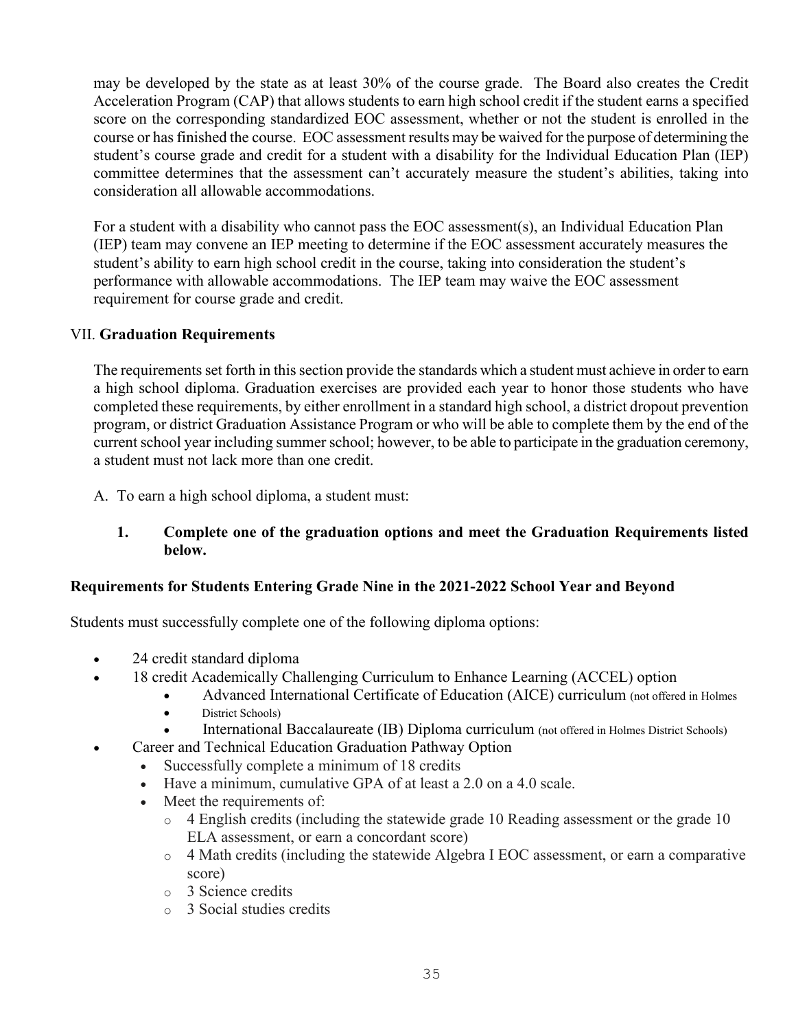may be developed by the state as at least 30% of the course grade. The Board also creates the Credit Acceleration Program (CAP) that allows students to earn high school credit if the student earns a specified score on the corresponding standardized EOC assessment, whether or not the student is enrolled in the course or has finished the course. EOC assessment results may be waived for the purpose of determining the student's course grade and credit for a student with a disability for the Individual Education Plan (IEP) committee determines that the assessment can't accurately measure the student's abilities, taking into consideration all allowable accommodations.

For a student with a disability who cannot pass the EOC assessment(s), an Individual Education Plan (IEP) team may convene an IEP meeting to determine if the EOC assessment accurately measures the student's ability to earn high school credit in the course, taking into consideration the student's performance with allowable accommodations. The IEP team may waive the EOC assessment requirement for course grade and credit.

## VII. **Graduation Requirements**

The requirements set forth in this section provide the standards which a student must achieve in order to earn a high school diploma. Graduation exercises are provided each year to honor those students who have completed these requirements, by either enrollment in a standard high school, a district dropout prevention program, or district Graduation Assistance Program or who will be able to complete them by the end of the current school year including summer school; however, to be able to participate in the graduation ceremony, a student must not lack more than one credit.

A. To earn a high school diploma, a student must:

**1. Complete one of the graduation options and meet the Graduation Requirements listed below.**

### Requirements for Students Entering Grade Nine in the 2021-2022 School Year and Beyond

Students must successfully complete one of the following diploma options:

- 24 credit standard diploma
- 18 credit Academically Challenging Curriculum to Enhance Learning (ACCEL) option
  - Advanced International Certificate of Education (AICE) curriculum (not offered in Holmes District Schools)
  - International Baccalaureate (IB) Diploma curriculum (not offered in Holmes District Schools)
- Career and Technical Education Graduation Pathway Option
  - Successfully complete a minimum of 18 credits
  - Have a minimum, cumulative GPA of at least a 2.0 on a 4.0 scale.
  - Meet the requirements of:
    - 4 English credits (including the statewide grade 10 Reading assessment or the grade 10 ELA assessment, or earn a concordant score)
    - 4 Math credits (including the statewide Algebra I EOC assessment, or earn a comparative score)
    - 3 Science credits
    - 3 Social studies credits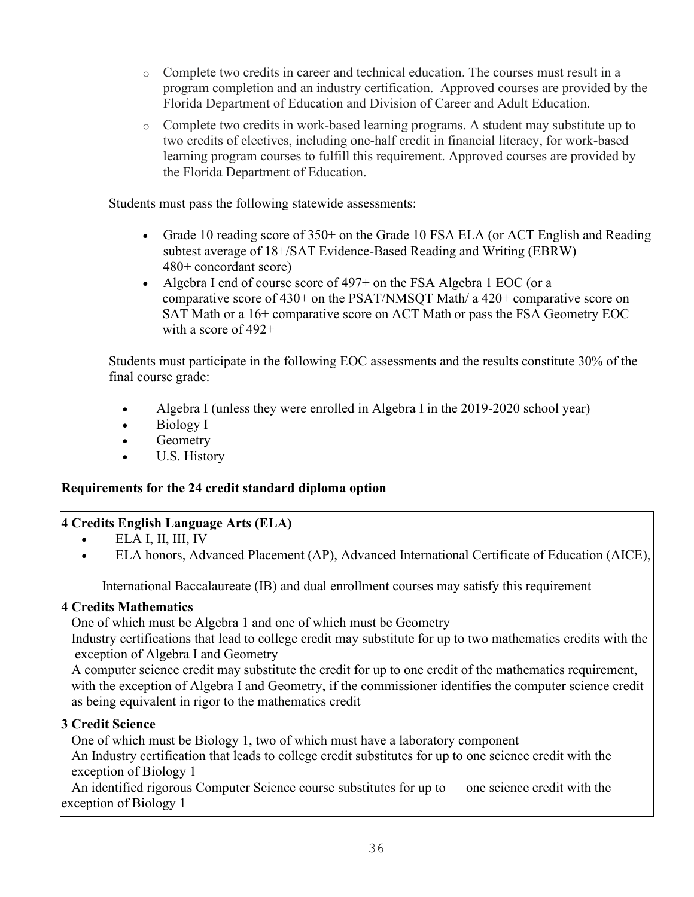- Complete two credits in career and technical education. The courses must result in a program completion and an industry certification. Approved courses are provided by the Florida Department of Education and Division of Career and Adult Education.
- Complete two credits in work-based learning programs. A student may substitute up to two credits of electives, including one-half credit in financial literacy, for work-based learning program courses to fulfill this requirement. Approved courses are provided by the Florida Department of Education.

Students must pass the following statewide assessments:

- Grade 10 reading score of 350+ on the Grade 10 FSA ELA (or ACT English and Reading subtest average of 18+/SAT Evidence-Based Reading and Writing (EBRW) 480+ concordant score)
- Algebra I end of course score of 497+ on the FSA Algebra 1 EOC (or a comparative score of 430+ on the PSAT/NMSQT Math/ a 420+ comparative score on SAT Math or a 16+ comparative score on ACT Math or pass the FSA Geometry EOC with a score of 492+

Students must participate in the following EOC assessments and the results constitute 30% of the final course grade:

- Algebra I (unless they were enrolled in Algebra I in the 2019-2020 school year)
- Biology I
- Geometry
- U.S. History

**Requirements for the 24 credit standard diploma option**

| **4 Credits English Language Arts (ELA)** |
|---|
| • ELA I, II, III, IV<br>• ELA honors, Advanced Placement (AP), Advanced International Certificate of Education (AICE), International Baccalaureate (IB) and dual enrollment courses may satisfy this requirement |
| **4 Credits Mathematics**<br>One of which must be Algebra 1 and one of which must be Geometry<br>Industry certifications that lead to college credit may substitute for up to two mathematics credits with the exception of Algebra I and Geometry<br>A computer science credit may substitute the credit for up to one credit of the mathematics requirement, with the exception of Algebra I and Geometry, if the commissioner identifies the computer science credit as being equivalent in rigor to the mathematics credit |
| **3 Credit Science**<br>One of which must be Biology 1, two of which must have a laboratory component<br>An Industry certification that leads to college credit substitutes for up to one science credit with the exception of Biology 1<br>An identified rigorous Computer Science course substitutes for up to one science credit with the exception of Biology 1 |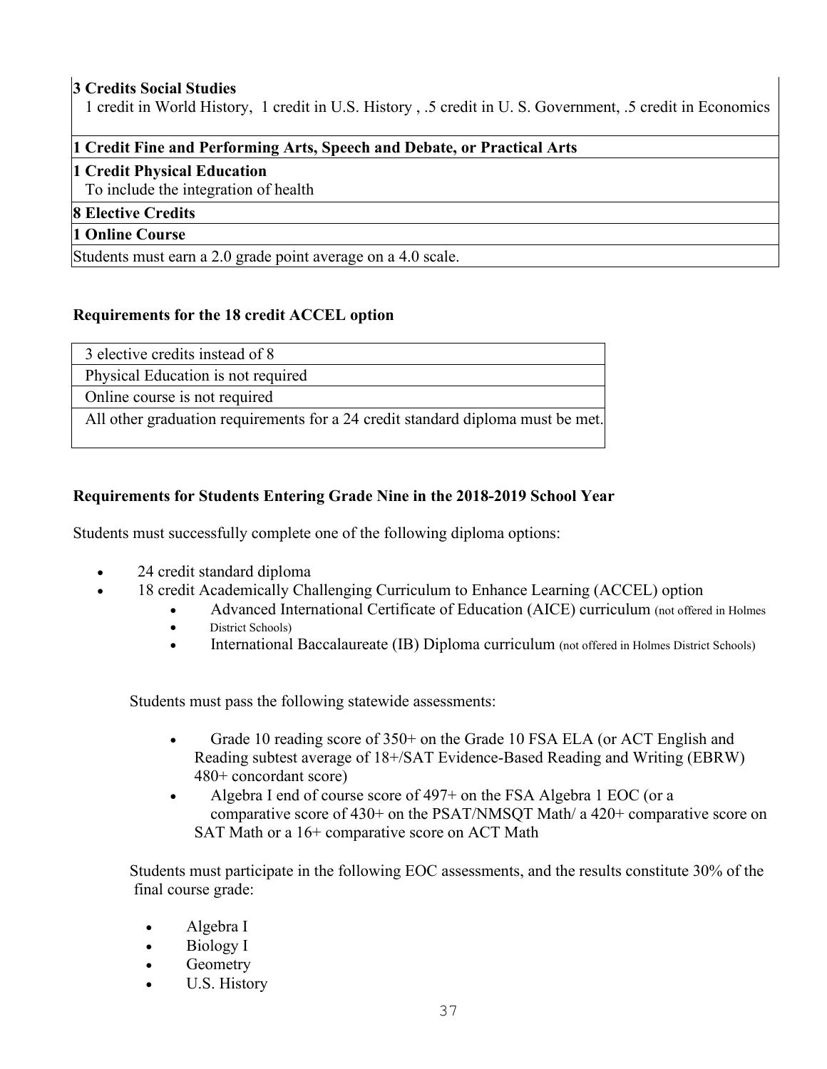| **3 Credits Social Studies**<br>1 credit in World History, 1 credit in U.S. History , .5 credit in U. S. Government, .5 credit in Economics |
|---|
| **1 Credit Fine and Performing Arts, Speech and Debate, or Practical Arts** |
| **1 Credit Physical Education**<br>To include the integration of health |
| **8 Elective Credits** |
| **1 Online Course** |
| Students must earn a 2.0 grade point average on a 4.0 scale. |

**Requirements for the 18 credit ACCEL option**

| 3 elective credits instead of 8 |
|---|
| Physical Education is not required |
| Online course is not required |
| All other graduation requirements for a 24 credit standard diploma must be met. |

**Requirements for Students Entering Grade Nine in the 2018-2019 School Year**

Students must successfully complete one of the following diploma options:

- 24 credit standard diploma
- 18 credit Academically Challenging Curriculum to Enhance Learning (ACCEL) option
  - Advanced International Certificate of Education (AICE) curriculum (not offered in Holmes District Schools)
  - International Baccalaureate (IB) Diploma curriculum (not offered in Holmes District Schools)

Students must pass the following statewide assessments:

- Grade 10 reading score of 350+ on the Grade 10 FSA ELA (or ACT English and Reading subtest average of 18+/SAT Evidence-Based Reading and Writing (EBRW) 480+ concordant score)
- Algebra I end of course score of 497+ on the FSA Algebra 1 EOC (or a comparative score of 430+ on the PSAT/NMSQT Math/ a 420+ comparative score on SAT Math or a 16+ comparative score on ACT Math

Students must participate in the following EOC assessments, and the results constitute 30% of the final course grade:

- Algebra I
- Biology I
- Geometry
- U.S. History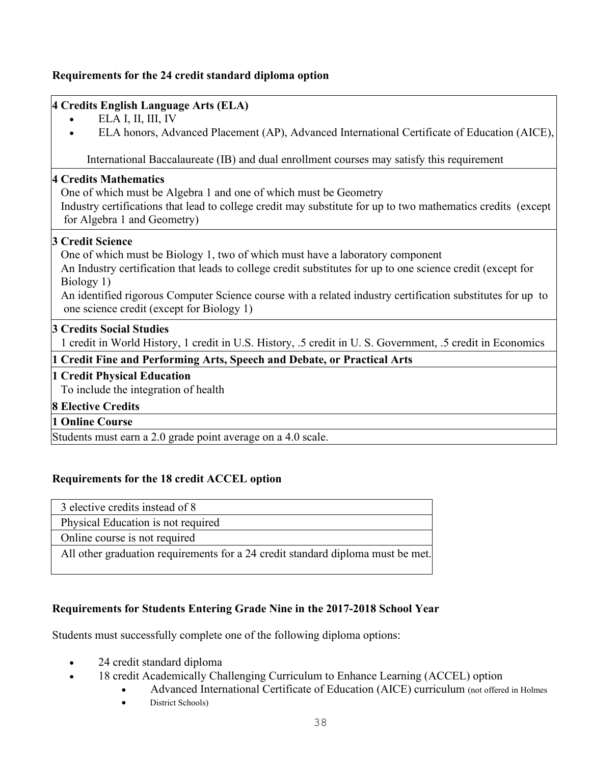**Requirements for the 24 credit standard diploma option**

**4 Credits English Language Arts (ELA)**

- ELA I, II, III, IV
- ELA honors, Advanced Placement (AP), Advanced International Certificate of Education (AICE), International Baccalaureate (IB) and dual enrollment courses may satisfy this requirement

**4 Credits Mathematics**

One of which must be Algebra 1 and one of which must be Geometry

Industry certifications that lead to college credit may substitute for up to two mathematics credits (except for Algebra 1 and Geometry)

**3 Credit Science**

One of which must be Biology 1, two of which must have a laboratory component

An Industry certification that leads to college credit substitutes for up to one science credit (except for Biology 1)

An identified rigorous Computer Science course with a related industry certification substitutes for up to one science credit (except for Biology 1)

**3 Credits Social Studies**

1 credit in World History, 1 credit in U.S. History, .5 credit in U. S. Government, .5 credit in Economics

**1 Credit Fine and Performing Arts, Speech and Debate, or Practical Arts**

**1 Credit Physical Education**

To include the integration of health

**8 Elective Credits**

**1 Online Course**

Students must earn a 2.0 grade point average on a 4.0 scale.

**Requirements for the 18 credit ACCEL option**

| 3 elective credits instead of 8 |
|---|
| Physical Education is not required |
| Online course is not required |
| All other graduation requirements for a 24 credit standard diploma must be met. |

**Requirements for Students Entering Grade Nine in the 2017-2018 School Year**

Students must successfully complete one of the following diploma options:

- 24 credit standard diploma
- 18 credit Academically Challenging Curriculum to Enhance Learning (ACCEL) option
  - Advanced International Certificate of Education (AICE) curriculum (not offered in Holmes District Schools)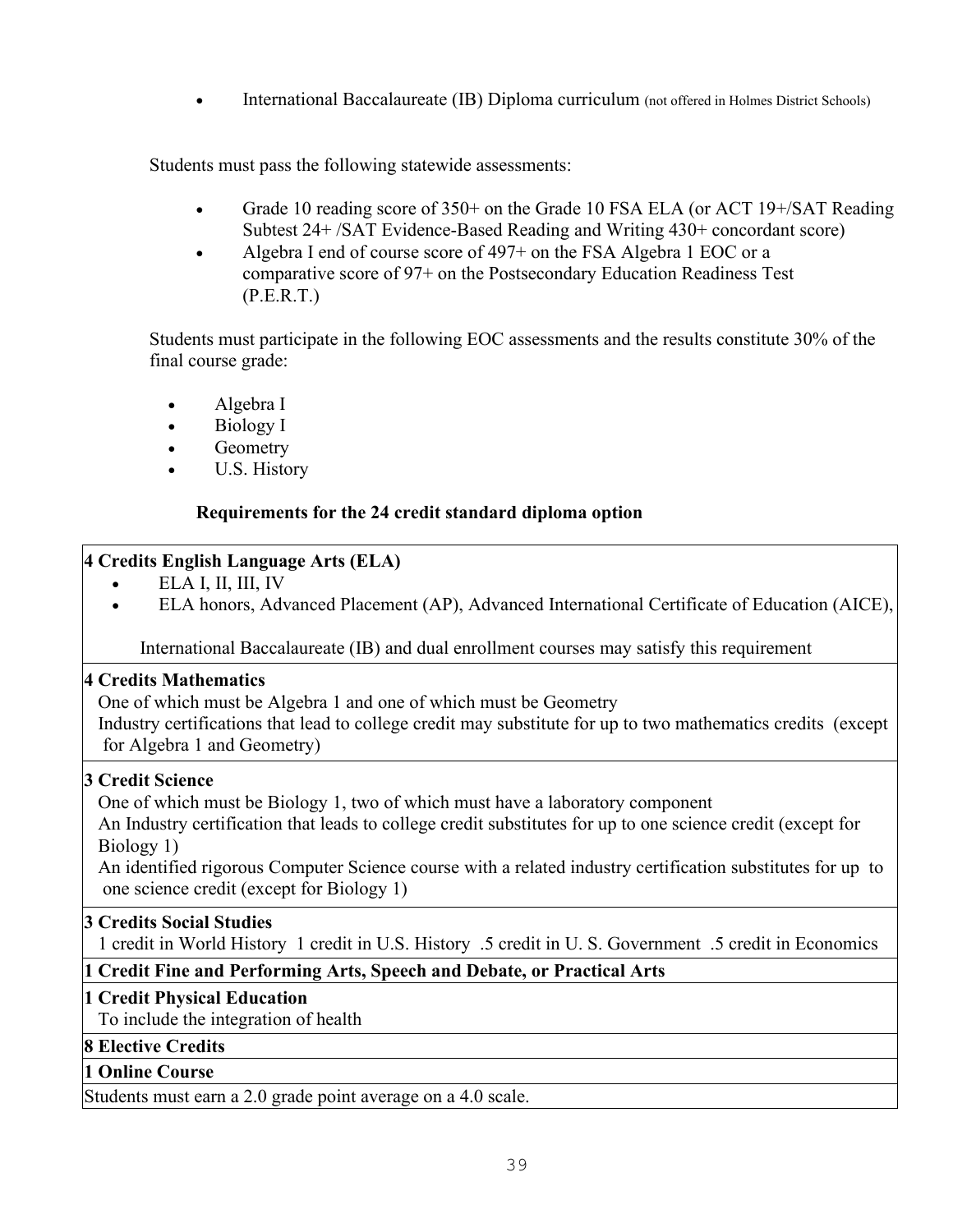- International Baccalaureate (IB) Diploma curriculum (not offered in Holmes District Schools)

Students must pass the following statewide assessments:

- Grade 10 reading score of 350+ on the Grade 10 FSA ELA (or ACT 19+/SAT Reading Subtest 24+ /SAT Evidence-Based Reading and Writing 430+ concordant score)
- Algebra I end of course score of 497+ on the FSA Algebra 1 EOC or a comparative score of 97+ on the Postsecondary Education Readiness Test (P.E.R.T.)

Students must participate in the following EOC assessments and the results constitute 30% of the final course grade:

- Algebra I
- Biology I
- Geometry
- U.S. History

**Requirements for the 24 credit standard diploma option**

**4 Credits English Language Arts (ELA)**

- ELA I, II, III, IV
- ELA honors, Advanced Placement (AP), Advanced International Certificate of Education (AICE), International Baccalaureate (IB) and dual enrollment courses may satisfy this requirement

**4 Credits Mathematics**

One of which must be Algebra 1 and one of which must be Geometry
Industry certifications that lead to college credit may substitute for up to two mathematics credits (except for Algebra 1 and Geometry)

**3 Credit Science**

One of which must be Biology 1, two of which must have a laboratory component
An Industry certification that leads to college credit substitutes for up to one science credit (except for Biology 1)
An identified rigorous Computer Science course with a related industry certification substitutes for up to one science credit (except for Biology 1)

**3 Credits Social Studies**

1 credit in World History 1 credit in U.S. History .5 credit in U. S. Government .5 credit in Economics

**1 Credit Fine and Performing Arts, Speech and Debate, or Practical Arts**

**1 Credit Physical Education**

To include the integration of health

**8 Elective Credits**

**1 Online Course**

Students must earn a 2.0 grade point average on a 4.0 scale.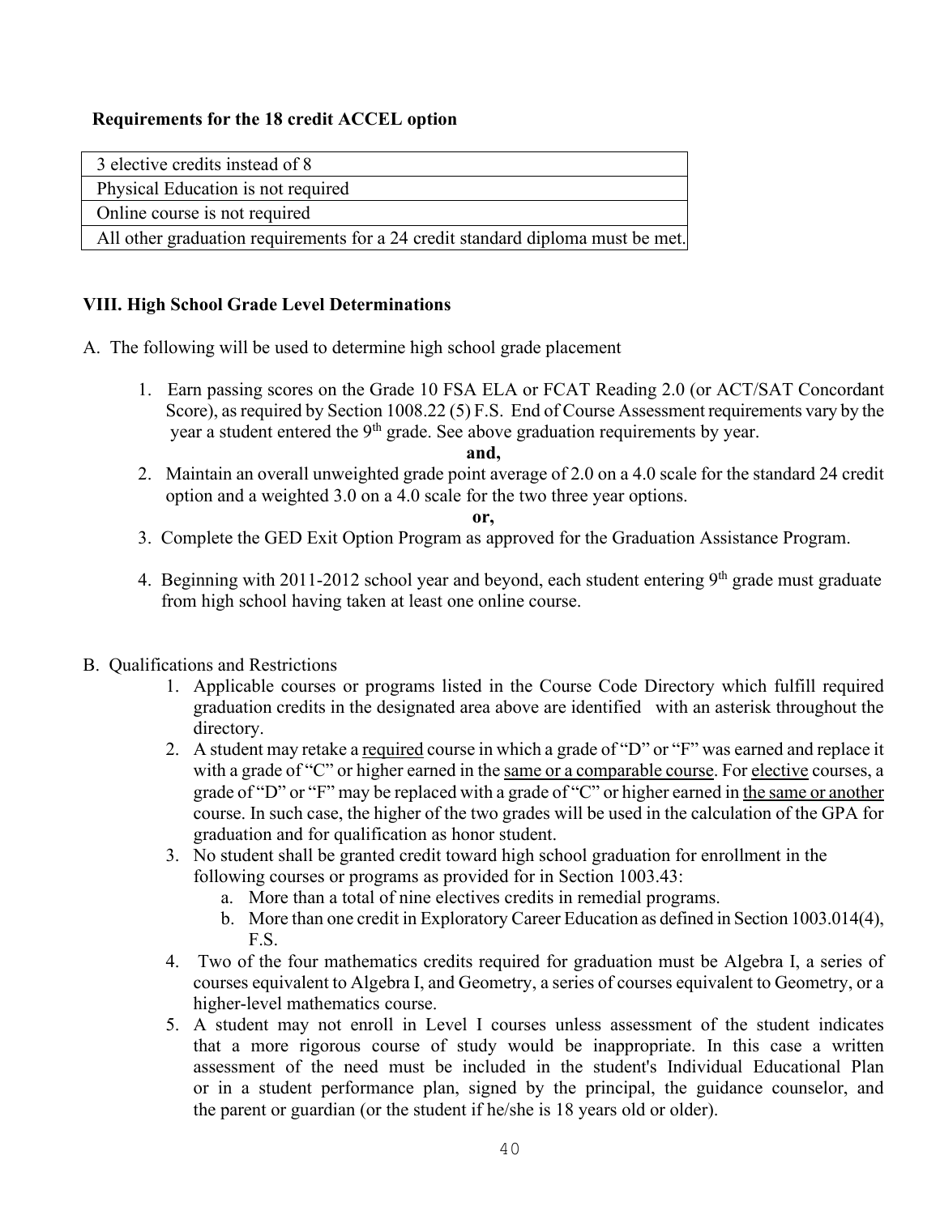**Requirements for the 18 credit ACCEL option**

| 3 elective credits instead of 8 |
|---|
| Physical Education is not required |
| Online course is not required |
| All other graduation requirements for a 24 credit standard diploma must be met. |

**VIII. High School Grade Level Determinations**

A. The following will be used to determine high school grade placement

1. Earn passing scores on the Grade 10 FSA ELA or FCAT Reading 2.0 (or ACT/SAT Concordant Score), as required by Section 1008.22 (5) F.S. End of Course Assessment requirements vary by the year a student entered the 9th grade. See above graduation requirements by year.

   **and,**

2. Maintain an overall unweighted grade point average of 2.0 on a 4.0 scale for the standard 24 credit option and a weighted 3.0 on a 4.0 scale for the two three year options.

   **or,**

3. Complete the GED Exit Option Program as approved for the Graduation Assistance Program.

4. Beginning with 2011-2012 school year and beyond, each student entering 9th grade must graduate from high school having taken at least one online course.

B. Qualifications and Restrictions

1. Applicable courses or programs listed in the Course Code Directory which fulfill required graduation credits in the designated area above are identified with an asterisk throughout the directory.
2. A student may retake a <u>required</u> course in which a grade of "D" or "F" was earned and replace it with a grade of "C" or higher earned in the <u>same or a comparable course</u>. For <u>elective</u> courses, a grade of "D" or "F" may be replaced with a grade of "C" or higher earned in <u>the same or another</u> course. In such case, the higher of the two grades will be used in the calculation of the GPA for graduation and for qualification as honor student.
3. No student shall be granted credit toward high school graduation for enrollment in the following courses or programs as provided for in Section 1003.43:
   a. More than a total of nine electives credits in remedial programs.
   b. More than one credit in Exploratory Career Education as defined in Section 1003.014(4), F.S.
4. Two of the four mathematics credits required for graduation must be Algebra I, a series of courses equivalent to Algebra I, and Geometry, a series of courses equivalent to Geometry, or a higher-level mathematics course.
5. A student may not enroll in Level I courses unless assessment of the student indicates that a more rigorous course of study would be inappropriate. In this case a written assessment of the need must be included in the student's Individual Educational Plan or in a student performance plan, signed by the principal, the guidance counselor, and the parent or guardian (or the student if he/she is 18 years old or older).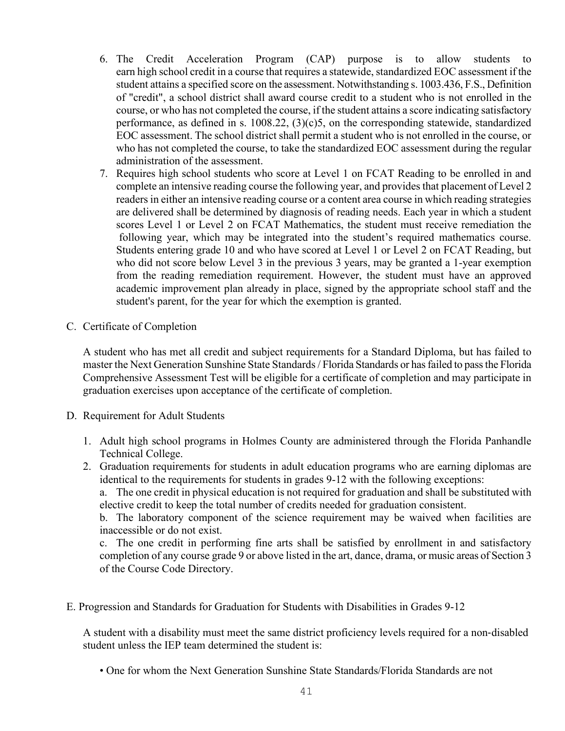6. The Credit Acceleration Program (CAP) purpose is to allow students to earn high school credit in a course that requires a statewide, standardized EOC assessment if the student attains a specified score on the assessment. Notwithstanding s. 1003.436, F.S., Definition of "credit", a school district shall award course credit to a student who is not enrolled in the course, or who has not completed the course, if the student attains a score indicating satisfactory performance, as defined in s. 1008.22, (3)(c)5, on the corresponding statewide, standardized EOC assessment. The school district shall permit a student who is not enrolled in the course, or who has not completed the course, to take the standardized EOC assessment during the regular administration of the assessment.
7. Requires high school students who score at Level 1 on FCAT Reading to be enrolled in and complete an intensive reading course the following year, and provides that placement of Level 2 readers in either an intensive reading course or a content area course in which reading strategies are delivered shall be determined by diagnosis of reading needs. Each year in which a student scores Level 1 or Level 2 on FCAT Mathematics, the student must receive remediation the following year, which may be integrated into the student's required mathematics course. Students entering grade 10 and who have scored at Level 1 or Level 2 on FCAT Reading, but who did not score below Level 3 in the previous 3 years, may be granted a 1-year exemption from the reading remediation requirement. However, the student must have an approved academic improvement plan already in place, signed by the appropriate school staff and the student's parent, for the year for which the exemption is granted.

C. Certificate of Completion

A student who has met all credit and subject requirements for a Standard Diploma, but has failed to master the Next Generation Sunshine State Standards / Florida Standards or has failed to pass the Florida Comprehensive Assessment Test will be eligible for a certificate of completion and may participate in graduation exercises upon acceptance of the certificate of completion.

D. Requirement for Adult Students

1. Adult high school programs in Holmes County are administered through the Florida Panhandle Technical College.
2. Graduation requirements for students in adult education programs who are earning diplomas are identical to the requirements for students in grades 9-12 with the following exceptions:

   a. The one credit in physical education is not required for graduation and shall be substituted with elective credit to keep the total number of credits needed for graduation consistent.

   b. The laboratory component of the science requirement may be waived when facilities are inaccessible or do not exist.

   c. The one credit in performing fine arts shall be satisfied by enrollment in and satisfactory completion of any course grade 9 or above listed in the art, dance, drama, or music areas of Section 3 of the Course Code Directory.

E. Progression and Standards for Graduation for Students with Disabilities in Grades 9-12

A student with a disability must meet the same district proficiency levels required for a non-disabled student unless the IEP team determined the student is:

- One for whom the Next Generation Sunshine State Standards/Florida Standards are not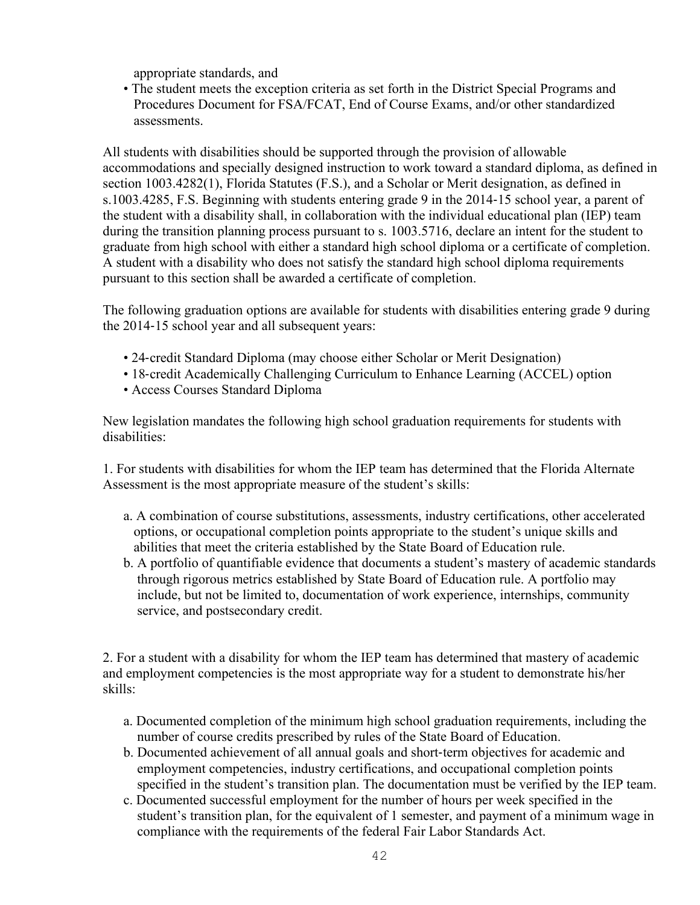appropriate standards, and

- The student meets the exception criteria as set forth in the District Special Programs and Procedures Document for FSA/FCAT, End of Course Exams, and/or other standardized assessments.

All students with disabilities should be supported through the provision of allowable accommodations and specially designed instruction to work toward a standard diploma, as defined in section 1003.4282(1), Florida Statutes (F.S.), and a Scholar or Merit designation, as defined in s.1003.4285, F.S. Beginning with students entering grade 9 in the 2014-15 school year, a parent of the student with a disability shall, in collaboration with the individual educational plan (IEP) team during the transition planning process pursuant to s. 1003.5716, declare an intent for the student to graduate from high school with either a standard high school diploma or a certificate of completion. A student with a disability who does not satisfy the standard high school diploma requirements pursuant to this section shall be awarded a certificate of completion.

The following graduation options are available for students with disabilities entering grade 9 during the 2014-15 school year and all subsequent years:

- 24-credit Standard Diploma (may choose either Scholar or Merit Designation)
- 18-credit Academically Challenging Curriculum to Enhance Learning (ACCEL) option
- Access Courses Standard Diploma

New legislation mandates the following high school graduation requirements for students with disabilities:

1. For students with disabilities for whom the IEP team has determined that the Florida Alternate Assessment is the most appropriate measure of the student's skills:

   a. A combination of course substitutions, assessments, industry certifications, other accelerated options, or occupational completion points appropriate to the student's unique skills and abilities that meet the criteria established by the State Board of Education rule.

   b. A portfolio of quantifiable evidence that documents a student's mastery of academic standards through rigorous metrics established by State Board of Education rule. A portfolio may include, but not be limited to, documentation of work experience, internships, community service, and postsecondary credit.

2. For a student with a disability for whom the IEP team has determined that mastery of academic and employment competencies is the most appropriate way for a student to demonstrate his/her skills:

   a. Documented completion of the minimum high school graduation requirements, including the number of course credits prescribed by rules of the State Board of Education.

   b. Documented achievement of all annual goals and short-term objectives for academic and employment competencies, industry certifications, and occupational completion points specified in the student's transition plan. The documentation must be verified by the IEP team.

   c. Documented successful employment for the number of hours per week specified in the student's transition plan, for the equivalent of 1 semester, and payment of a minimum wage in compliance with the requirements of the federal Fair Labor Standards Act.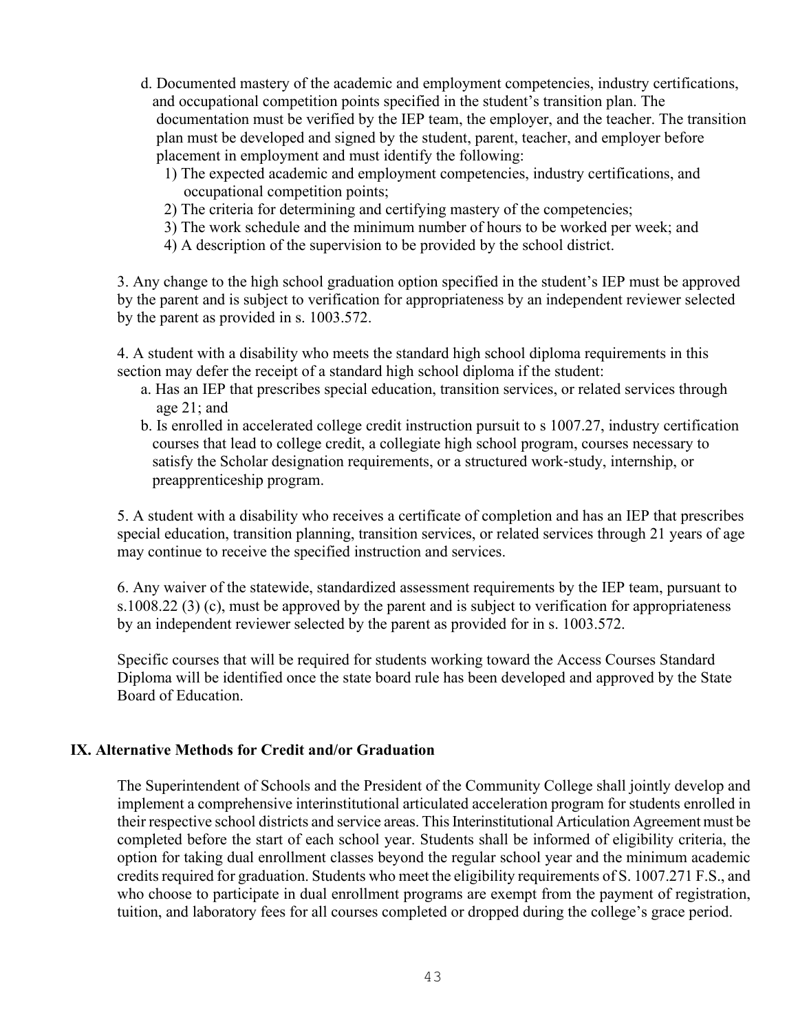d. Documented mastery of the academic and employment competencies, industry certifications, and occupational competition points specified in the student's transition plan. The documentation must be verified by the IEP team, the employer, and the teacher. The transition plan must be developed and signed by the student, parent, teacher, and employer before placement in employment and must identify the following:

   1) The expected academic and employment competencies, industry certifications, and occupational competition points;
   2) The criteria for determining and certifying mastery of the competencies;
   3) The work schedule and the minimum number of hours to be worked per week; and
   4) A description of the supervision to be provided by the school district.

3. Any change to the high school graduation option specified in the student's IEP must be approved by the parent and is subject to verification for appropriateness by an independent reviewer selected by the parent as provided in s. 1003.572.

4. A student with a disability who meets the standard high school diploma requirements in this section may defer the receipt of a standard high school diploma if the student:

   a. Has an IEP that prescribes special education, transition services, or related services through age 21; and
   b. Is enrolled in accelerated college credit instruction pursuit to s 1007.27, industry certification courses that lead to college credit, a collegiate high school program, courses necessary to satisfy the Scholar designation requirements, or a structured work-study, internship, or preapprenticeship program.

5. A student with a disability who receives a certificate of completion and has an IEP that prescribes special education, transition planning, transition services, or related services through 21 years of age may continue to receive the specified instruction and services.

6. Any waiver of the statewide, standardized assessment requirements by the IEP team, pursuant to s.1008.22 (3) (c), must be approved by the parent and is subject to verification for appropriateness by an independent reviewer selected by the parent as provided for in s. 1003.572.

Specific courses that will be required for students working toward the Access Courses Standard Diploma will be identified once the state board rule has been developed and approved by the State Board of Education.

## IX. Alternative Methods for Credit and/or Graduation

The Superintendent of Schools and the President of the Community College shall jointly develop and implement a comprehensive interinstitutional articulated acceleration program for students enrolled in their respective school districts and service areas. This Interinstitutional Articulation Agreement must be completed before the start of each school year. Students shall be informed of eligibility criteria, the option for taking dual enrollment classes beyond the regular school year and the minimum academic credits required for graduation. Students who meet the eligibility requirements of S. 1007.271 F.S., and who choose to participate in dual enrollment programs are exempt from the payment of registration, tuition, and laboratory fees for all courses completed or dropped during the college's grace period.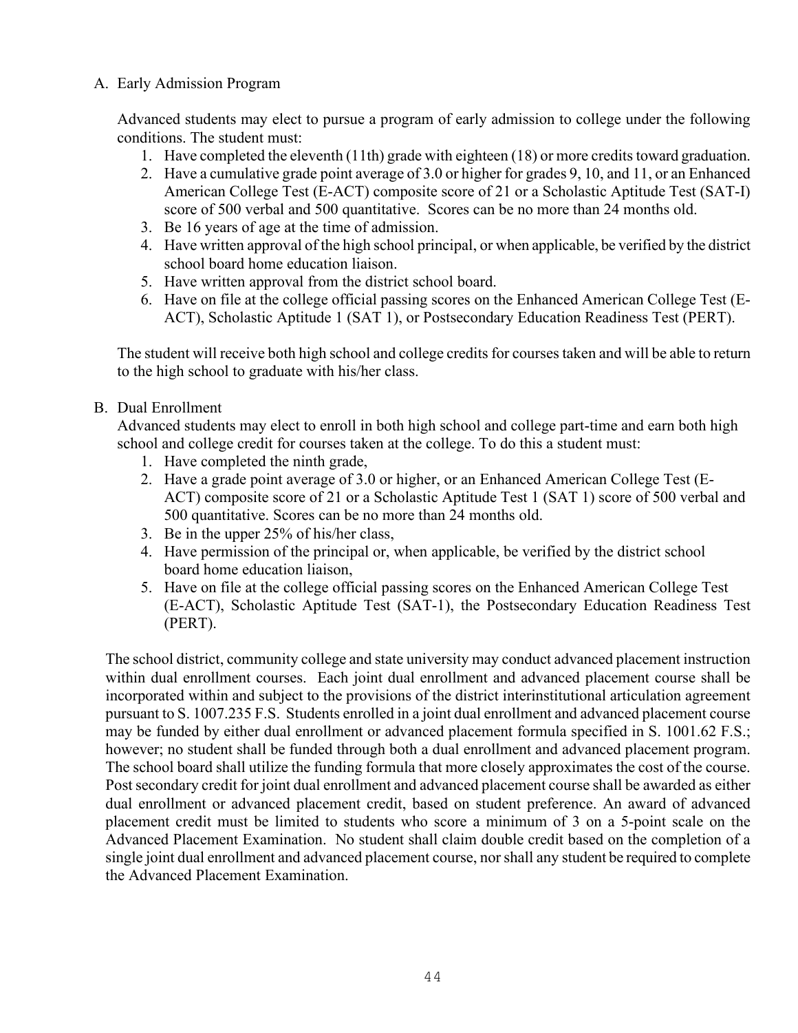A. Early Admission Program

Advanced students may elect to pursue a program of early admission to college under the following conditions. The student must:

1. Have completed the eleventh (11th) grade with eighteen (18) or more credits toward graduation.
2. Have a cumulative grade point average of 3.0 or higher for grades 9, 10, and 11, or an Enhanced American College Test (E-ACT) composite score of 21 or a Scholastic Aptitude Test (SAT-I) score of 500 verbal and 500 quantitative. Scores can be no more than 24 months old.
3. Be 16 years of age at the time of admission.
4. Have written approval of the high school principal, or when applicable, be verified by the district school board home education liaison.
5. Have written approval from the district school board.
6. Have on file at the college official passing scores on the Enhanced American College Test (E-ACT), Scholastic Aptitude 1 (SAT 1), or Postsecondary Education Readiness Test (PERT).

The student will receive both high school and college credits for courses taken and will be able to return to the high school to graduate with his/her class.

B. Dual Enrollment

Advanced students may elect to enroll in both high school and college part-time and earn both high school and college credit for courses taken at the college. To do this a student must:

1. Have completed the ninth grade,
2. Have a grade point average of 3.0 or higher, or an Enhanced American College Test (E-ACT) composite score of 21 or a Scholastic Aptitude Test 1 (SAT 1) score of 500 verbal and 500 quantitative. Scores can be no more than 24 months old.
3. Be in the upper 25% of his/her class,
4. Have permission of the principal or, when applicable, be verified by the district school board home education liaison,
5. Have on file at the college official passing scores on the Enhanced American College Test (E-ACT), Scholastic Aptitude Test (SAT-1), the Postsecondary Education Readiness Test (PERT).

The school district, community college and state university may conduct advanced placement instruction within dual enrollment courses. Each joint dual enrollment and advanced placement course shall be incorporated within and subject to the provisions of the district interinstitutional articulation agreement pursuant to S. 1007.235 F.S. Students enrolled in a joint dual enrollment and advanced placement course may be funded by either dual enrollment or advanced placement formula specified in S. 1001.62 F.S.; however; no student shall be funded through both a dual enrollment and advanced placement program. The school board shall utilize the funding formula that more closely approximates the cost of the course. Post secondary credit for joint dual enrollment and advanced placement course shall be awarded as either dual enrollment or advanced placement credit, based on student preference. An award of advanced placement credit must be limited to students who score a minimum of 3 on a 5-point scale on the Advanced Placement Examination. No student shall claim double credit based on the completion of a single joint dual enrollment and advanced placement course, nor shall any student be required to complete the Advanced Placement Examination.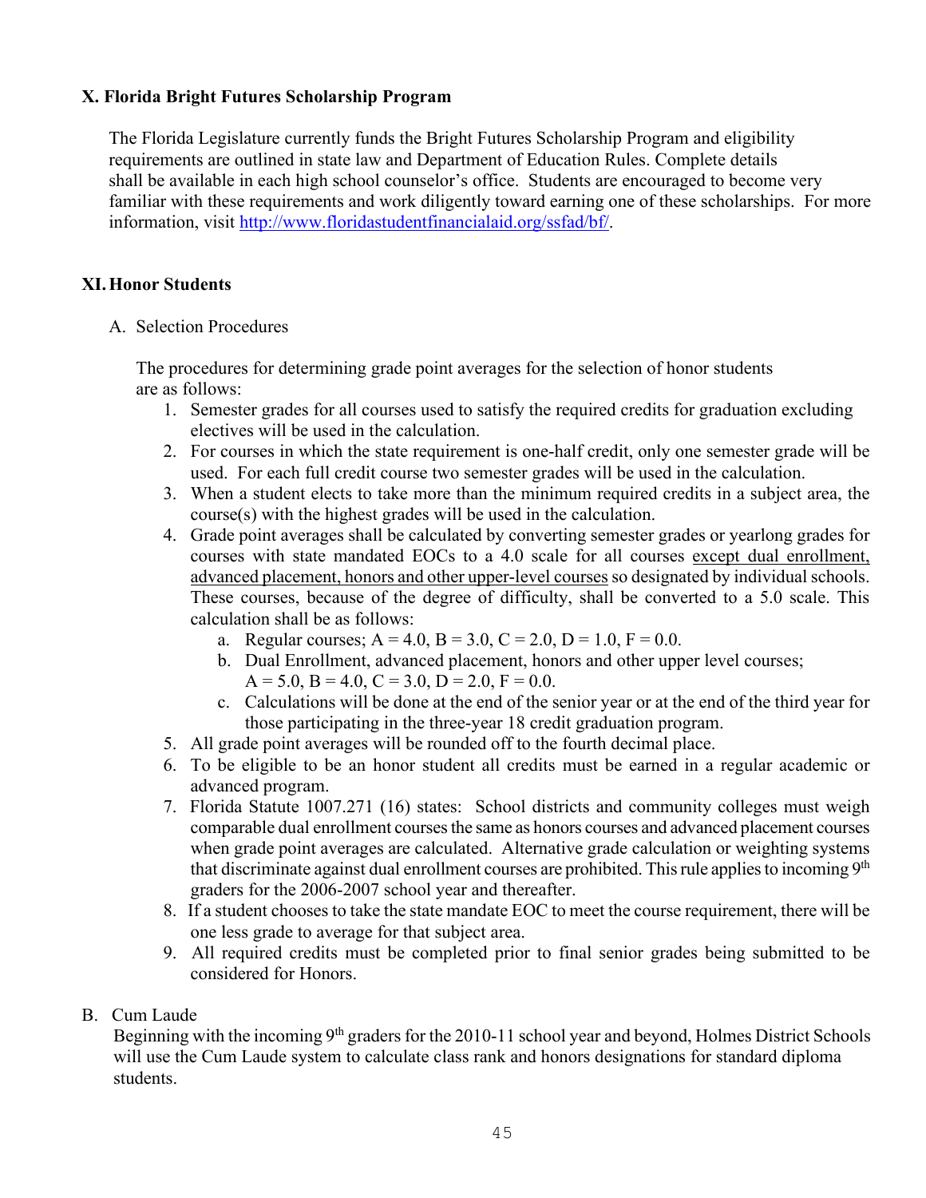## X. Florida Bright Futures Scholarship Program

The Florida Legislature currently funds the Bright Futures Scholarship Program and eligibility requirements are outlined in state law and Department of Education Rules. Complete details shall be available in each high school counselor's office. Students are encouraged to become very familiar with these requirements and work diligently toward earning one of these scholarships. For more information, visit [http://www.floridastudentfinancialaid.org/ssfad/bf/](http://www.floridastudentfinancialaid.org/ssfad/bf/).

## XI. Honor Students

A. Selection Procedures

The procedures for determining grade point averages for the selection of honor students are as follows:

1. Semester grades for all courses used to satisfy the required credits for graduation excluding electives will be used in the calculation.
2. For courses in which the state requirement is one-half credit, only one semester grade will be used. For each full credit course two semester grades will be used in the calculation.
3. When a student elects to take more than the minimum required credits in a subject area, the course(s) with the highest grades will be used in the calculation.
4. Grade point averages shall be calculated by converting semester grades or yearlong grades for courses with state mandated EOCs to a 4.0 scale for all courses <u>except dual enrollment, advanced placement, honors and other upper-level courses</u> so designated by individual schools. These courses, because of the degree of difficulty, shall be converted to a 5.0 scale. This calculation shall be as follows:
    a. Regular courses; A = 4.0, B = 3.0, C = 2.0, D = 1.0, F = 0.0.
    b. Dual Enrollment, advanced placement, honors and other upper level courses; A = 5.0, B = 4.0, C = 3.0, D = 2.0, F = 0.0.
    c. Calculations will be done at the end of the senior year or at the end of the third year for those participating in the three-year 18 credit graduation program.
5. All grade point averages will be rounded off to the fourth decimal place.
6. To be eligible to be an honor student all credits must be earned in a regular academic or advanced program.
7. Florida Statute 1007.271 (16) states: School districts and community colleges must weigh comparable dual enrollment courses the same as honors courses and advanced placement courses when grade point averages are calculated. Alternative grade calculation or weighting systems that discriminate against dual enrollment courses are prohibited. This rule applies to incoming 9th graders for the 2006-2007 school year and thereafter.
8. If a student chooses to take the state mandate EOC to meet the course requirement, there will be one less grade to average for that subject area.
9. All required credits must be completed prior to final senior grades being submitted to be considered for Honors.

B. Cum Laude

Beginning with the incoming 9th graders for the 2010-11 school year and beyond, Holmes District Schools will use the Cum Laude system to calculate class rank and honors designations for standard diploma students.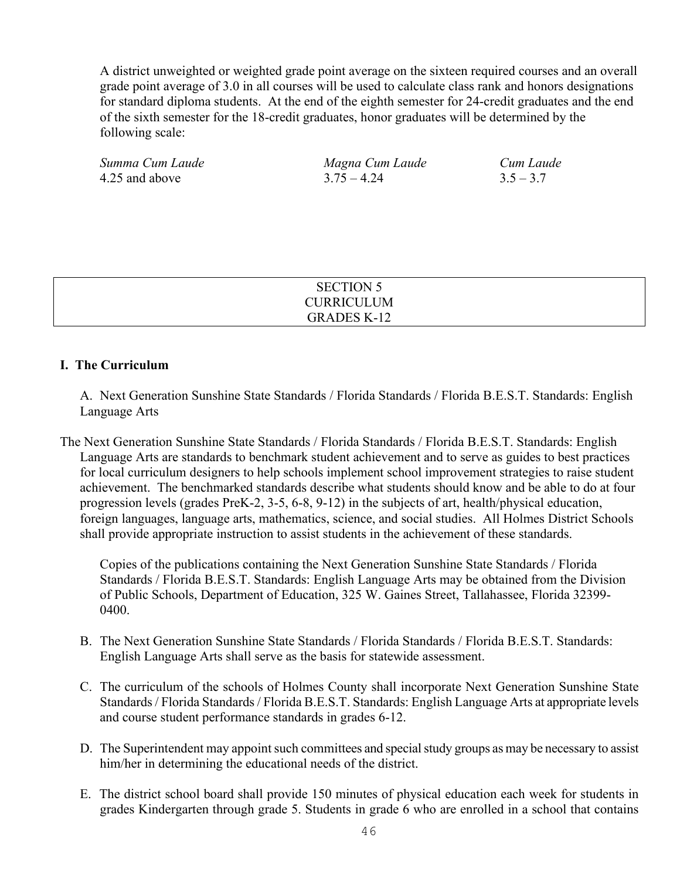A district unweighted or weighted grade point average on the sixteen required courses and an overall grade point average of 3.0 in all courses will be used to calculate class rank and honors designations for standard diploma students. At the end of the eighth semester for 24-credit graduates and the end of the sixth semester for the 18-credit graduates, honor graduates will be determined by the following scale:

| *Summa Cum Laude* | *Magna Cum Laude* | *Cum Laude* |
|---|---|---|
| 4.25 and above | 3.75 – 4.24 | 3.5 – 3.7 |

# SECTION 5
# CURRICULUM
# GRADES K-12

## I. The Curriculum

A. Next Generation Sunshine State Standards / Florida Standards / Florida B.E.S.T. Standards: English Language Arts

The Next Generation Sunshine State Standards / Florida Standards / Florida B.E.S.T. Standards: English Language Arts are standards to benchmark student achievement and to serve as guides to best practices for local curriculum designers to help schools implement school improvement strategies to raise student achievement. The benchmarked standards describe what students should know and be able to do at four progression levels (grades PreK-2, 3-5, 6-8, 9-12) in the subjects of art, health/physical education, foreign languages, language arts, mathematics, science, and social studies. All Holmes District Schools shall provide appropriate instruction to assist students in the achievement of these standards.

Copies of the publications containing the Next Generation Sunshine State Standards / Florida Standards / Florida B.E.S.T. Standards: English Language Arts may be obtained from the Division of Public Schools, Department of Education, 325 W. Gaines Street, Tallahassee, Florida 32399-0400.

B. The Next Generation Sunshine State Standards / Florida Standards / Florida B.E.S.T. Standards: English Language Arts shall serve as the basis for statewide assessment.

C. The curriculum of the schools of Holmes County shall incorporate Next Generation Sunshine State Standards / Florida Standards / Florida B.E.S.T. Standards: English Language Arts at appropriate levels and course student performance standards in grades 6-12.

D. The Superintendent may appoint such committees and special study groups as may be necessary to assist him/her in determining the educational needs of the district.

E. The district school board shall provide 150 minutes of physical education each week for students in grades Kindergarten through grade 5. Students in grade 6 who are enrolled in a school that contains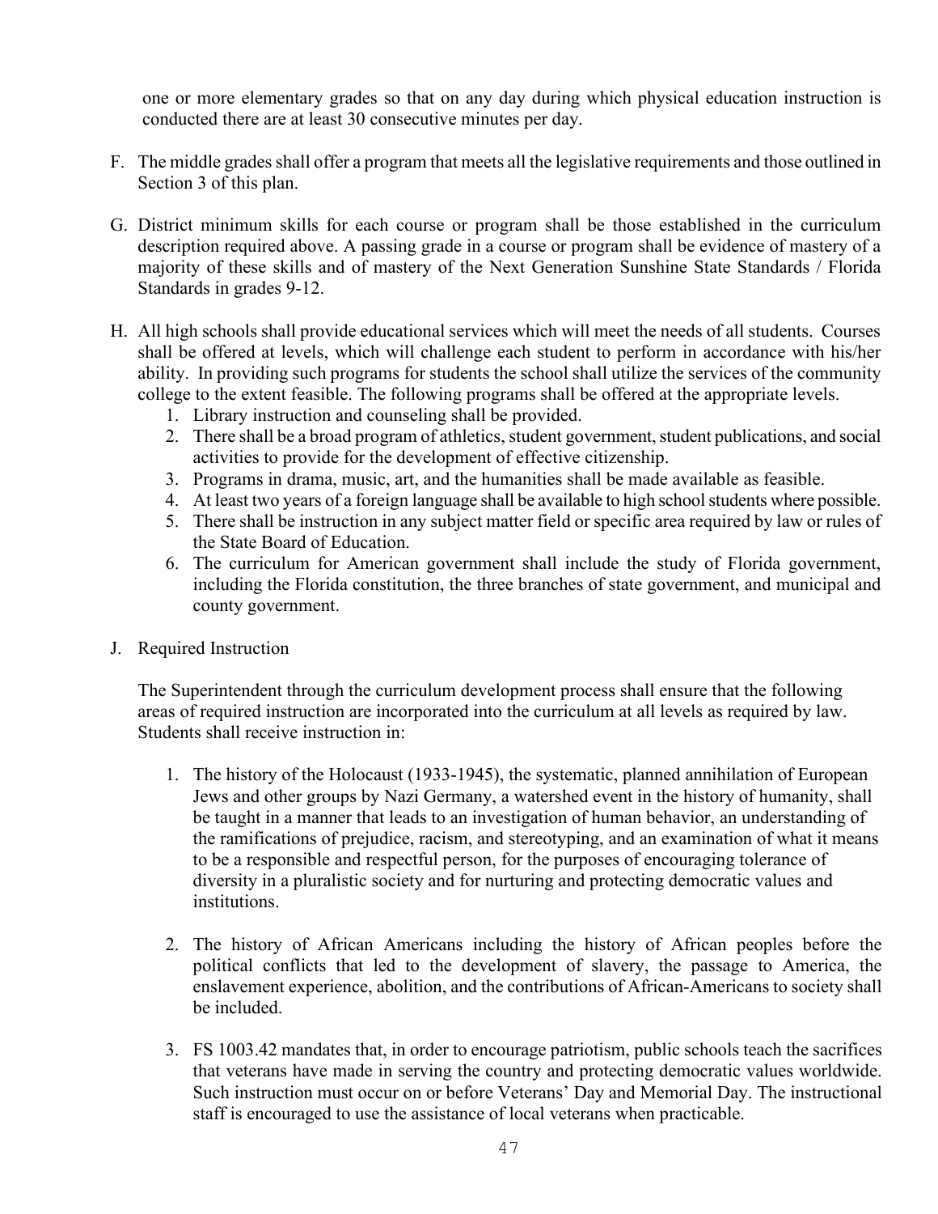one or more elementary grades so that on any day during which physical education instruction is conducted there are at least 30 consecutive minutes per day.

F. The middle grades shall offer a program that meets all the legislative requirements and those outlined in Section 3 of this plan.

G. District minimum skills for each course or program shall be those established in the curriculum description required above. A passing grade in a course or program shall be evidence of mastery of a majority of these skills and of mastery of the Next Generation Sunshine State Standards / Florida Standards in grades 9-12.

H. All high schools shall provide educational services which will meet the needs of all students. Courses shall be offered at levels, which will challenge each student to perform in accordance with his/her ability. In providing such programs for students the school shall utilize the services of the community college to the extent feasible. The following programs shall be offered at the appropriate levels.
   1. Library instruction and counseling shall be provided.
   2. There shall be a broad program of athletics, student government, student publications, and social activities to provide for the development of effective citizenship.
   3. Programs in drama, music, art, and the humanities shall be made available as feasible.
   4. At least two years of a foreign language shall be available to high school students where possible.
   5. There shall be instruction in any subject matter field or specific area required by law or rules of the State Board of Education.
   6. The curriculum for American government shall include the study of Florida government, including the Florida constitution, the three branches of state government, and municipal and county government.

J. Required Instruction

   The Superintendent through the curriculum development process shall ensure that the following areas of required instruction are incorporated into the curriculum at all levels as required by law. Students shall receive instruction in:

   1. The history of the Holocaust (1933-1945), the systematic, planned annihilation of European Jews and other groups by Nazi Germany, a watershed event in the history of humanity, shall be taught in a manner that leads to an investigation of human behavior, an understanding of the ramifications of prejudice, racism, and stereotyping, and an examination of what it means to be a responsible and respectful person, for the purposes of encouraging tolerance of diversity in a pluralistic society and for nurturing and protecting democratic values and institutions.

   2. The history of African Americans including the history of African peoples before the political conflicts that led to the development of slavery, the passage to America, the enslavement experience, abolition, and the contributions of African-Americans to society shall be included.

   3. FS 1003.42 mandates that, in order to encourage patriotism, public schools teach the sacrifices that veterans have made in serving the country and protecting democratic values worldwide. Such instruction must occur on or before Veterans' Day and Memorial Day. The instructional staff is encouraged to use the assistance of local veterans when practicable.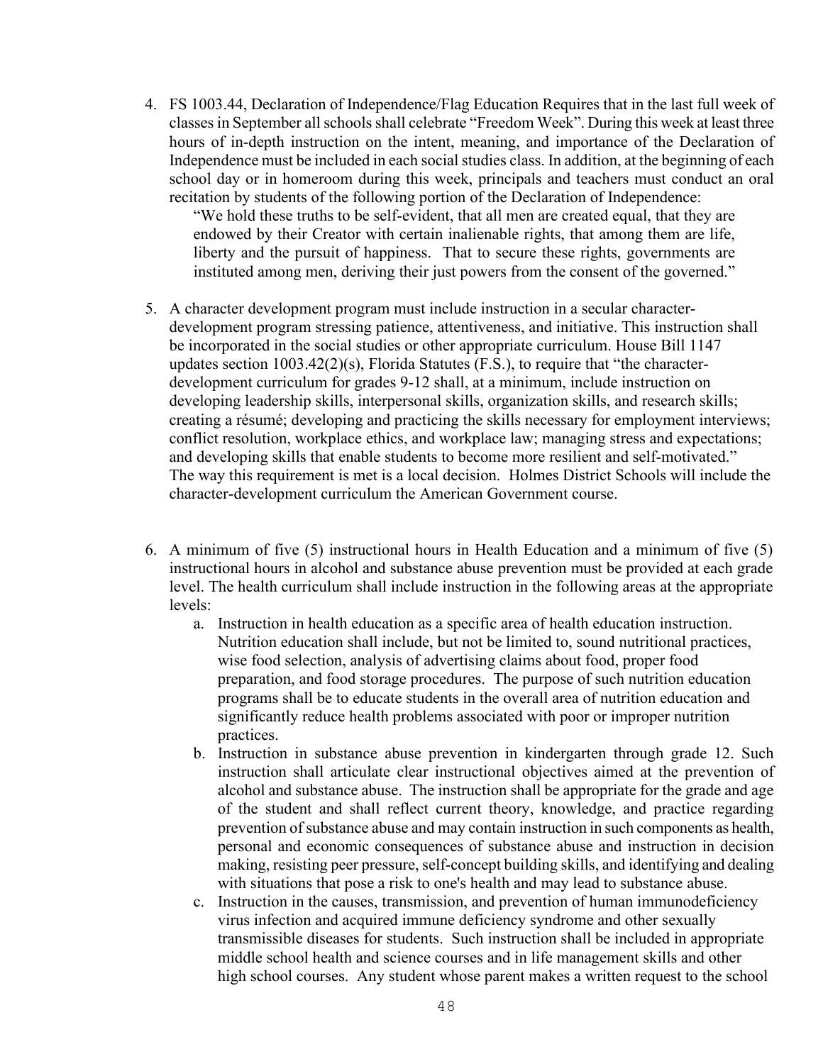4. FS 1003.44, Declaration of Independence/Flag Education Requires that in the last full week of classes in September all schools shall celebrate "Freedom Week". During this week at least three hours of in-depth instruction on the intent, meaning, and importance of the Declaration of Independence must be included in each social studies class. In addition, at the beginning of each school day or in homeroom during this week, principals and teachers must conduct an oral recitation by students of the following portion of the Declaration of Independence:

   "We hold these truths to be self-evident, that all men are created equal, that they are endowed by their Creator with certain inalienable rights, that among them are life, liberty and the pursuit of happiness. That to secure these rights, governments are instituted among men, deriving their just powers from the consent of the governed."

5. A character development program must include instruction in a secular character-development program stressing patience, attentiveness, and initiative. This instruction shall be incorporated in the social studies or other appropriate curriculum. House Bill 1147 updates section 1003.42(2)(s), Florida Statutes (F.S.), to require that "the character-development curriculum for grades 9-12 shall, at a minimum, include instruction on developing leadership skills, interpersonal skills, organization skills, and research skills; creating a résumé; developing and practicing the skills necessary for employment interviews; conflict resolution, workplace ethics, and workplace law; managing stress and expectations; and developing skills that enable students to become more resilient and self-motivated." The way this requirement is met is a local decision. Holmes District Schools will include the character-development curriculum the American Government course.

6. A minimum of five (5) instructional hours in Health Education and a minimum of five (5) instructional hours in alcohol and substance abuse prevention must be provided at each grade level. The health curriculum shall include instruction in the following areas at the appropriate levels:
   a. Instruction in health education as a specific area of health education instruction. Nutrition education shall include, but not be limited to, sound nutritional practices, wise food selection, analysis of advertising claims about food, proper food preparation, and food storage procedures. The purpose of such nutrition education programs shall be to educate students in the overall area of nutrition education and significantly reduce health problems associated with poor or improper nutrition practices.
   b. Instruction in substance abuse prevention in kindergarten through grade 12. Such instruction shall articulate clear instructional objectives aimed at the prevention of alcohol and substance abuse. The instruction shall be appropriate for the grade and age of the student and shall reflect current theory, knowledge, and practice regarding prevention of substance abuse and may contain instruction in such components as health, personal and economic consequences of substance abuse and instruction in decision making, resisting peer pressure, self-concept building skills, and identifying and dealing with situations that pose a risk to one's health and may lead to substance abuse.
   c. Instruction in the causes, transmission, and prevention of human immunodeficiency virus infection and acquired immune deficiency syndrome and other sexually transmissible diseases for students. Such instruction shall be included in appropriate middle school health and science courses and in life management skills and other high school courses. Any student whose parent makes a written request to the school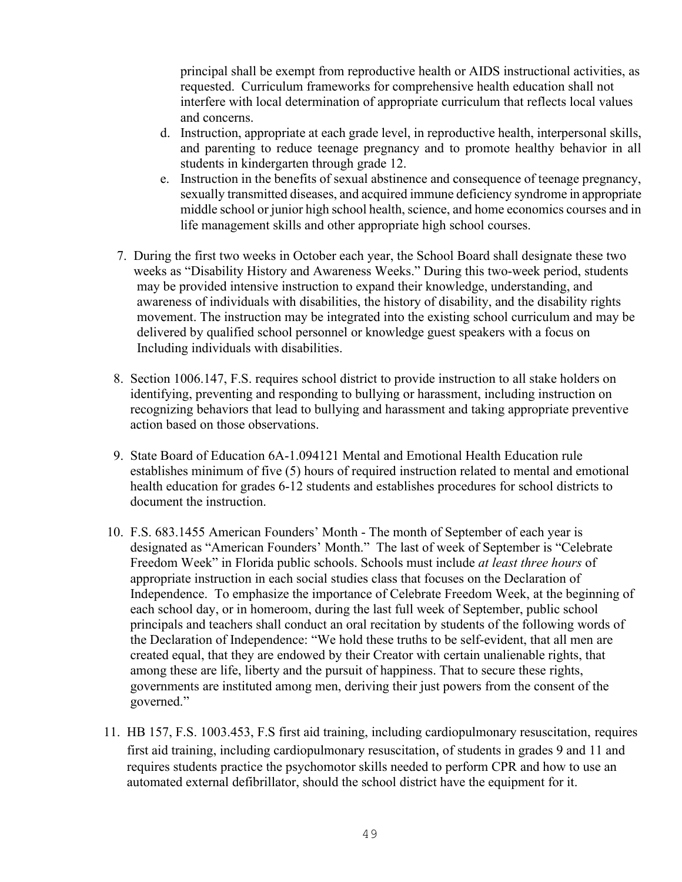principal shall be exempt from reproductive health or AIDS instructional activities, as requested. Curriculum frameworks for comprehensive health education shall not interfere with local determination of appropriate curriculum that reflects local values and concerns.

   d. Instruction, appropriate at each grade level, in reproductive health, interpersonal skills, and parenting to reduce teenage pregnancy and to promote healthy behavior in all students in kindergarten through grade 12.
   e. Instruction in the benefits of sexual abstinence and consequence of teenage pregnancy, sexually transmitted diseases, and acquired immune deficiency syndrome in appropriate middle school or junior high school health, science, and home economics courses and in life management skills and other appropriate high school courses.

7. During the first two weeks in October each year, the School Board shall designate these two weeks as "Disability History and Awareness Weeks." During this two-week period, students may be provided intensive instruction to expand their knowledge, understanding, and awareness of individuals with disabilities, the history of disability, and the disability rights movement. The instruction may be integrated into the existing school curriculum and may be delivered by qualified school personnel or knowledge guest speakers with a focus on Including individuals with disabilities.

8. Section 1006.147, F.S. requires school district to provide instruction to all stake holders on identifying, preventing and responding to bullying or harassment, including instruction on recognizing behaviors that lead to bullying and harassment and taking appropriate preventive action based on those observations.

9. State Board of Education 6A-1.094121 Mental and Emotional Health Education rule establishes minimum of five (5) hours of required instruction related to mental and emotional health education for grades 6-12 students and establishes procedures for school districts to document the instruction.

10. F.S. 683.1455 American Founders' Month - The month of September of each year is designated as "American Founders' Month." The last of week of September is "Celebrate Freedom Week" in Florida public schools. Schools must include *at least three hours* of appropriate instruction in each social studies class that focuses on the Declaration of Independence. To emphasize the importance of Celebrate Freedom Week, at the beginning of each school day, or in homeroom, during the last full week of September, public school principals and teachers shall conduct an oral recitation by students of the following words of the Declaration of Independence: "We hold these truths to be self-evident, that all men are created equal, that they are endowed by their Creator with certain unalienable rights, that among these are life, liberty and the pursuit of happiness. That to secure these rights, governments are instituted among men, deriving their just powers from the consent of the governed."

11. HB 157, F.S. 1003.453, F.S first aid training, including cardiopulmonary resuscitation, requires first aid training, including cardiopulmonary resuscitation, of students in grades 9 and 11 and requires students practice the psychomotor skills needed to perform CPR and how to use an automated external defibrillator, should the school district have the equipment for it.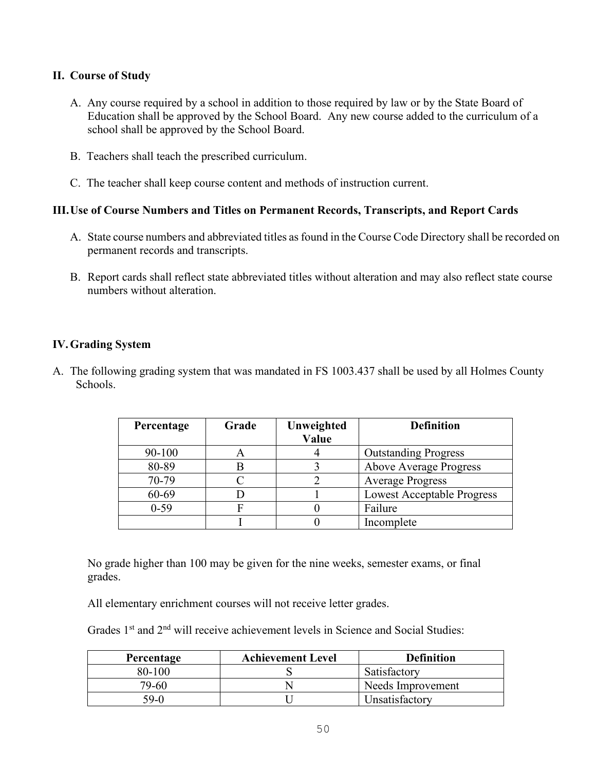## II. Course of Study

A. Any course required by a school in addition to those required by law or by the State Board of Education shall be approved by the School Board. Any new course added to the curriculum of a school shall be approved by the School Board.

B. Teachers shall teach the prescribed curriculum.

C. The teacher shall keep course content and methods of instruction current.

## III. Use of Course Numbers and Titles on Permanent Records, Transcripts, and Report Cards

A. State course numbers and abbreviated titles as found in the Course Code Directory shall be recorded on permanent records and transcripts.

B. Report cards shall reflect state abbreviated titles without alteration and may also reflect state course numbers without alteration.

## IV. Grading System

A. The following grading system that was mandated in FS 1003.437 shall be used by all Holmes County Schools.

| Percentage | Grade | Unweighted Value | Definition |
|---|---|---|---|
| 90-100 | A | 4 | Outstanding Progress |
| 80-89 | B | 3 | Above Average Progress |
| 70-79 | C | 2 | Average Progress |
| 60-69 | D | 1 | Lowest Acceptable Progress |
| 0-59 | F | 0 | Failure |
| | I | 0 | Incomplete |

No grade higher than 100 may be given for the nine weeks, semester exams, or final grades.

All elementary enrichment courses will not receive letter grades.

Grades 1st and 2nd will receive achievement levels in Science and Social Studies:

| Percentage | Achievement Level | Definition |
|---|---|---|
| 80-100 | S | Satisfactory |
| 79-60 | N | Needs Improvement |
| 59-0 | U | Unsatisfactory |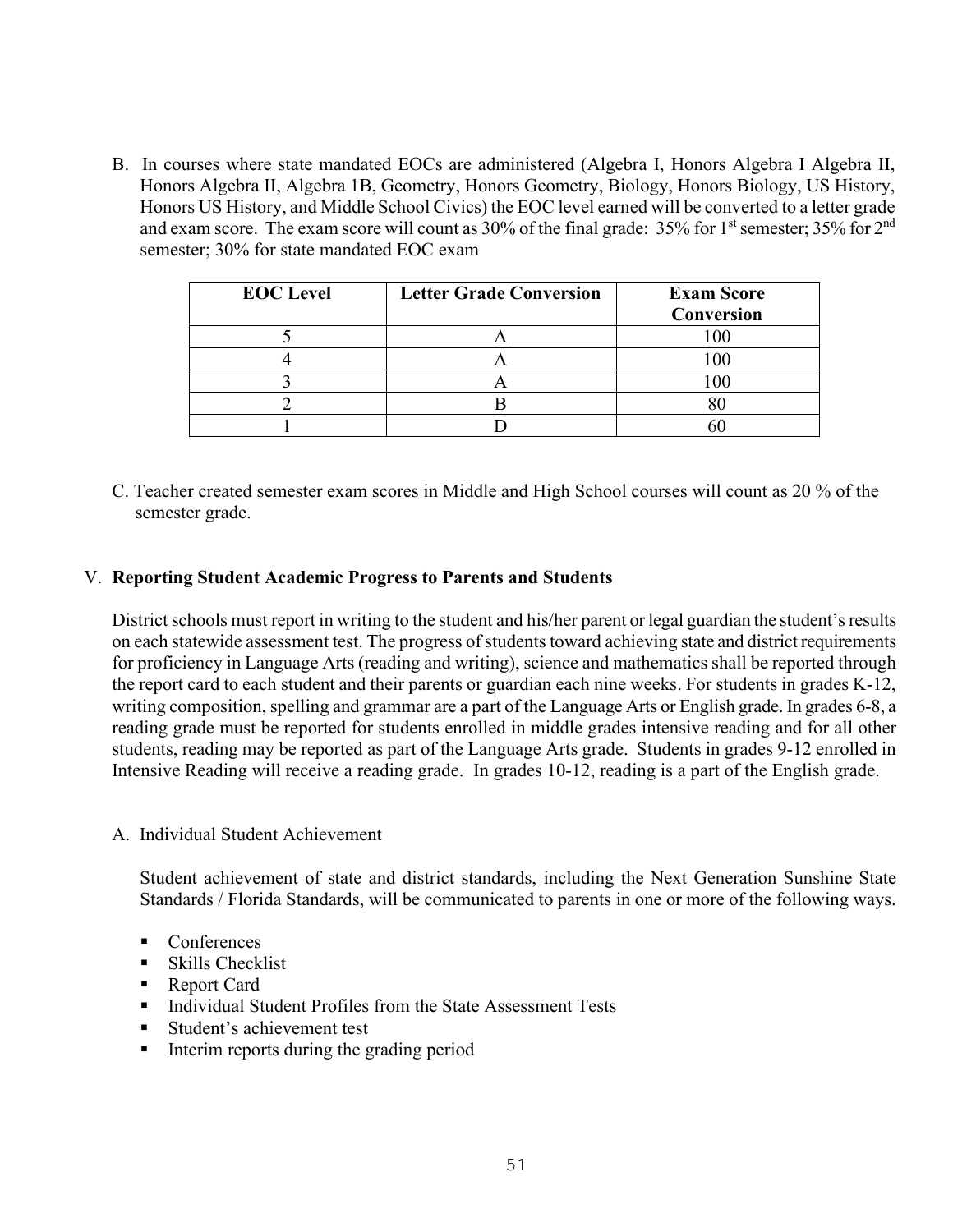B. In courses where state mandated EOCs are administered (Algebra I, Honors Algebra I Algebra II, Honors Algebra II, Algebra 1B, Geometry, Honors Geometry, Biology, Honors Biology, US History, Honors US History, and Middle School Civics) the EOC level earned will be converted to a letter grade and exam score. The exam score will count as 30% of the final grade: 35% for 1st semester; 35% for 2nd semester; 30% for state mandated EOC exam

| EOC Level | Letter Grade Conversion | Exam Score Conversion |
|---|---|---|
| 5 | A | 100 |
| 4 | A | 100 |
| 3 | A | 100 |
| 2 | B | 80 |
| 1 | D | 60 |

C. Teacher created semester exam scores in Middle and High School courses will count as 20 % of the semester grade.

## V. **Reporting Student Academic Progress to Parents and Students**

District schools must report in writing to the student and his/her parent or legal guardian the student's results on each statewide assessment test. The progress of students toward achieving state and district requirements for proficiency in Language Arts (reading and writing), science and mathematics shall be reported through the report card to each student and their parents or guardian each nine weeks. For students in grades K-12, writing composition, spelling and grammar are a part of the Language Arts or English grade. In grades 6-8, a reading grade must be reported for students enrolled in middle grades intensive reading and for all other students, reading may be reported as part of the Language Arts grade. Students in grades 9-12 enrolled in Intensive Reading will receive a reading grade. In grades 10-12, reading is a part of the English grade.

A. Individual Student Achievement

Student achievement of state and district standards, including the Next Generation Sunshine State Standards / Florida Standards, will be communicated to parents in one or more of the following ways.

- Conferences
- Skills Checklist
- Report Card
- Individual Student Profiles from the State Assessment Tests
- Student's achievement test
- Interim reports during the grading period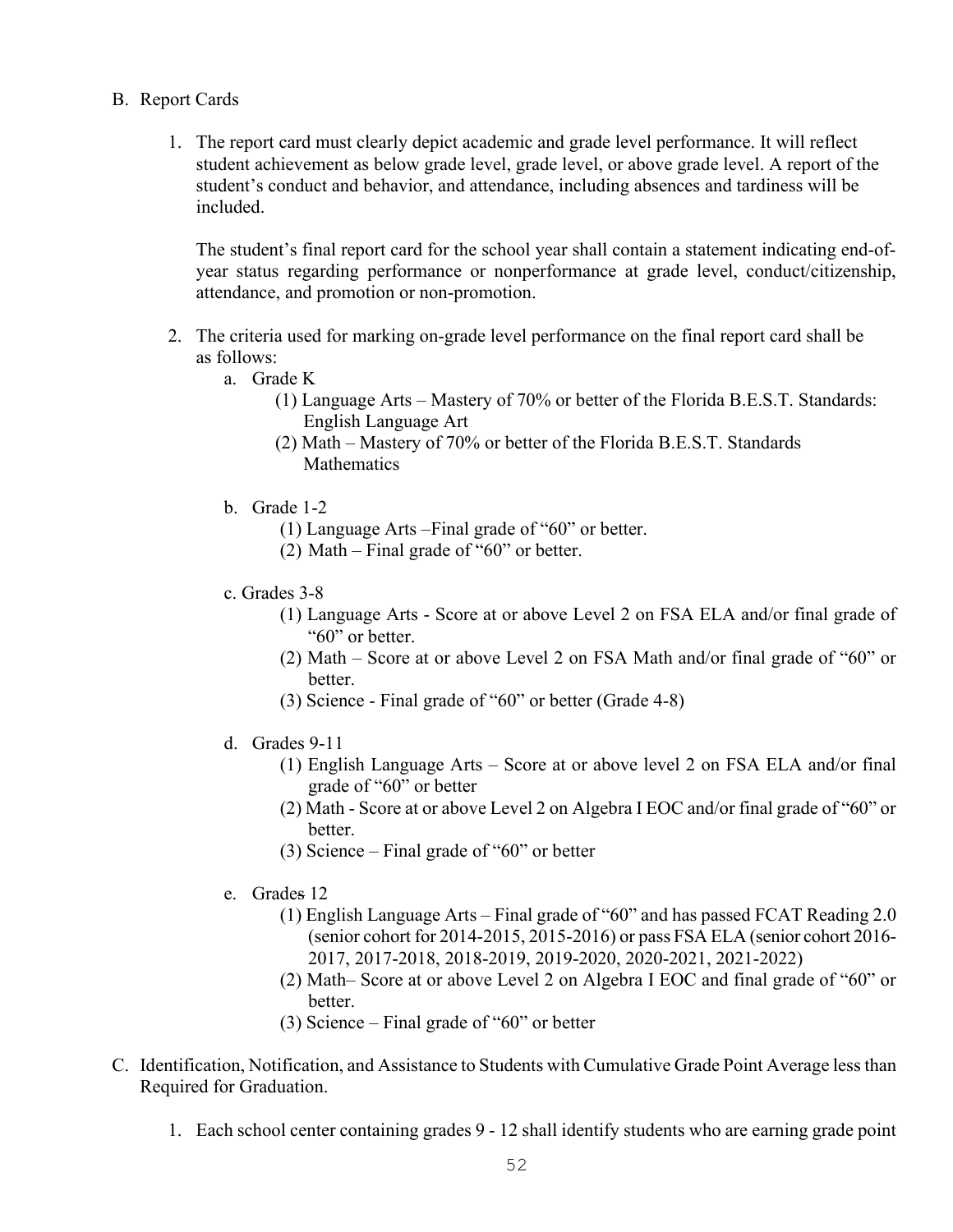B. Report Cards

1. The report card must clearly depict academic and grade level performance. It will reflect student achievement as below grade level, grade level, or above grade level. A report of the student's conduct and behavior, and attendance, including absences and tardiness will be included.

   The student's final report card for the school year shall contain a statement indicating end-of-year status regarding performance or nonperformance at grade level, conduct/citizenship, attendance, and promotion or non-promotion.

2. The criteria used for marking on-grade level performance on the final report card shall be as follows:

   a. Grade K
      (1) Language Arts – Mastery of 70% or better of the Florida B.E.S.T. Standards: English Language Art
      (2) Math – Mastery of 70% or better of the Florida B.E.S.T. Standards Mathematics

   b. Grade 1-2
      (1) Language Arts –Final grade of "60" or better.
      (2) Math – Final grade of "60" or better.

   c. Grades 3-8
      (1) Language Arts - Score at or above Level 2 on FSA ELA and/or final grade of "60" or better.
      (2) Math – Score at or above Level 2 on FSA Math and/or final grade of "60" or better.
      (3) Science - Final grade of "60" or better (Grade 4-8)

   d. Grades 9-11
      (1) English Language Arts – Score at or above level 2 on FSA ELA and/or final grade of "60" or better
      (2) Math - Score at or above Level 2 on Algebra I EOC and/or final grade of "60" or better.
      (3) Science – Final grade of "60" or better

   e. Grades 12
      (1) English Language Arts – Final grade of "60" and has passed FCAT Reading 2.0 (senior cohort for 2014-2015, 2015-2016) or pass FSA ELA (senior cohort 2016-2017, 2017-2018, 2018-2019, 2019-2020, 2020-2021, 2021-2022)
      (2) Math– Score at or above Level 2 on Algebra I EOC and final grade of "60" or better.
      (3) Science – Final grade of "60" or better

C. Identification, Notification, and Assistance to Students with Cumulative Grade Point Average less than Required for Graduation.

1. Each school center containing grades 9 - 12 shall identify students who are earning grade point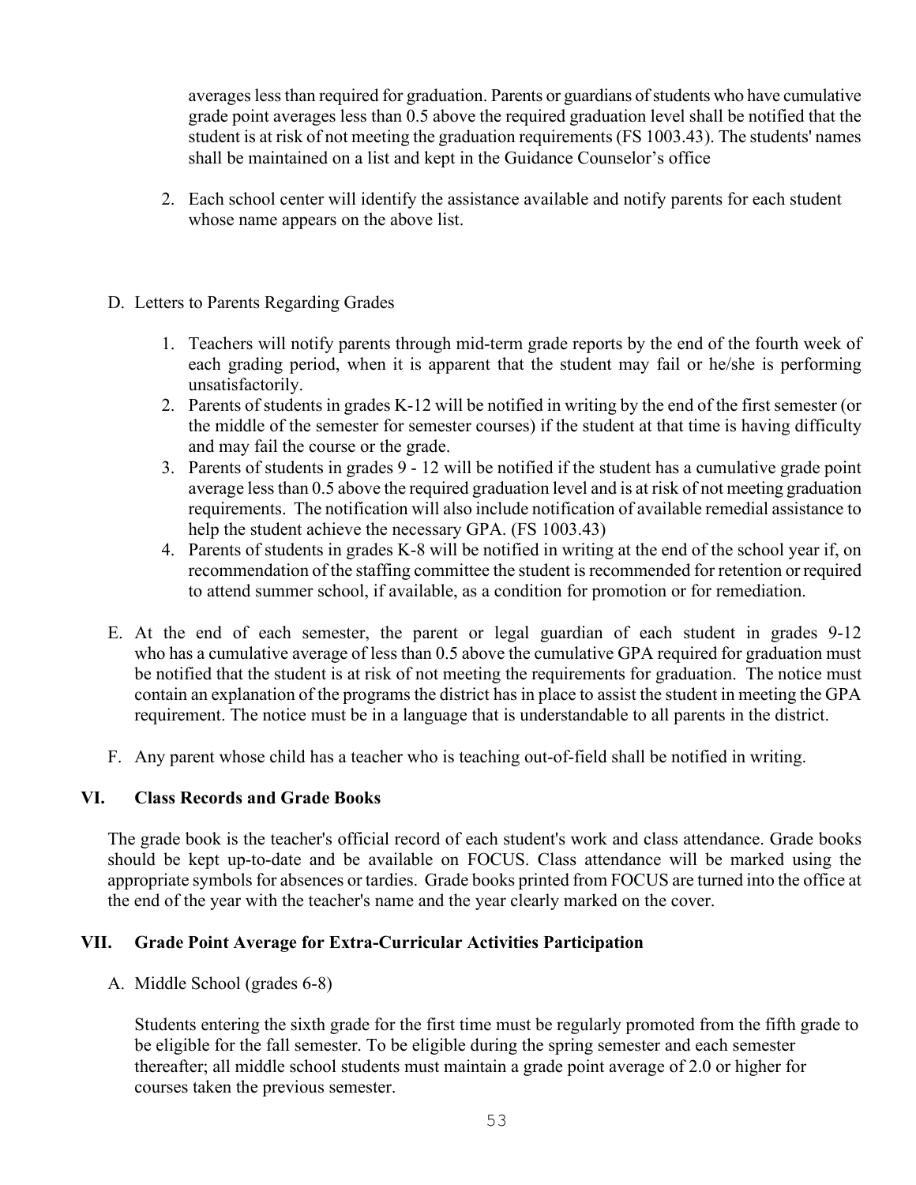averages less than required for graduation. Parents or guardians of students who have cumulative grade point averages less than 0.5 above the required graduation level shall be notified that the student is at risk of not meeting the graduation requirements (FS 1003.43). The students' names shall be maintained on a list and kept in the Guidance Counselor's office

2. Each school center will identify the assistance available and notify parents for each student whose name appears on the above list.

D. Letters to Parents Regarding Grades

   1. Teachers will notify parents through mid-term grade reports by the end of the fourth week of each grading period, when it is apparent that the student may fail or he/she is performing unsatisfactorily.
   2. Parents of students in grades K-12 will be notified in writing by the end of the first semester (or the middle of the semester for semester courses) if the student at that time is having difficulty and may fail the course or the grade.
   3. Parents of students in grades 9 - 12 will be notified if the student has a cumulative grade point average less than 0.5 above the required graduation level and is at risk of not meeting graduation requirements. The notification will also include notification of available remedial assistance to help the student achieve the necessary GPA. (FS 1003.43)
   4. Parents of students in grades K-8 will be notified in writing at the end of the school year if, on recommendation of the staffing committee the student is recommended for retention or required to attend summer school, if available, as a condition for promotion or for remediation.

E. At the end of each semester, the parent or legal guardian of each student in grades 9-12 who has a cumulative average of less than 0.5 above the cumulative GPA required for graduation must be notified that the student is at risk of not meeting the requirements for graduation. The notice must contain an explanation of the programs the district has in place to assist the student in meeting the GPA requirement. The notice must be in a language that is understandable to all parents in the district.

F. Any parent whose child has a teacher who is teaching out-of-field shall be notified in writing.

## VI. Class Records and Grade Books

The grade book is the teacher's official record of each student's work and class attendance. Grade books should be kept up-to-date and be available on FOCUS. Class attendance will be marked using the appropriate symbols for absences or tardies. Grade books printed from FOCUS are turned into the office at the end of the year with the teacher's name and the year clearly marked on the cover.

## VII. Grade Point Average for Extra-Curricular Activities Participation

A. Middle School (grades 6-8)

Students entering the sixth grade for the first time must be regularly promoted from the fifth grade to be eligible for the fall semester. To be eligible during the spring semester and each semester thereafter; all middle school students must maintain a grade point average of 2.0 or higher for courses taken the previous semester.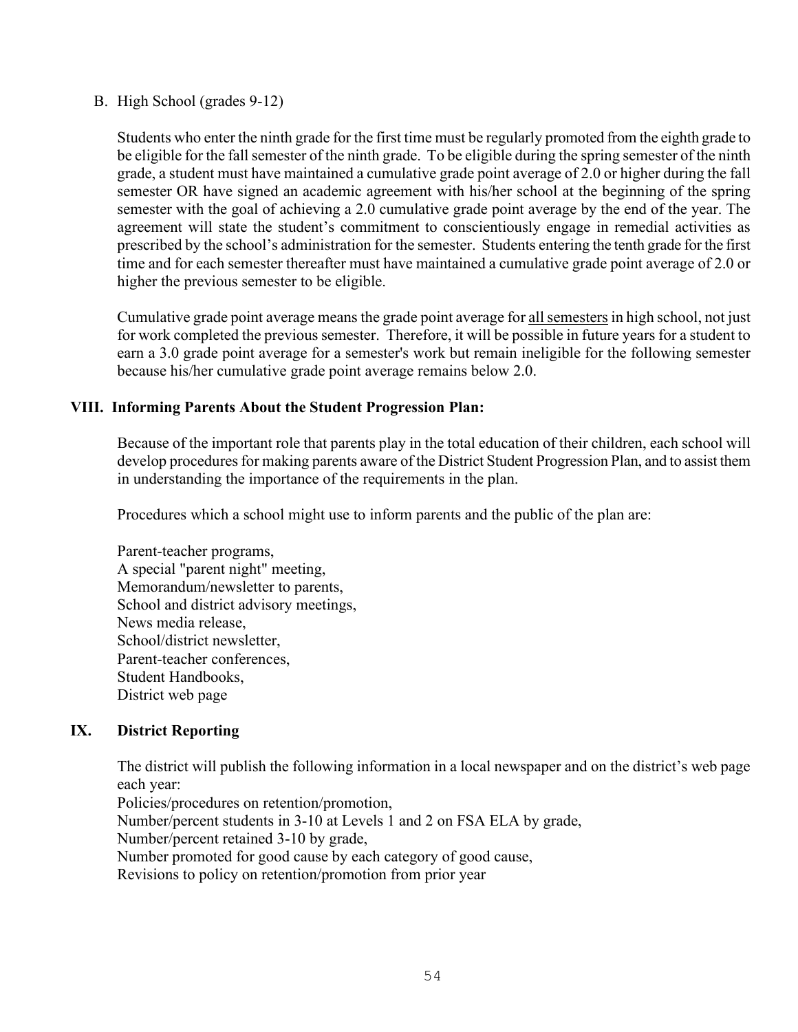B. High School (grades 9-12)

Students who enter the ninth grade for the first time must be regularly promoted from the eighth grade to be eligible for the fall semester of the ninth grade. To be eligible during the spring semester of the ninth grade, a student must have maintained a cumulative grade point average of 2.0 or higher during the fall semester OR have signed an academic agreement with his/her school at the beginning of the spring semester with the goal of achieving a 2.0 cumulative grade point average by the end of the year. The agreement will state the student's commitment to conscientiously engage in remedial activities as prescribed by the school's administration for the semester. Students entering the tenth grade for the first time and for each semester thereafter must have maintained a cumulative grade point average of 2.0 or higher the previous semester to be eligible.

Cumulative grade point average means the grade point average for <u>all semesters</u> in high school, not just for work completed the previous semester. Therefore, it will be possible in future years for a student to earn a 3.0 grade point average for a semester's work but remain ineligible for the following semester because his/her cumulative grade point average remains below 2.0.

## VIII. Informing Parents About the Student Progression Plan:

Because of the important role that parents play in the total education of their children, each school will develop procedures for making parents aware of the District Student Progression Plan, and to assist them in understanding the importance of the requirements in the plan.

Procedures which a school might use to inform parents and the public of the plan are:

Parent-teacher programs,
A special "parent night" meeting,
Memorandum/newsletter to parents,
School and district advisory meetings,
News media release,
School/district newsletter,
Parent-teacher conferences,
Student Handbooks,
District web page

## IX. District Reporting

The district will publish the following information in a local newspaper and on the district's web page each year:
Policies/procedures on retention/promotion,
Number/percent students in 3-10 at Levels 1 and 2 on FSA ELA by grade,
Number/percent retained 3-10 by grade,
Number promoted for good cause by each category of good cause,
Revisions to policy on retention/promotion from prior year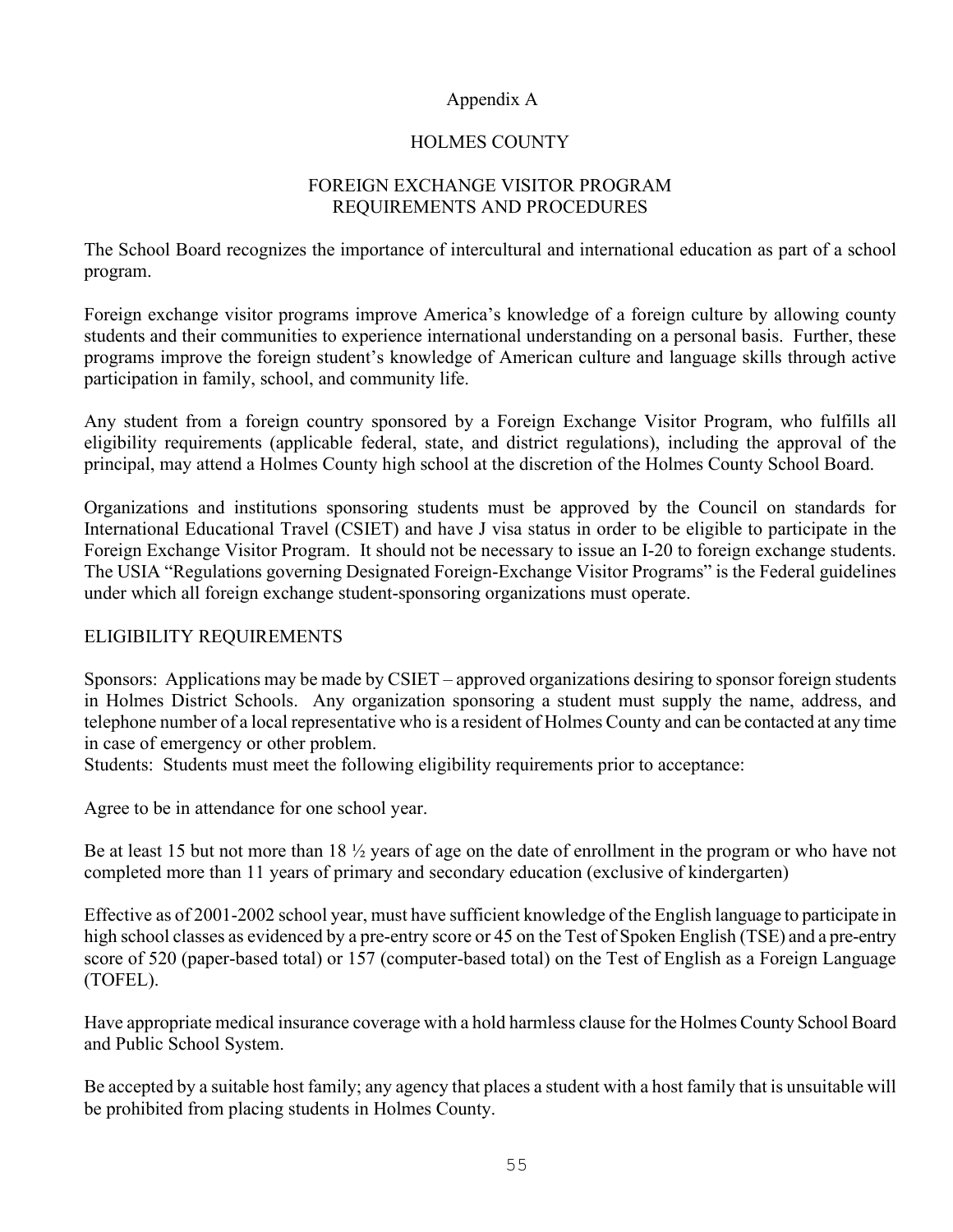# Appendix A

## HOLMES COUNTY

## FOREIGN EXCHANGE VISITOR PROGRAM REQUIREMENTS AND PROCEDURES

The School Board recognizes the importance of intercultural and international education as part of a school program.

Foreign exchange visitor programs improve America's knowledge of a foreign culture by allowing county students and their communities to experience international understanding on a personal basis. Further, these programs improve the foreign student's knowledge of American culture and language skills through active participation in family, school, and community life.

Any student from a foreign country sponsored by a Foreign Exchange Visitor Program, who fulfills all eligibility requirements (applicable federal, state, and district regulations), including the approval of the principal, may attend a Holmes County high school at the discretion of the Holmes County School Board.

Organizations and institutions sponsoring students must be approved by the Council on standards for International Educational Travel (CSIET) and have J visa status in order to be eligible to participate in the Foreign Exchange Visitor Program. It should not be necessary to issue an I-20 to foreign exchange students. The USIA "Regulations governing Designated Foreign-Exchange Visitor Programs" is the Federal guidelines under which all foreign exchange student-sponsoring organizations must operate.

### ELIGIBILITY REQUIREMENTS

Sponsors: Applications may be made by CSIET – approved organizations desiring to sponsor foreign students in Holmes District Schools. Any organization sponsoring a student must supply the name, address, and telephone number of a local representative who is a resident of Holmes County and can be contacted at any time in case of emergency or other problem.

Students: Students must meet the following eligibility requirements prior to acceptance:

Agree to be in attendance for one school year.

Be at least 15 but not more than 18 ½ years of age on the date of enrollment in the program or who have not completed more than 11 years of primary and secondary education (exclusive of kindergarten)

Effective as of 2001-2002 school year, must have sufficient knowledge of the English language to participate in high school classes as evidenced by a pre-entry score or 45 on the Test of Spoken English (TSE) and a pre-entry score of 520 (paper-based total) or 157 (computer-based total) on the Test of English as a Foreign Language (TOFEL).

Have appropriate medical insurance coverage with a hold harmless clause for the Holmes County School Board and Public School System.

Be accepted by a suitable host family; any agency that places a student with a host family that is unsuitable will be prohibited from placing students in Holmes County.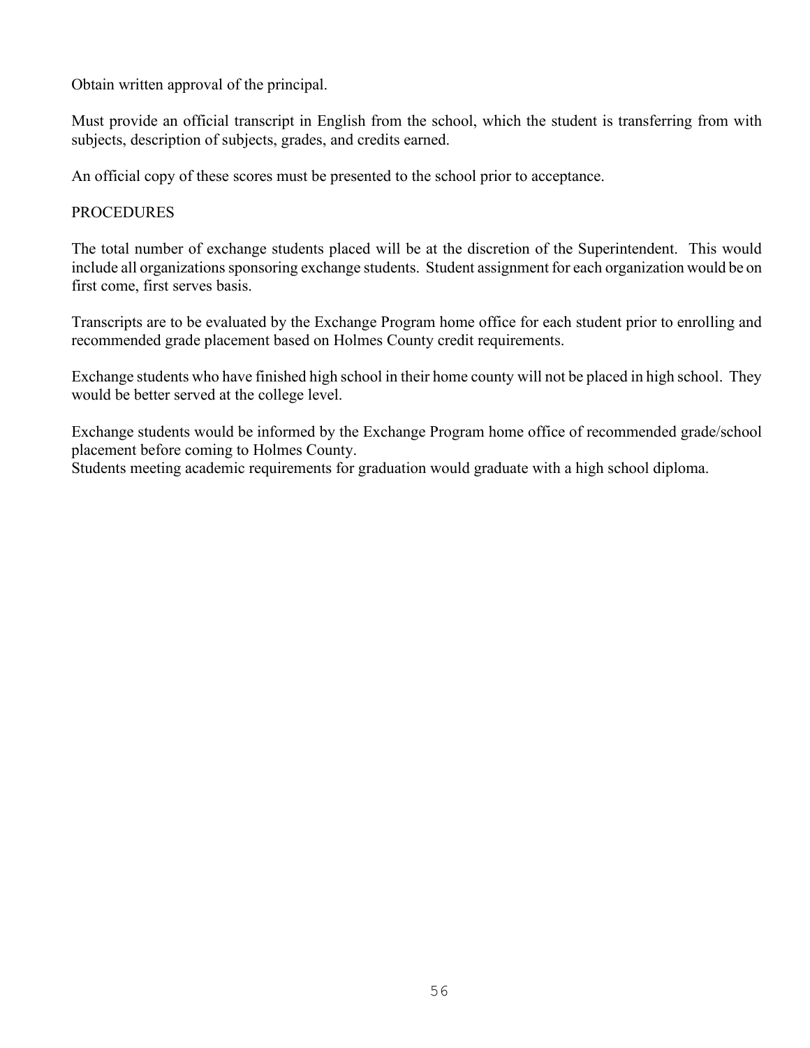Obtain written approval of the principal.

Must provide an official transcript in English from the school, which the student is transferring from with subjects, description of subjects, grades, and credits earned.

An official copy of these scores must be presented to the school prior to acceptance.

PROCEDURES

The total number of exchange students placed will be at the discretion of the Superintendent. This would include all organizations sponsoring exchange students. Student assignment for each organization would be on first come, first serves basis.

Transcripts are to be evaluated by the Exchange Program home office for each student prior to enrolling and recommended grade placement based on Holmes County credit requirements.

Exchange students who have finished high school in their home county will not be placed in high school. They would be better served at the college level.

Exchange students would be informed by the Exchange Program home office of recommended grade/school placement before coming to Holmes County.
Students meeting academic requirements for graduation would graduate with a high school diploma.